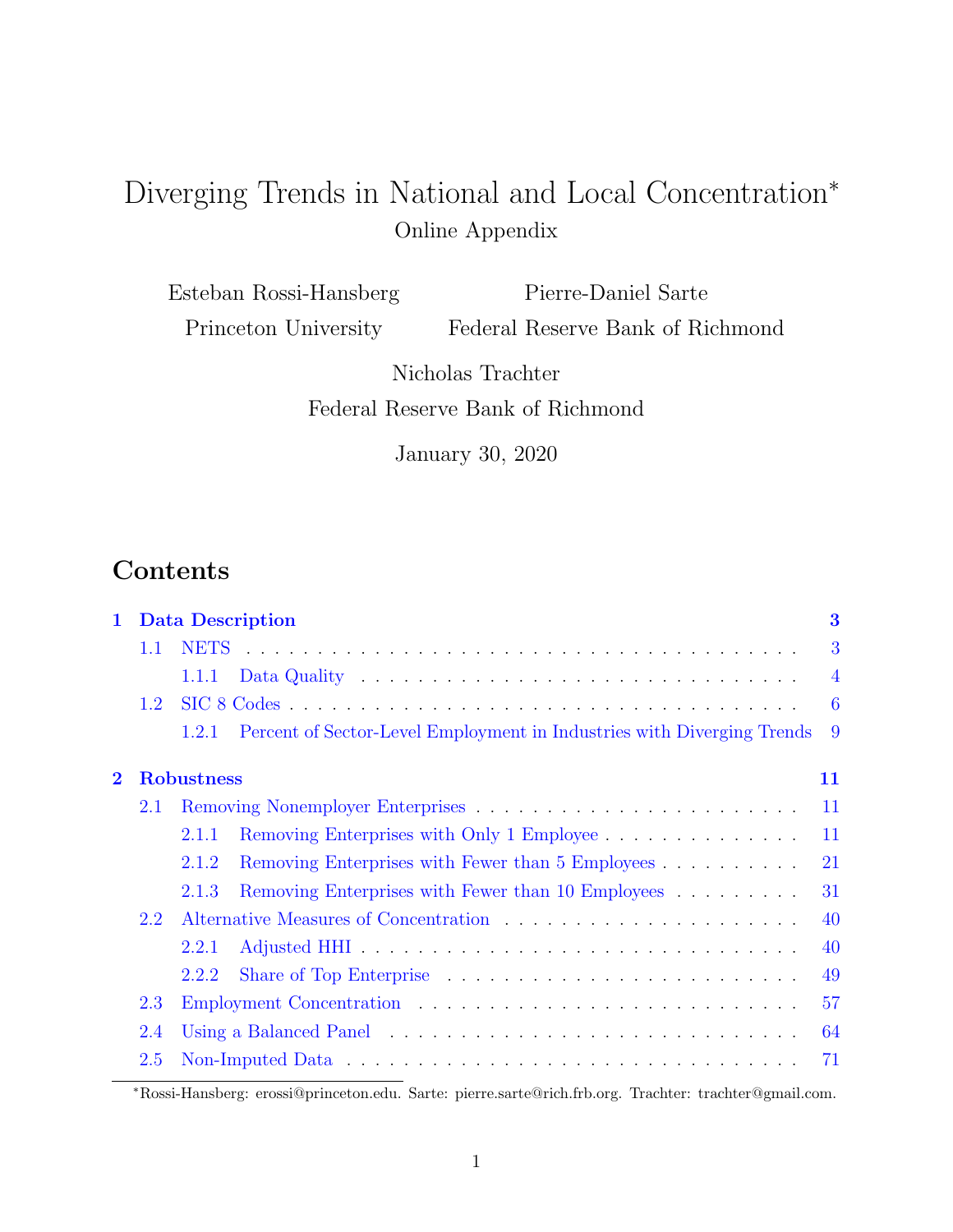# Diverging Trends in National and Local Concentration*

Online Appendix

Esteban Rossi-Hansberg
Princeton University

Pierre-Daniel Sarte
Federal Reserve Bank of Richmond

Nicholas Trachter
Federal Reserve Bank of Richmond

January 30, 2020

## Contents

**1 Data Description** **3**

- 1.1 NETS . . . 3
  - 1.1.1 Data Quality . . . 4
- 1.2 SIC 8 Codes . . . 6
  - 1.2.1 Percent of Sector-Level Employment in Industries with Diverging Trends . . . 9

**2 Robustness** **11**

- 2.1 Removing Nonemployer Enterprises . . . 11
  - 2.1.1 Removing Enterprises with Only 1 Employee . . . 11
  - 2.1.2 Removing Enterprises with Fewer than 5 Employees . . . 21
  - 2.1.3 Removing Enterprises with Fewer than 10 Employees . . . 31
- 2.2 Alternative Measures of Concentration . . . 40
  - 2.2.1 Adjusted HHI . . . 40
  - 2.2.2 Share of Top Enterprise . . . 49
- 2.3 Employment Concentration . . . 57
- 2.4 Using a Balanced Panel . . . 64
- 2.5 Non-Imputed Data . . . 71

*Rossi-Hansberg: erossi@princeton.edu. Sarte: pierre.sarte@rich.frb.org. Trachter: trachter@gmail.com.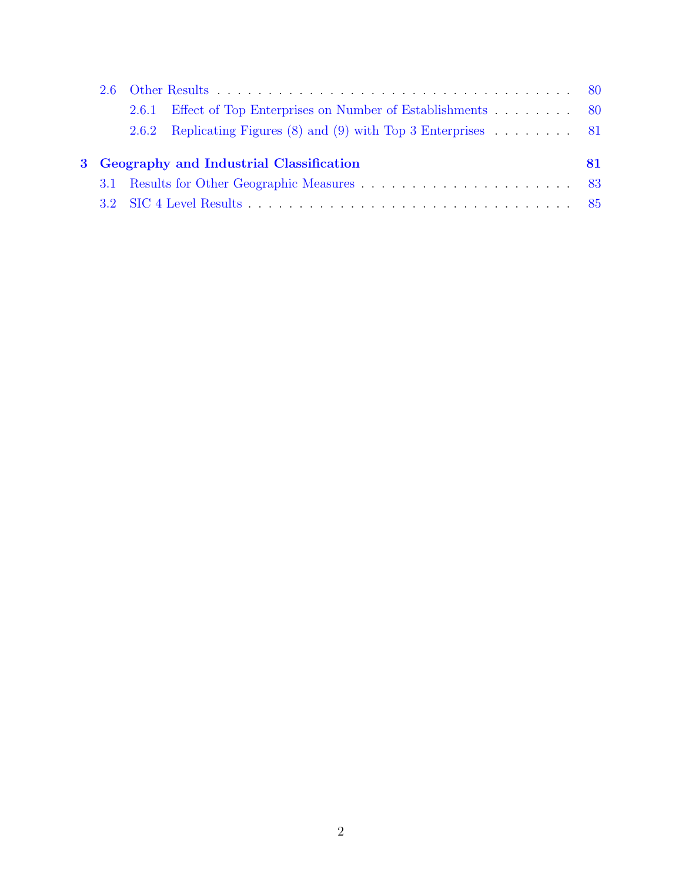2.6 Other Results . . . . . . . . . . . . . . . . . . . . . . . . . . . . . . . . . . . . 80

2.6.1 Effect of Top Enterprises on Number of Establishments . . . . . . . . . 80

2.6.2 Replicating Figures (8) and (9) with Top 3 Enterprises . . . . . . . . . 81

**3 Geography and Industrial Classification 81**

3.1 Results for Other Geographic Measures . . . . . . . . . . . . . . . . . . . . . 83

3.2 SIC 4 Level Results . . . . . . . . . . . . . . . . . . . . . . . . . . . . . . . . 85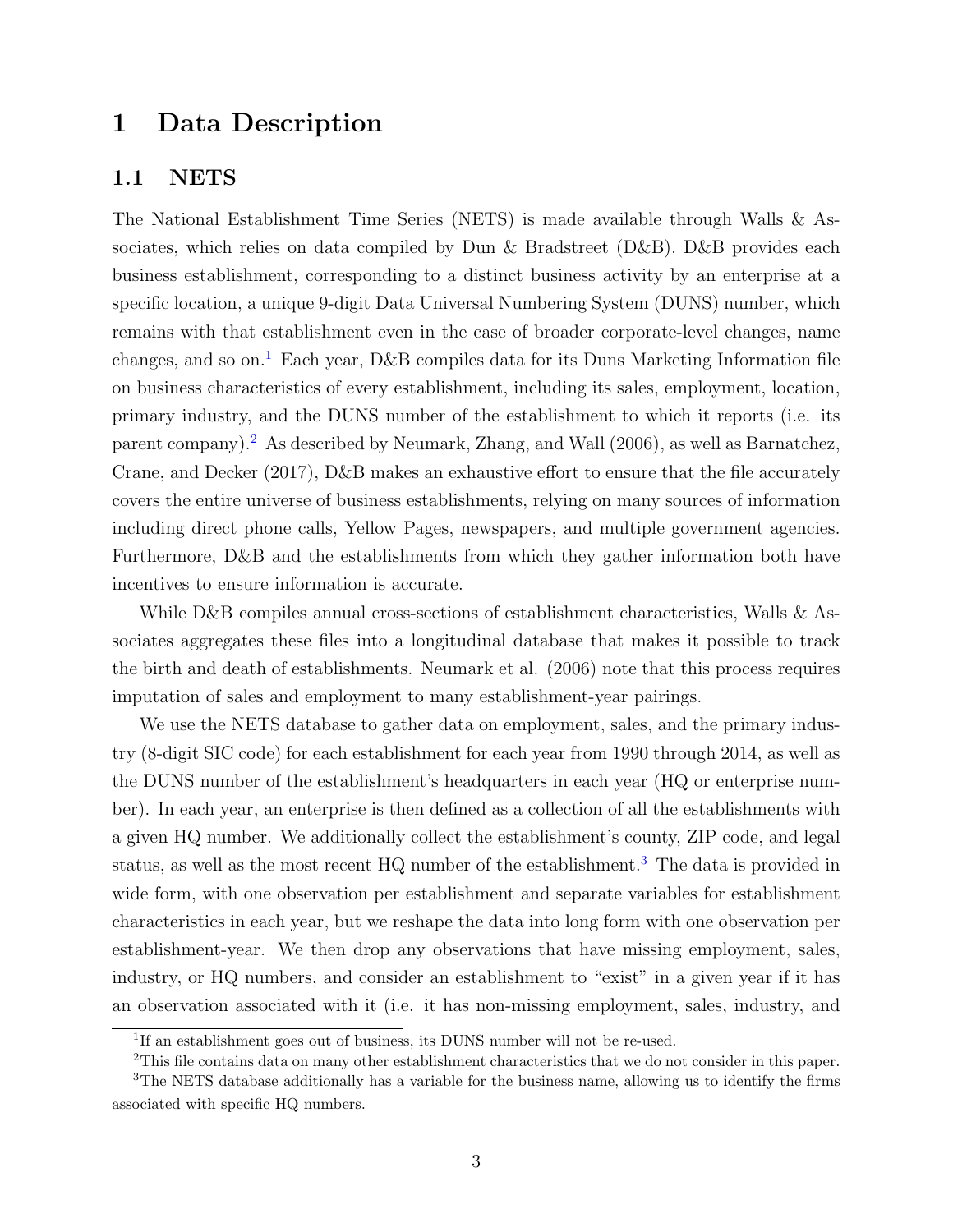# 1 Data Description

## 1.1 NETS

The National Establishment Time Series (NETS) is made available through Walls & Associates, which relies on data compiled by Dun & Bradstreet (D&B). D&B provides each business establishment, corresponding to a distinct business activity by an enterprise at a specific location, a unique 9-digit Data Universal Numbering System (DUNS) number, which remains with that establishment even in the case of broader corporate-level changes, name changes, and so on.[1] Each year, D&B compiles data for its Duns Marketing Information file on business characteristics of every establishment, including its sales, employment, location, primary industry, and the DUNS number of the establishment to which it reports (i.e. its parent company).[2] As described by Neumark, Zhang, and Wall (2006), as well as Barnatchez, Crane, and Decker (2017), D&B makes an exhaustive effort to ensure that the file accurately covers the entire universe of business establishments, relying on many sources of information including direct phone calls, Yellow Pages, newspapers, and multiple government agencies. Furthermore, D&B and the establishments from which they gather information both have incentives to ensure information is accurate.

While D&B compiles annual cross-sections of establishment characteristics, Walls & Associates aggregates these files into a longitudinal database that makes it possible to track the birth and death of establishments. Neumark et al. (2006) note that this process requires imputation of sales and employment to many establishment-year pairings.

We use the NETS database to gather data on employment, sales, and the primary industry (8-digit SIC code) for each establishment for each year from 1990 through 2014, as well as the DUNS number of the establishment's headquarters in each year (HQ or enterprise number). In each year, an enterprise is then defined as a collection of all the establishments with a given HQ number. We additionally collect the establishment's county, ZIP code, and legal status, as well as the most recent HQ number of the establishment.[3] The data is provided in wide form, with one observation per establishment and separate variables for establishment characteristics in each year, but we reshape the data into long form with one observation per establishment-year. We then drop any observations that have missing employment, sales, industry, or HQ numbers, and consider an establishment to "exist" in a given year if it has an observation associated with it (i.e. it has non-missing employment, sales, industry, and

[1] If an establishment goes out of business, its DUNS number will not be re-used.

[2] This file contains data on many other establishment characteristics that we do not consider in this paper.

[3] The NETS database additionally has a variable for the business name, allowing us to identify the firms associated with specific HQ numbers.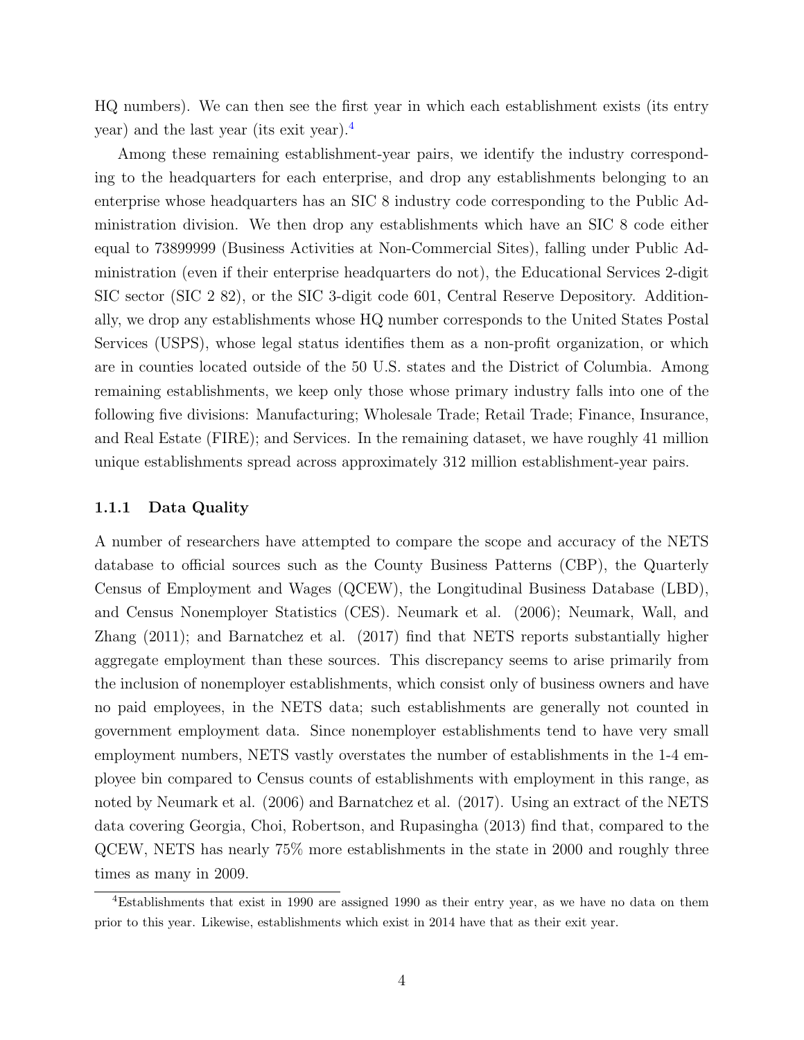HQ numbers). We can then see the first year in which each establishment exists (its entry year) and the last year (its exit year).[4]

Among these remaining establishment-year pairs, we identify the industry corresponding to the headquarters for each enterprise, and drop any establishments belonging to an enterprise whose headquarters has an SIC 8 industry code corresponding to the Public Administration division. We then drop any establishments which have an SIC 8 code either equal to 73899999 (Business Activities at Non-Commercial Sites), falling under Public Administration (even if their enterprise headquarters do not), the Educational Services 2-digit SIC sector (SIC 2 82), or the SIC 3-digit code 601, Central Reserve Depository. Additionally, we drop any establishments whose HQ number corresponds to the United States Postal Services (USPS), whose legal status identifies them as a non-profit organization, or which are in counties located outside of the 50 U.S. states and the District of Columbia. Among remaining establishments, we keep only those whose primary industry falls into one of the following five divisions: Manufacturing; Wholesale Trade; Retail Trade; Finance, Insurance, and Real Estate (FIRE); and Services. In the remaining dataset, we have roughly 41 million unique establishments spread across approximately 312 million establishment-year pairs.

### 1.1.1 Data Quality

A number of researchers have attempted to compare the scope and accuracy of the NETS database to official sources such as the County Business Patterns (CBP), the Quarterly Census of Employment and Wages (QCEW), the Longitudinal Business Database (LBD), and Census Nonemployer Statistics (CES). Neumark et al. (2006); Neumark, Wall, and Zhang (2011); and Barnatchez et al. (2017) find that NETS reports substantially higher aggregate employment than these sources. This discrepancy seems to arise primarily from the inclusion of nonemployer establishments, which consist only of business owners and have no paid employees, in the NETS data; such establishments are generally not counted in government employment data. Since nonemployer establishments tend to have very small employment numbers, NETS vastly overstates the number of establishments in the 1-4 employee bin compared to Census counts of establishments with employment in this range, as noted by Neumark et al. (2006) and Barnatchez et al. (2017). Using an extract of the NETS data covering Georgia, Choi, Robertson, and Rupasingha (2013) find that, compared to the QCEW, NETS has nearly 75% more establishments in the state in 2000 and roughly three times as many in 2009.

[4]Establishments that exist in 1990 are assigned 1990 as their entry year, as we have no data on them prior to this year. Likewise, establishments which exist in 2014 have that as their exit year.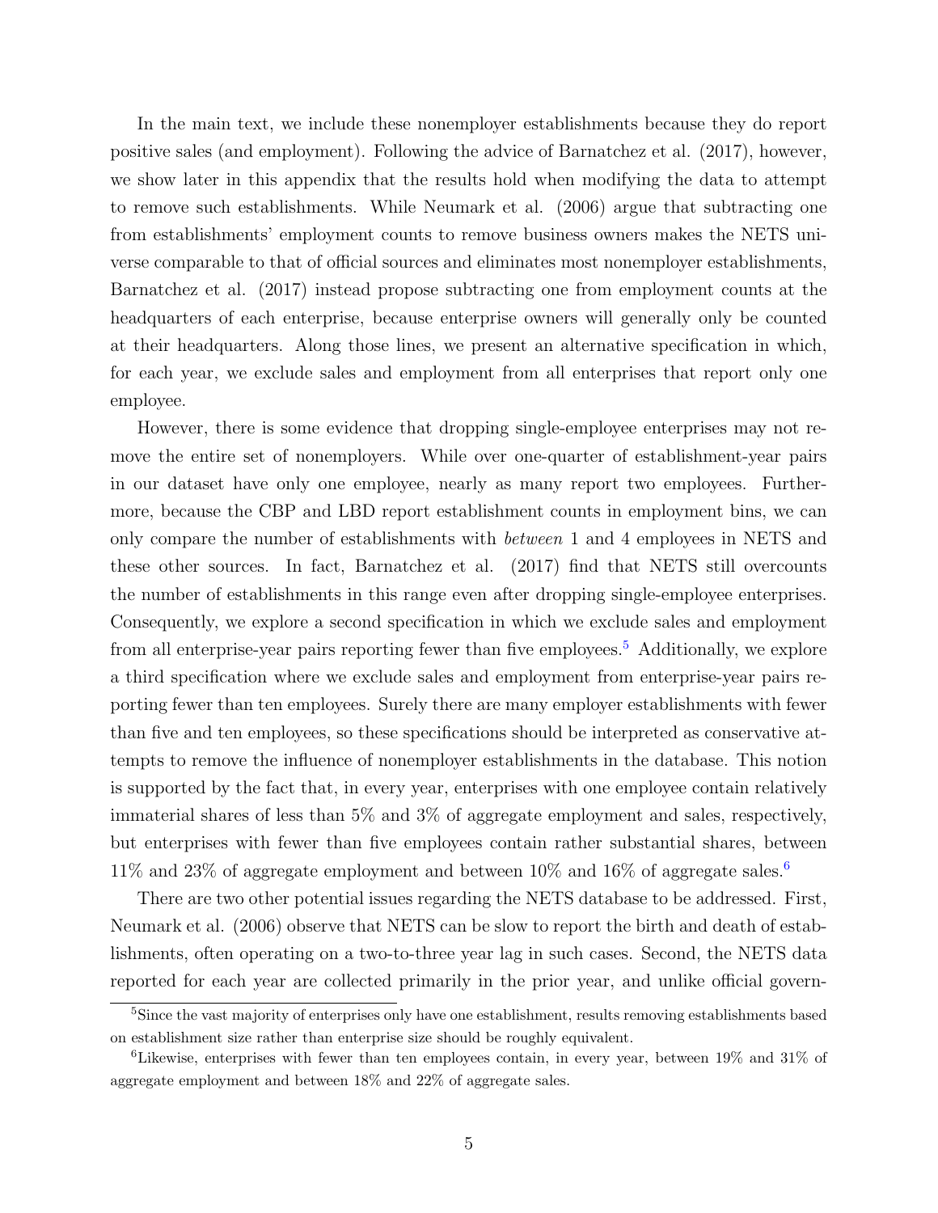In the main text, we include these nonemployer establishments because they do report positive sales (and employment). Following the advice of Barnatchez et al. (2017), however, we show later in this appendix that the results hold when modifying the data to attempt to remove such establishments. While Neumark et al. (2006) argue that subtracting one from establishments' employment counts to remove business owners makes the NETS universe comparable to that of official sources and eliminates most nonemployer establishments, Barnatchez et al. (2017) instead propose subtracting one from employment counts at the headquarters of each enterprise, because enterprise owners will generally only be counted at their headquarters. Along those lines, we present an alternative specification in which, for each year, we exclude sales and employment from all enterprises that report only one employee.

However, there is some evidence that dropping single-employee enterprises may not remove the entire set of nonemployers. While over one-quarter of establishment-year pairs in our dataset have only one employee, nearly as many report two employees. Furthermore, because the CBP and LBD report establishment counts in employment bins, we can only compare the number of establishments with *between* 1 and 4 employees in NETS and these other sources. In fact, Barnatchez et al. (2017) find that NETS still overcounts the number of establishments in this range even after dropping single-employee enterprises. Consequently, we explore a second specification in which we exclude sales and employment from all enterprise-year pairs reporting fewer than five employees.[5] Additionally, we explore a third specification where we exclude sales and employment from enterprise-year pairs reporting fewer than ten employees. Surely there are many employer establishments with fewer than five and ten employees, so these specifications should be interpreted as conservative attempts to remove the influence of nonemployer establishments in the database. This notion is supported by the fact that, in every year, enterprises with one employee contain relatively immaterial shares of less than 5% and 3% of aggregate employment and sales, respectively, but enterprises with fewer than five employees contain rather substantial shares, between 11% and 23% of aggregate employment and between 10% and 16% of aggregate sales.[6]

There are two other potential issues regarding the NETS database to be addressed. First, Neumark et al. (2006) observe that NETS can be slow to report the birth and death of establishments, often operating on a two-to-three year lag in such cases. Second, the NETS data reported for each year are collected primarily in the prior year, and unlike official govern-

[5] Since the vast majority of enterprises only have one establishment, results removing establishments based on establishment size rather than enterprise size should be roughly equivalent.

[6] Likewise, enterprises with fewer than ten employees contain, in every year, between 19% and 31% of aggregate employment and between 18% and 22% of aggregate sales.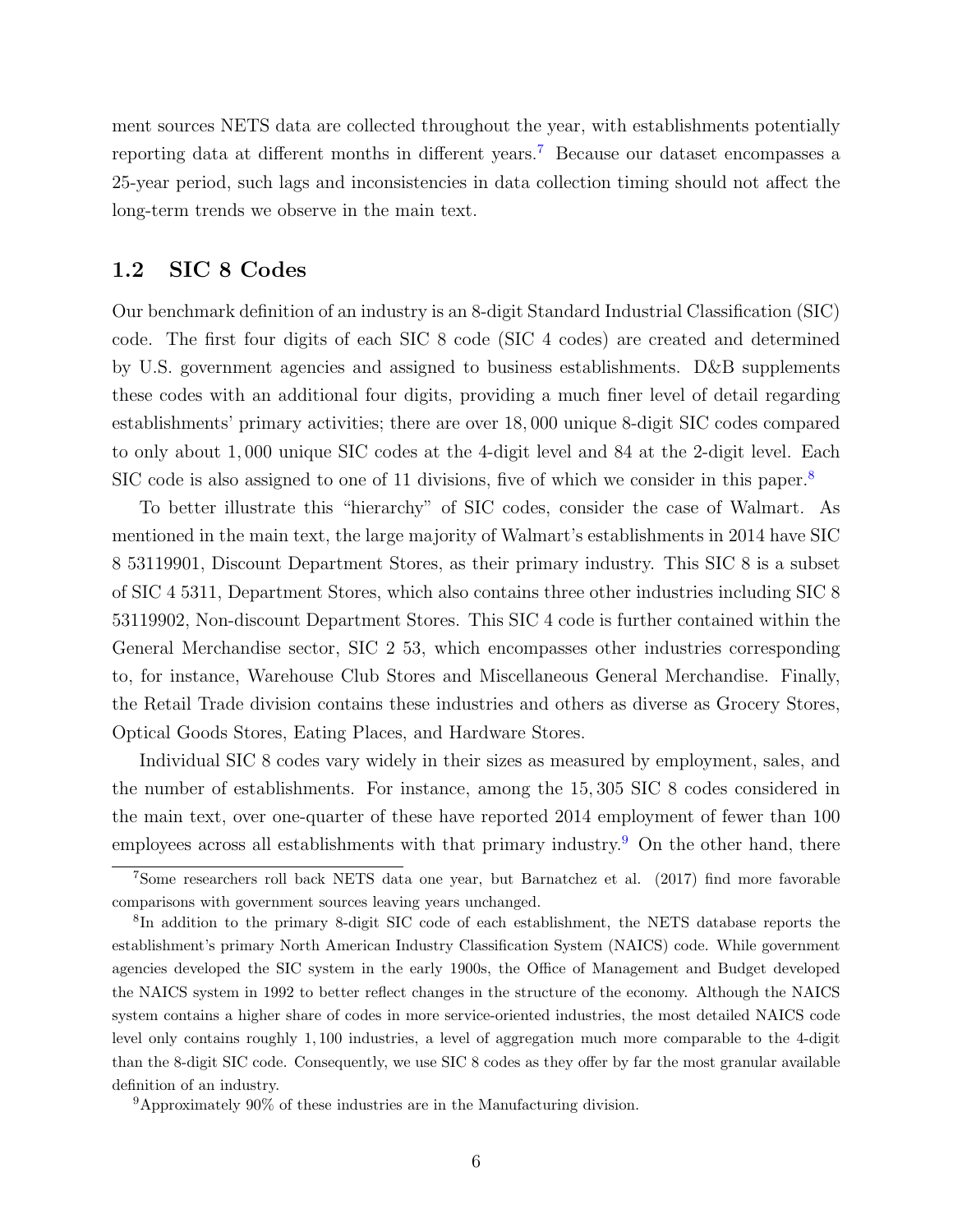ment sources NETS data are collected throughout the year, with establishments potentially reporting data at different months in different years.[7] Because our dataset encompasses a 25-year period, such lags and inconsistencies in data collection timing should not affect the long-term trends we observe in the main text.

## 1.2 SIC 8 Codes

Our benchmark definition of an industry is an 8-digit Standard Industrial Classification (SIC) code. The first four digits of each SIC 8 code (SIC 4 codes) are created and determined by U.S. government agencies and assigned to business establishments. D&B supplements these codes with an additional four digits, providing a much finer level of detail regarding establishments' primary activities; there are over 18,000 unique 8-digit SIC codes compared to only about 1,000 unique SIC codes at the 4-digit level and 84 at the 2-digit level. Each SIC code is also assigned to one of 11 divisions, five of which we consider in this paper.[8]

To better illustrate this "hierarchy" of SIC codes, consider the case of Walmart. As mentioned in the main text, the large majority of Walmart's establishments in 2014 have SIC 8 53119901, Discount Department Stores, as their primary industry. This SIC 8 is a subset of SIC 4 5311, Department Stores, which also contains three other industries including SIC 8 53119902, Non-discount Department Stores. This SIC 4 code is further contained within the General Merchandise sector, SIC 2 53, which encompasses other industries corresponding to, for instance, Warehouse Club Stores and Miscellaneous General Merchandise. Finally, the Retail Trade division contains these industries and others as diverse as Grocery Stores, Optical Goods Stores, Eating Places, and Hardware Stores.

Individual SIC 8 codes vary widely in their sizes as measured by employment, sales, and the number of establishments. For instance, among the 15,305 SIC 8 codes considered in the main text, over one-quarter of these have reported 2014 employment of fewer than 100 employees across all establishments with that primary industry.[9] On the other hand, there

---

[7] Some researchers roll back NETS data one year, but Barnatchez et al. (2017) find more favorable comparisons with government sources leaving years unchanged.

[8] In addition to the primary 8-digit SIC code of each establishment, the NETS database reports the establishment's primary North American Industry Classification System (NAICS) code. While government agencies developed the SIC system in the early 1900s, the Office of Management and Budget developed the NAICS system in 1992 to better reflect changes in the structure of the economy. Although the NAICS system contains a higher share of codes in more service-oriented industries, the most detailed NAICS code level only contains roughly 1,100 industries, a level of aggregation much more comparable to the 4-digit than the 8-digit SIC code. Consequently, we use SIC 8 codes as they offer by far the most granular available definition of an industry.

[9] Approximately 90% of these industries are in the Manufacturing division.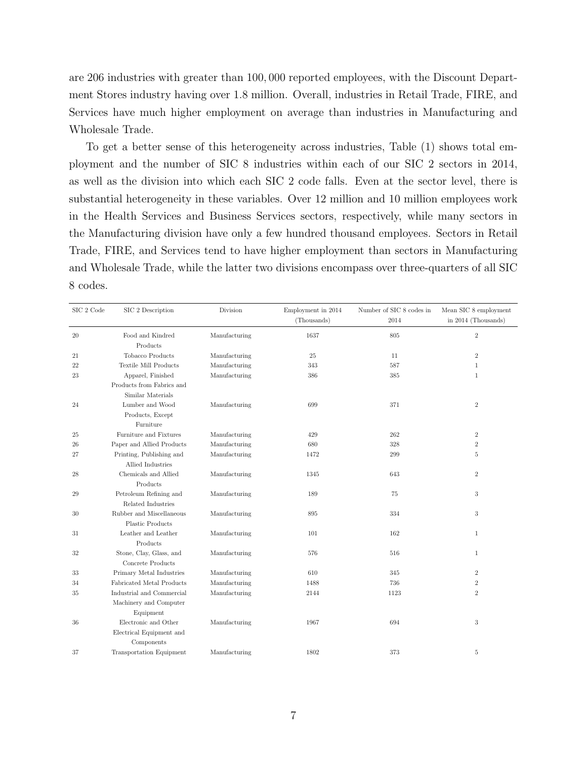are 206 industries with greater than 100, 000 reported employees, with the Discount Department Stores industry having over 1.8 million. Overall, industries in Retail Trade, FIRE, and Services have much higher employment on average than industries in Manufacturing and Wholesale Trade.

To get a better sense of this heterogeneity across industries, Table (1) shows total employment and the number of SIC 8 industries within each of our SIC 2 sectors in 2014, as well as the division into which each SIC 2 code falls. Even at the sector level, there is substantial heterogeneity in these variables. Over 12 million and 10 million employees work in the Health Services and Business Services sectors, respectively, while many sectors in the Manufacturing division have only a few hundred thousand employees. Sectors in Retail Trade, FIRE, and Services tend to have higher employment than sectors in Manufacturing and Wholesale Trade, while the latter two divisions encompass over three-quarters of all SIC 8 codes.

| SIC 2 Code | SIC 2 Description | Division | Employment in 2014 (Thousands) | Number of SIC 8 codes in 2014 | Mean SIC 8 employment in 2014 (Thousands) |
|---|---|---|---|---|---|
| 20 | Food and Kindred Products | Manufacturing | 1637 | 805 | 2 |
| 21 | Tobacco Products | Manufacturing | 25 | 11 | 2 |
| 22 | Textile Mill Products | Manufacturing | 343 | 587 | 1 |
| 23 | Apparel, Finished Products from Fabrics and Similar Materials | Manufacturing | 386 | 385 | 1 |
| 24 | Lumber and Wood Products, Except Furniture | Manufacturing | 699 | 371 | 2 |
| 25 | Furniture and Fixtures | Manufacturing | 429 | 262 | 2 |
| 26 | Paper and Allied Products | Manufacturing | 680 | 328 | 2 |
| 27 | Printing, Publishing and Allied Industries | Manufacturing | 1472 | 299 | 5 |
| 28 | Chemicals and Allied Products | Manufacturing | 1345 | 643 | 2 |
| 29 | Petroleum Refining and Related Industries | Manufacturing | 189 | 75 | 3 |
| 30 | Rubber and Miscellaneous Plastic Products | Manufacturing | 895 | 334 | 3 |
| 31 | Leather and Leather Products | Manufacturing | 101 | 162 | 1 |
| 32 | Stone, Clay, Glass, and Concrete Products | Manufacturing | 576 | 516 | 1 |
| 33 | Primary Metal Industries | Manufacturing | 610 | 345 | 2 |
| 34 | Fabricated Metal Products | Manufacturing | 1488 | 736 | 2 |
| 35 | Industrial and Commercial Machinery and Computer Equipment | Manufacturing | 2144 | 1123 | 2 |
| 36 | Electronic and Other Electrical Equipment and Components | Manufacturing | 1967 | 694 | 3 |
| 37 | Transportation Equipment | Manufacturing | 1802 | 373 | 5 |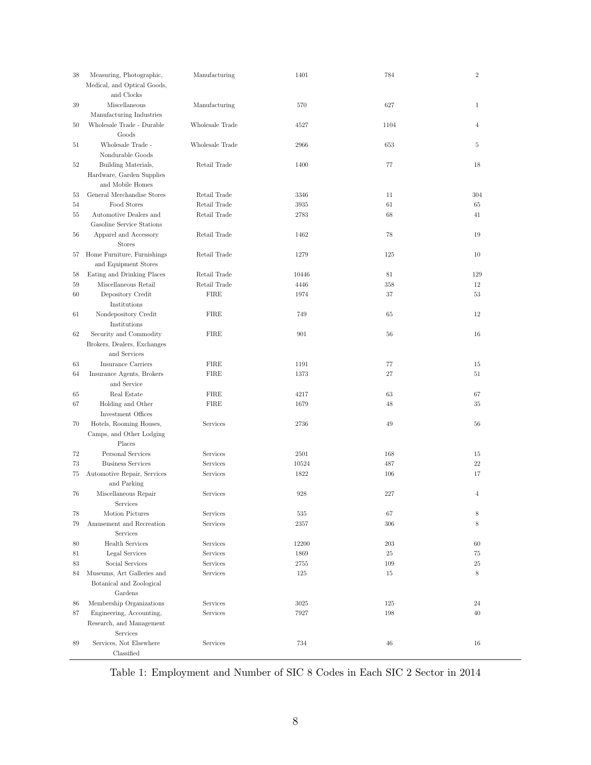| | | | | | |
|---|---|---|---|---|---|
| 38 | Measuring, Photographic, Medical, and Optical Goods, and Clocks | Manufacturing | 1401 | 784 | 2 |
| 39 | Miscellaneous Manufacturing Industries | Manufacturing | 570 | 627 | 1 |
| 50 | Wholesale Trade - Durable Goods | Wholesale Trade | 4527 | 1104 | 4 |
| 51 | Wholesale Trade - Nondurable Goods | Wholesale Trade | 2966 | 653 | 5 |
| 52 | Building Materials, Hardware, Garden Supplies and Mobile Homes | Retail Trade | 1400 | 77 | 18 |
| 53 | General Merchandise Stores | Retail Trade | 3346 | 11 | 304 |
| 54 | Food Stores | Retail Trade | 3935 | 61 | 65 |
| 55 | Automotive Dealers and Gasoline Service Stations | Retail Trade | 2783 | 68 | 41 |
| 56 | Apparel and Accessory Stores | Retail Trade | 1462 | 78 | 19 |
| 57 | Home Furniture, Furnishings and Equipment Stores | Retail Trade | 1279 | 125 | 10 |
| 58 | Eating and Drinking Places | Retail Trade | 10446 | 81 | 129 |
| 59 | Miscellaneous Retail | Retail Trade | 4446 | 358 | 12 |
| 60 | Depository Credit Institutions | FIRE | 1974 | 37 | 53 |
| 61 | Nondepository Credit Institutions | FIRE | 749 | 65 | 12 |
| 62 | Security and Commodity Brokers, Dealers, Exchanges and Services | FIRE | 901 | 56 | 16 |
| 63 | Insurance Carriers | FIRE | 1191 | 77 | 15 |
| 64 | Insurance Agents, Brokers and Service | FIRE | 1373 | 27 | 51 |
| 65 | Real Estate | FIRE | 4217 | 63 | 67 |
| 67 | Holding and Other Investment Offices | FIRE | 1679 | 48 | 35 |
| 70 | Hotels, Rooming Houses, Camps, and Other Lodging Places | Services | 2736 | 49 | 56 |
| 72 | Personal Services | Services | 2501 | 168 | 15 |
| 73 | Business Services | Services | 10524 | 487 | 22 |
| 75 | Automotive Repair, Services and Parking | Services | 1822 | 106 | 17 |
| 76 | Miscellaneous Repair Services | Services | 928 | 227 | 4 |
| 78 | Motion Pictures | Services | 535 | 67 | 8 |
| 79 | Amusement and Recreation Services | Services | 2357 | 306 | 8 |
| 80 | Health Services | Services | 12200 | 203 | 60 |
| 81 | Legal Services | Services | 1869 | 25 | 75 |
| 83 | Social Services | Services | 2755 | 109 | 25 |
| 84 | Museums, Art Galleries and Botanical and Zoological Gardens | Services | 125 | 15 | 8 |
| 86 | Membership Organizations | Services | 3025 | 125 | 24 |
| 87 | Engineering, Accounting, Research, and Management Services | Services | 7927 | 198 | 40 |
| 89 | Services, Not Elsewhere Classified | Services | 734 | 46 | 16 |

Table 1: Employment and Number of SIC 8 Codes in Each SIC 2 Sector in 2014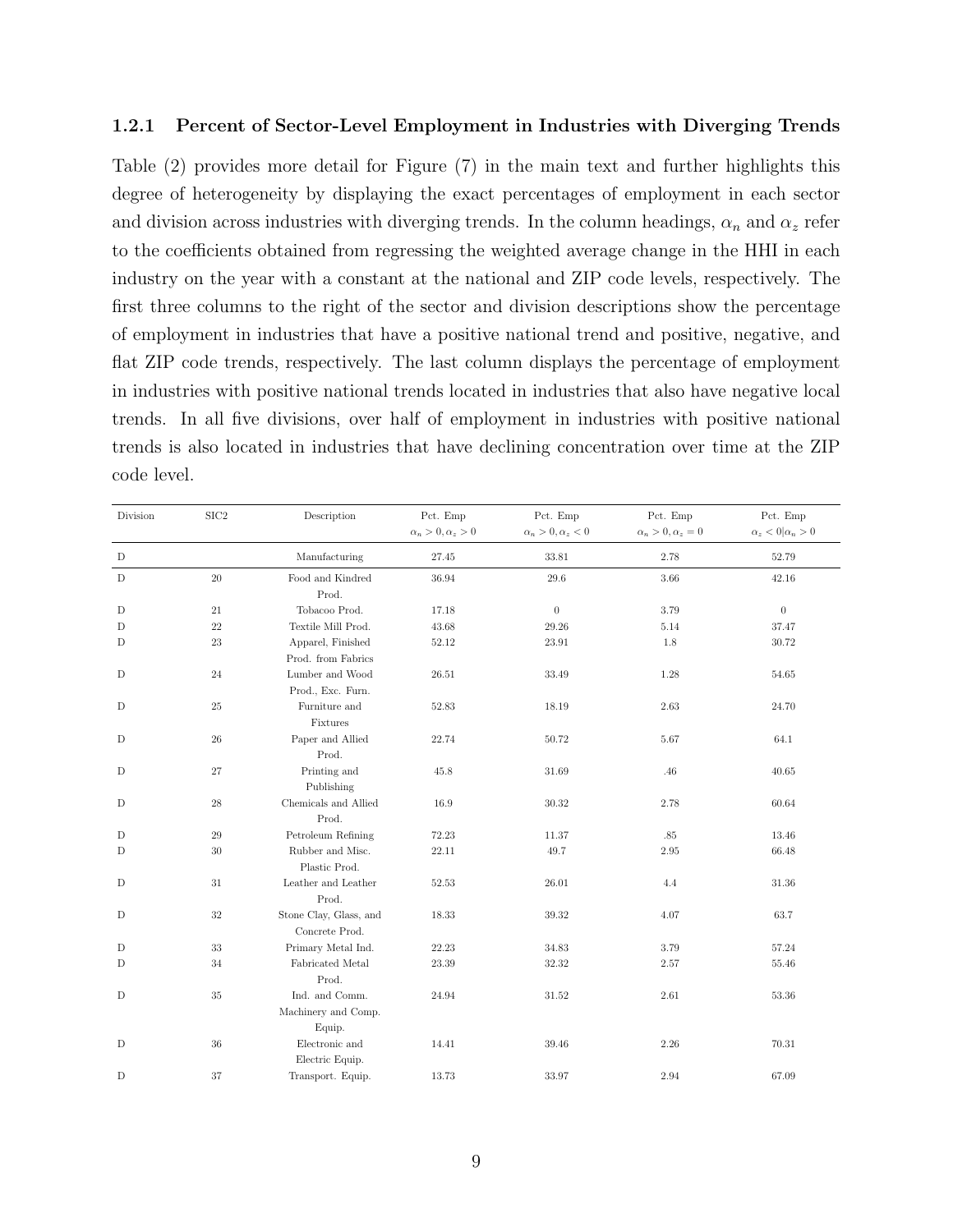### 1.2.1 Percent of Sector-Level Employment in Industries with Diverging Trends

Table (2) provides more detail for Figure (7) in the main text and further highlights this degree of heterogeneity by displaying the exact percentages of employment in each sector and division across industries with diverging trends. In the column headings, $\alpha_n$ and $\alpha_z$ refer to the coefficients obtained from regressing the weighted average change in the HHI in each industry on the year with a constant at the national and ZIP code levels, respectively. The first three columns to the right of the sector and division descriptions show the percentage of employment in industries that have a positive national trend and positive, negative, and flat ZIP code trends, respectively. The last column displays the percentage of employment in industries with positive national trends located in industries that also have negative local trends. In all five divisions, over half of employment in industries with positive national trends is also located in industries that have declining concentration over time at the ZIP code level.

| Division | SIC2 | Description | Pct. Emp $\alpha_n > 0, \alpha_z > 0$ | Pct. Emp $\alpha_n > 0, \alpha_z < 0$ | Pct. Emp $\alpha_n > 0, \alpha_z = 0$ | Pct. Emp $\alpha_z < 0 \vert \alpha_n > 0$ |
|---|---|---|---|---|---|---|
| D | | Manufacturing | 27.45 | 33.81 | 2.78 | 52.79 |
| D | 20 | Food and Kindred Prod. | 36.94 | 29.6 | 3.66 | 42.16 |
| D | 21 | Tobacoo Prod. | 17.18 | 0 | 3.79 | 0 |
| D | 22 | Textile Mill Prod. | 43.68 | 29.26 | 5.14 | 37.47 |
| D | 23 | Apparel, Finished Prod. from Fabrics | 52.12 | 23.91 | 1.8 | 30.72 |
| D | 24 | Lumber and Wood Prod., Exc. Furn. | 26.51 | 33.49 | 1.28 | 54.65 |
| D | 25 | Furniture and Fixtures | 52.83 | 18.19 | 2.63 | 24.70 |
| D | 26 | Paper and Allied Prod. | 22.74 | 50.72 | 5.67 | 64.1 |
| D | 27 | Printing and Publishing | 45.8 | 31.69 | .46 | 40.65 |
| D | 28 | Chemicals and Allied Prod. | 16.9 | 30.32 | 2.78 | 60.64 |
| D | 29 | Petroleum Refining | 72.23 | 11.37 | .85 | 13.46 |
| D | 30 | Rubber and Misc. Plastic Prod. | 22.11 | 49.7 | 2.95 | 66.48 |
| D | 31 | Leather and Leather Prod. | 52.53 | 26.01 | 4.4 | 31.36 |
| D | 32 | Stone Clay, Glass, and Concrete Prod. | 18.33 | 39.32 | 4.07 | 63.7 |
| D | 33 | Primary Metal Ind. | 22.23 | 34.83 | 3.79 | 57.24 |
| D | 34 | Fabricated Metal Prod. | 23.39 | 32.32 | 2.57 | 55.46 |
| D | 35 | Ind. and Comm. Machinery and Comp. Equip. | 24.94 | 31.52 | 2.61 | 53.36 |
| D | 36 | Electronic and Electric Equip. | 14.41 | 39.46 | 2.26 | 70.31 |
| D | 37 | Transport. Equip. | 13.73 | 33.97 | 2.94 | 67.09 |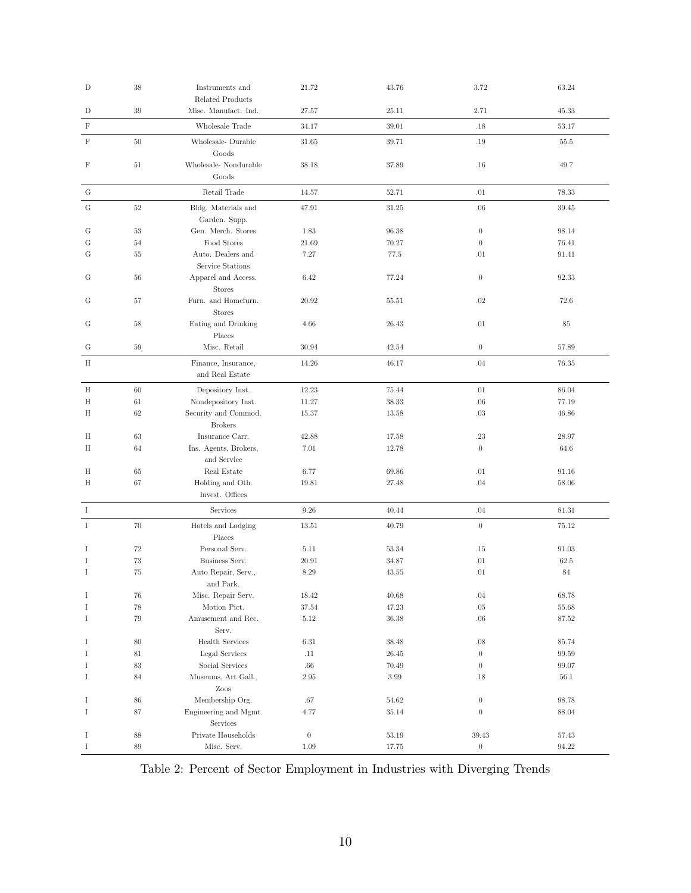| | | | | | | |
|---|---|---|---|---|---|---|
| D | 38 | Instruments and Related Products | 21.72 | 43.76 | 3.72 | 63.24 |
| D | 39 | Misc. Manufact. Ind. | 27.57 | 25.11 | 2.71 | 45.33 |
| F | | Wholesale Trade | 34.17 | 39.01 | .18 | 53.17 |
| F | 50 | Wholesale- Durable Goods | 31.65 | 39.71 | .19 | 55.5 |
| F | 51 | Wholesale- Nondurable Goods | 38.18 | 37.89 | .16 | 49.7 |
| G | | Retail Trade | 14.57 | 52.71 | .01 | 78.33 |
| G | 52 | Bldg. Materials and Garden. Supp. | 47.91 | 31.25 | .06 | 39.45 |
| G | 53 | Gen. Merch. Stores | 1.83 | 96.38 | 0 | 98.14 |
| G | 54 | Food Stores | 21.69 | 70.27 | 0 | 76.41 |
| G | 55 | Auto. Dealers and Service Stations | 7.27 | 77.5 | .01 | 91.41 |
| G | 56 | Apparel and Access. Stores | 6.42 | 77.24 | 0 | 92.33 |
| G | 57 | Furn. and Homefurn. Stores | 20.92 | 55.51 | .02 | 72.6 |
| G | 58 | Eating and Drinking Places | 4.66 | 26.43 | .01 | 85 |
| G | 59 | Misc. Retail | 30.94 | 42.54 | 0 | 57.89 |
| H | | Finance, Insurance, and Real Estate | 14.26 | 46.17 | .04 | 76.35 |
| H | 60 | Depository Inst. | 12.23 | 75.44 | .01 | 86.04 |
| H | 61 | Nondepository Inst. | 11.27 | 38.33 | .06 | 77.19 |
| H | 62 | Security and Commod. Brokers | 15.37 | 13.58 | .03 | 46.86 |
| H | 63 | Insurance Carr. | 42.88 | 17.58 | .23 | 28.97 |
| H | 64 | Ins. Agents, Brokers, and Service | 7.01 | 12.78 | 0 | 64.6 |
| H | 65 | Real Estate | 6.77 | 69.86 | .01 | 91.16 |
| H | 67 | Holding and Oth. Invest. Offices | 19.81 | 27.48 | .04 | 58.06 |
| I | | Services | 9.26 | 40.44 | .04 | 81.31 |
| I | 70 | Hotels and Lodging Places | 13.51 | 40.79 | 0 | 75.12 |
| I | 72 | Personal Serv. | 5.11 | 53.34 | .15 | 91.03 |
| I | 73 | Business Serv. | 20.91 | 34.87 | .01 | 62.5 |
| I | 75 | Auto Repair, Serv., and Park. | 8.29 | 43.55 | .01 | 84 |
| I | 76 | Misc. Repair Serv. | 18.42 | 40.68 | .04 | 68.78 |
| I | 78 | Motion Pict. | 37.54 | 47.23 | .05 | 55.68 |
| I | 79 | Amusement and Rec. Serv. | 5.12 | 36.38 | .06 | 87.52 |
| I | 80 | Health Services | 6.31 | 38.48 | .08 | 85.74 |
| I | 81 | Legal Services | .11 | 26.45 | 0 | 99.59 |
| I | 83 | Social Services | .66 | 70.49 | 0 | 99.07 |
| I | 84 | Museums, Art Gall., Zoos | 2.95 | 3.99 | .18 | 56.1 |
| I | 86 | Membership Org. | .67 | 54.62 | 0 | 98.78 |
| I | 87 | Engineering and Mgmt. Services | 4.77 | 35.14 | 0 | 88.04 |
| I | 88 | Private Households | 0 | 53.19 | 39.43 | 57.43 |
| I | 89 | Misc. Serv. | 1.09 | 17.75 | 0 | 94.22 |

Table 2: Percent of Sector Employment in Industries with Diverging Trends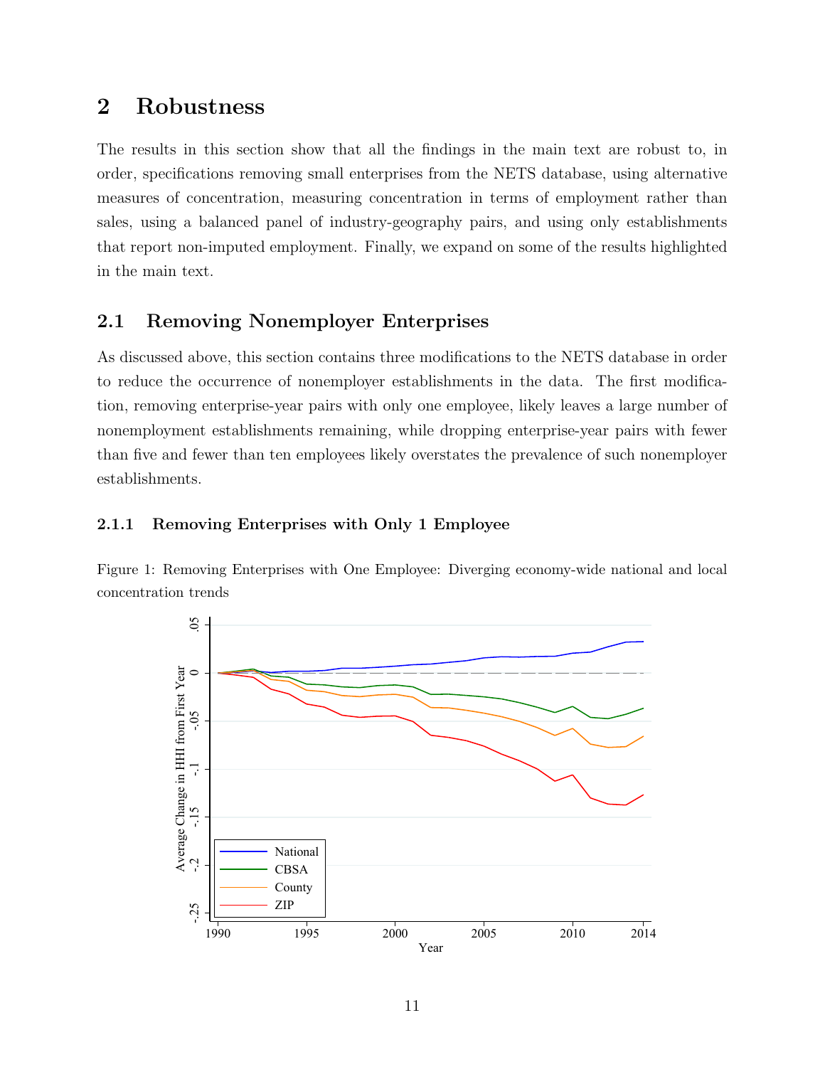# 2 Robustness

The results in this section show that all the findings in the main text are robust to, in order, specifications removing small enterprises from the NETS database, using alternative measures of concentration, measuring concentration in terms of employment rather than sales, using a balanced panel of industry-geography pairs, and using only establishments that report non-imputed employment. Finally, we expand on some of the results highlighted in the main text.

## 2.1 Removing Nonemployer Enterprises

As discussed above, this section contains three modifications to the NETS database in order to reduce the occurrence of nonemployer establishments in the data. The first modification, removing enterprise-year pairs with only one employee, likely leaves a large number of nonemployment establishments remaining, while dropping enterprise-year pairs with fewer than five and fewer than ten employees likely overstates the prevalence of such nonemployer establishments.

### 2.1.1 Removing Enterprises with Only 1 Employee

Figure 1: Removing Enterprises with One Employee: Diverging economy-wide national and local concentration trends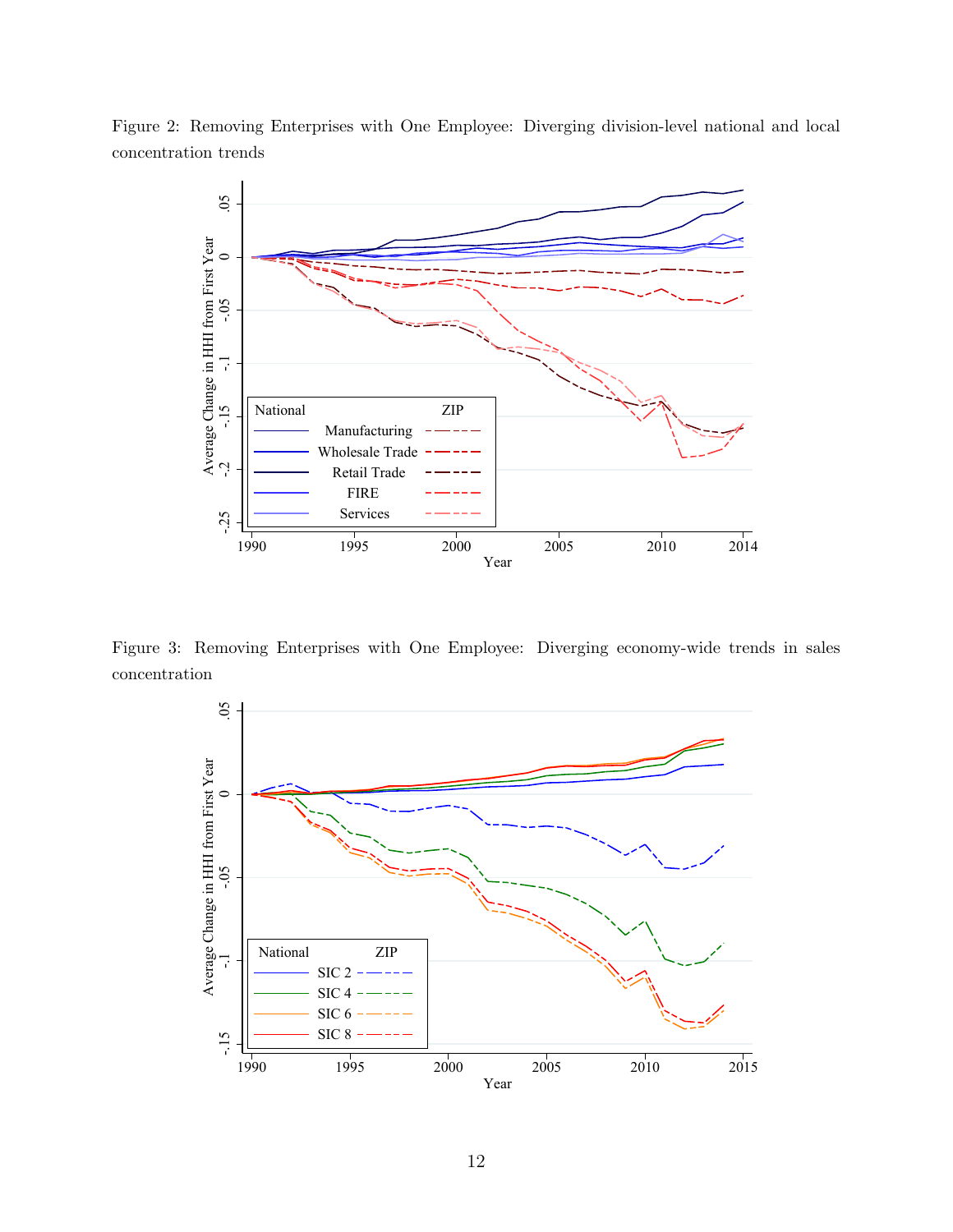Figure 2: Removing Enterprises with One Employee: Diverging division-level national and local concentration trends

Figure 3: Removing Enterprises with One Employee: Diverging economy-wide trends in sales concentration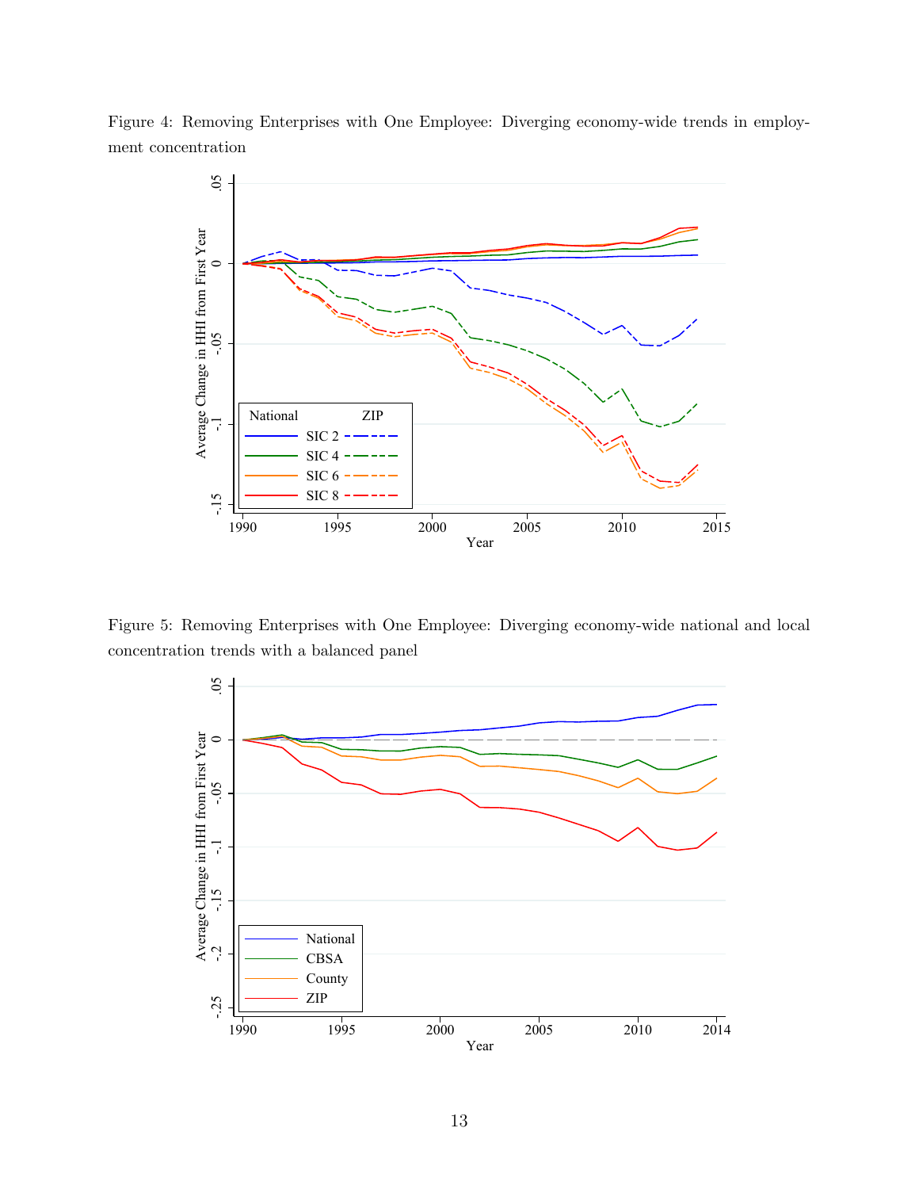Figure 4: Removing Enterprises with One Employee: Diverging economy-wide trends in employment concentration

Figure 5: Removing Enterprises with One Employee: Diverging economy-wide national and local concentration trends with a balanced panel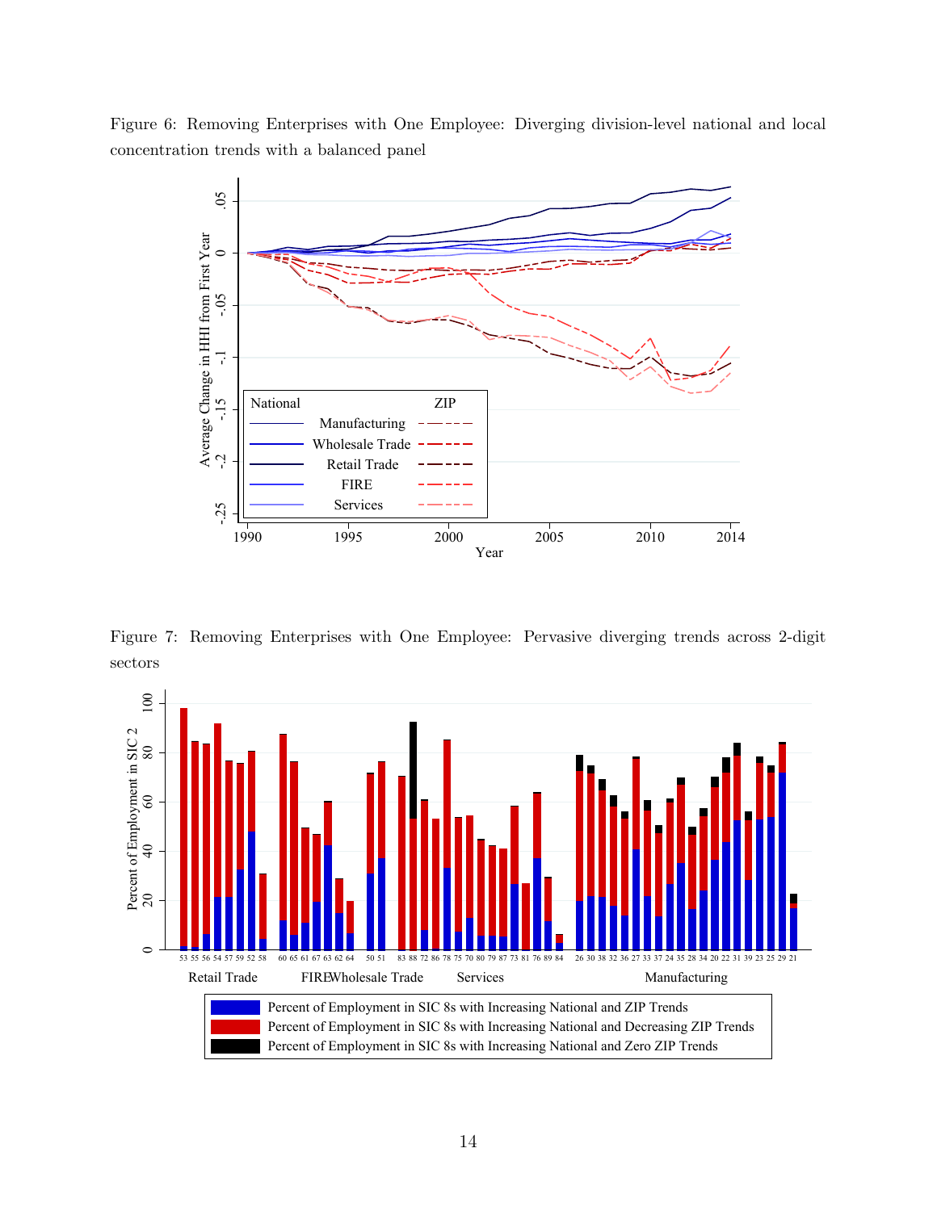Figure 6: Removing Enterprises with One Employee: Diverging division-level national and local concentration trends with a balanced panel

Figure 7: Removing Enterprises with One Employee: Pervasive diverging trends across 2-digit sectors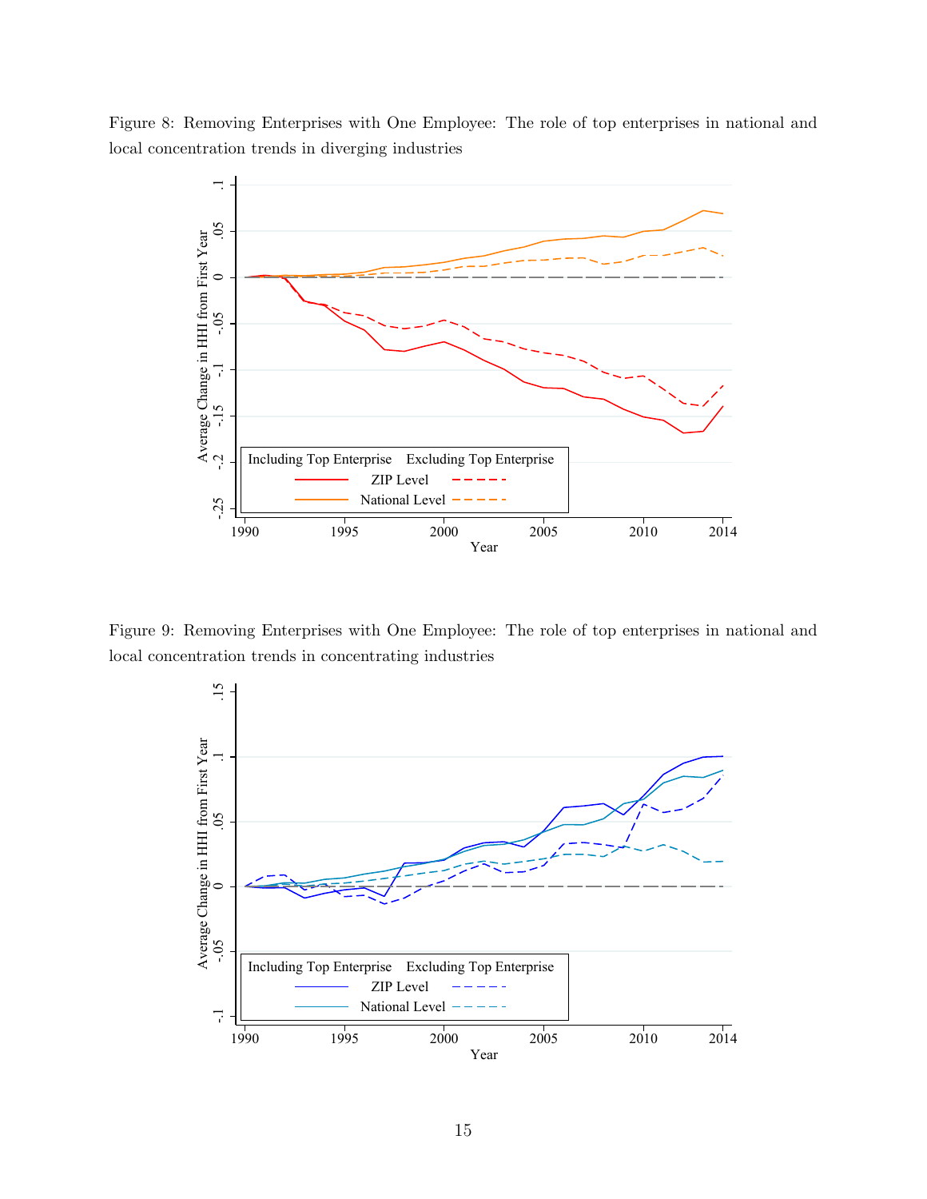Figure 8: Removing Enterprises with One Employee: The role of top enterprises in national and local concentration trends in diverging industries

Figure 9: Removing Enterprises with One Employee: The role of top enterprises in national and local concentration trends in concentrating industries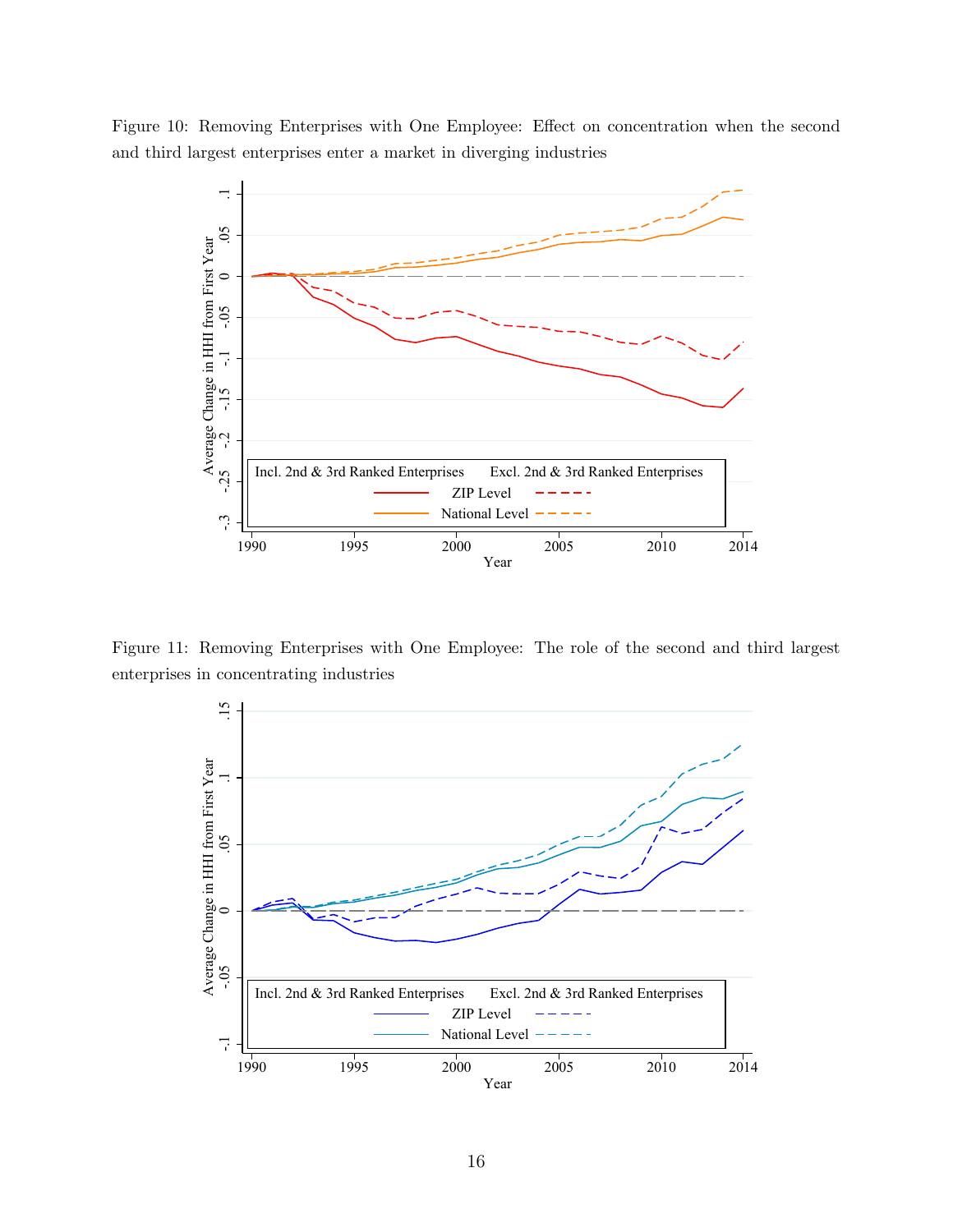Figure 10: Removing Enterprises with One Employee: Effect on concentration when the second and third largest enterprises enter a market in diverging industries

Figure 11: Removing Enterprises with One Employee: The role of the second and third largest enterprises in concentrating industries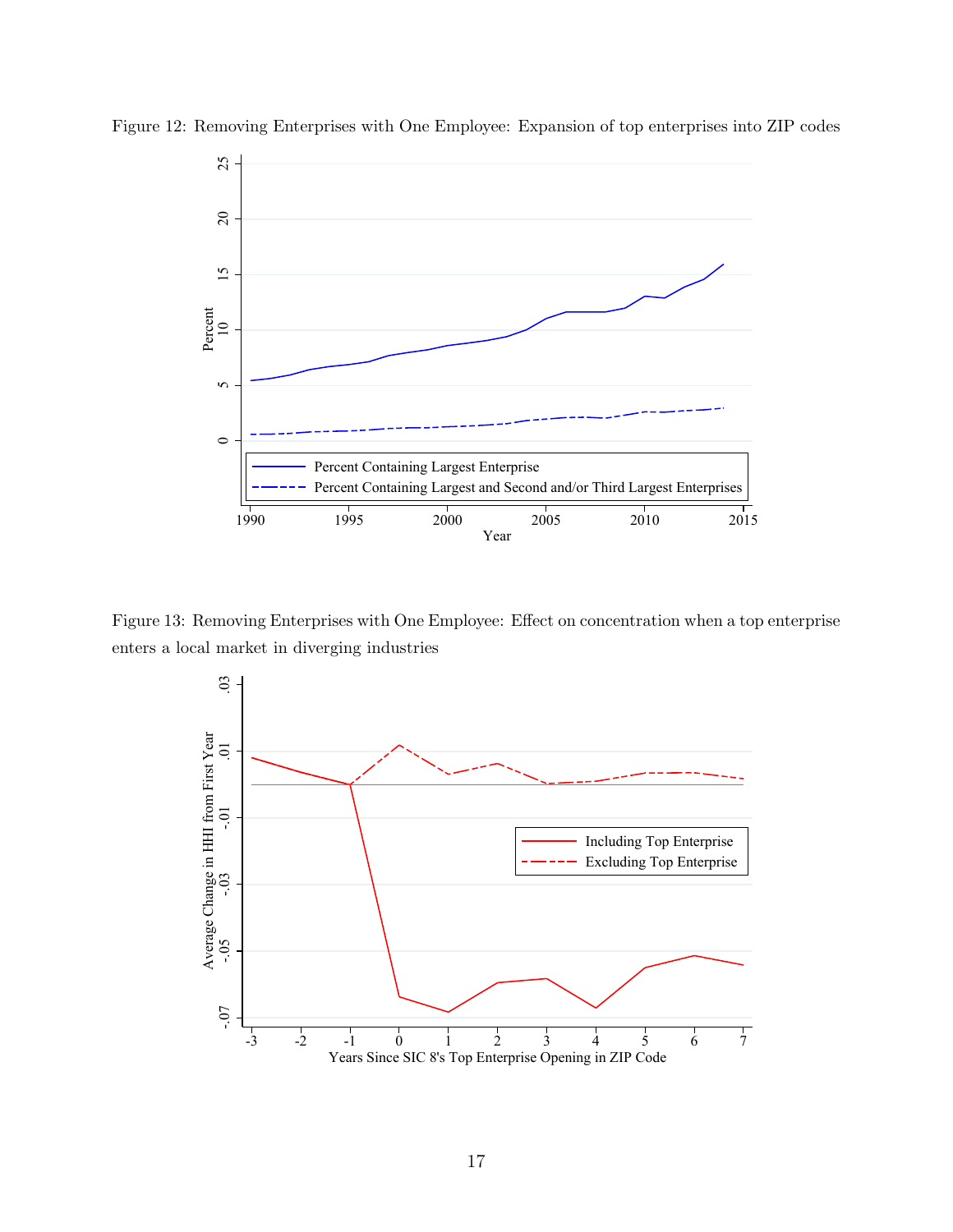Figure 12: Removing Enterprises with One Employee: Expansion of top enterprises into ZIP codes

Figure 13: Removing Enterprises with One Employee: Effect on concentration when a top enterprise enters a local market in diverging industries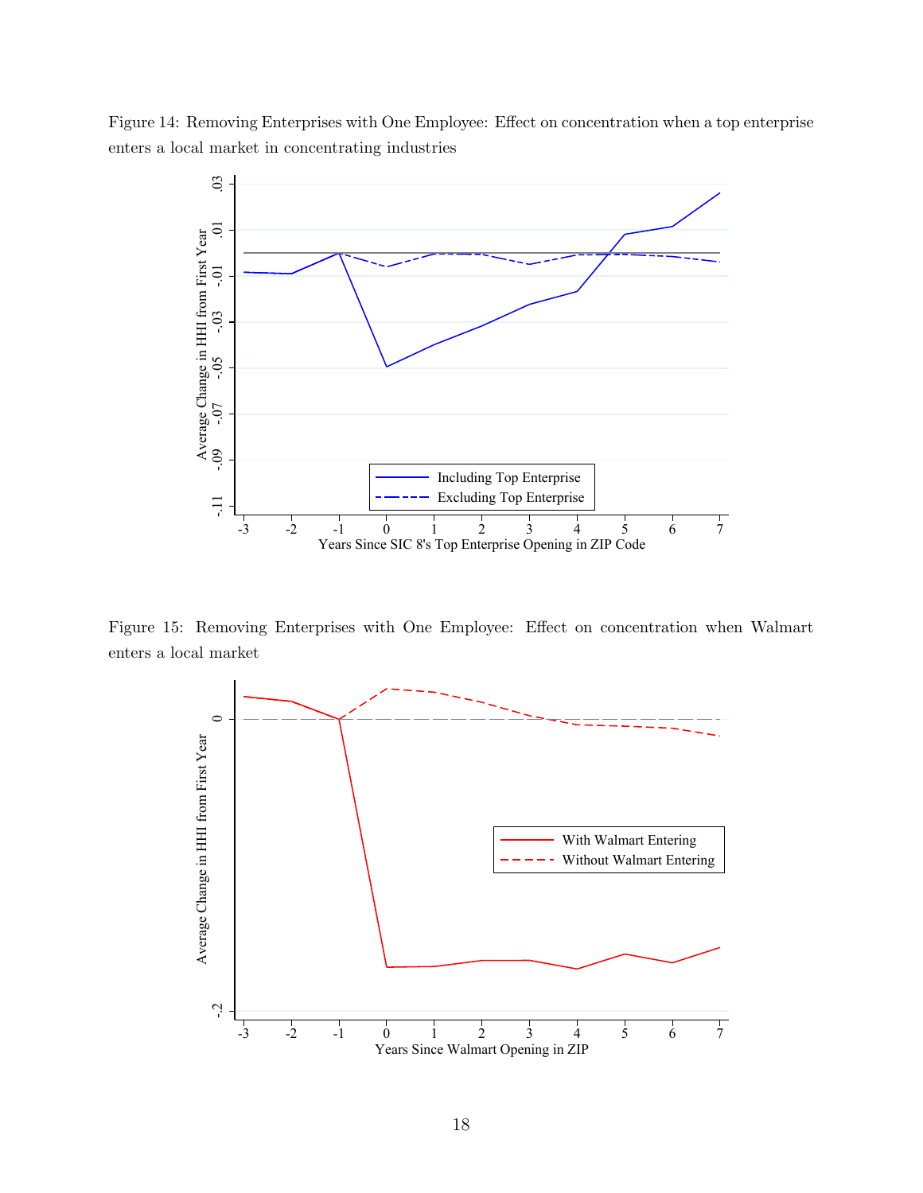Figure 14: Removing Enterprises with One Employee: Effect on concentration when a top enterprise enters a local market in concentrating industries

Figure 15: Removing Enterprises with One Employee: Effect on concentration when Walmart enters a local market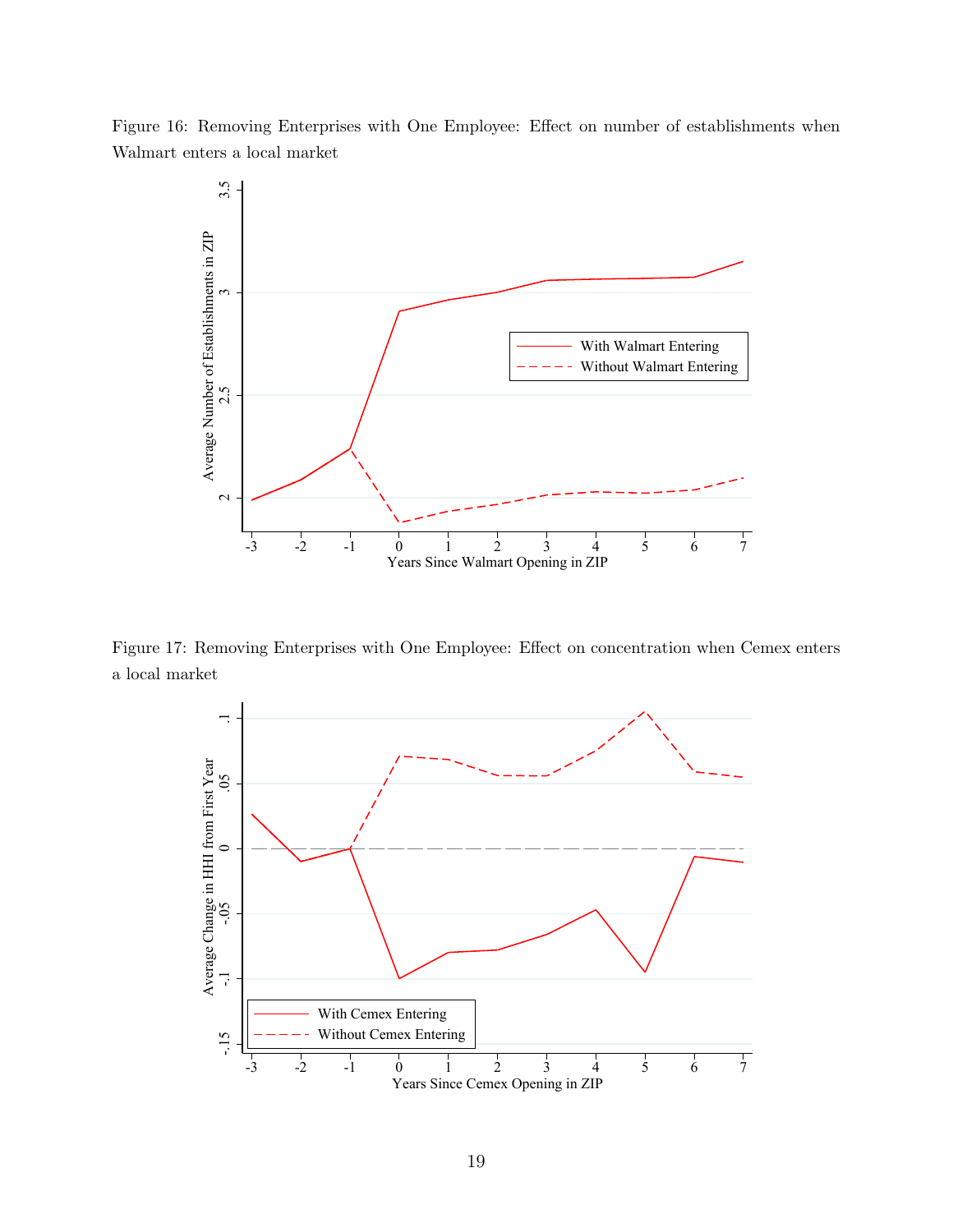Figure 16: Removing Enterprises with One Employee: Effect on number of establishments when Walmart enters a local market

Figure 17: Removing Enterprises with One Employee: Effect on concentration when Cemex enters a local market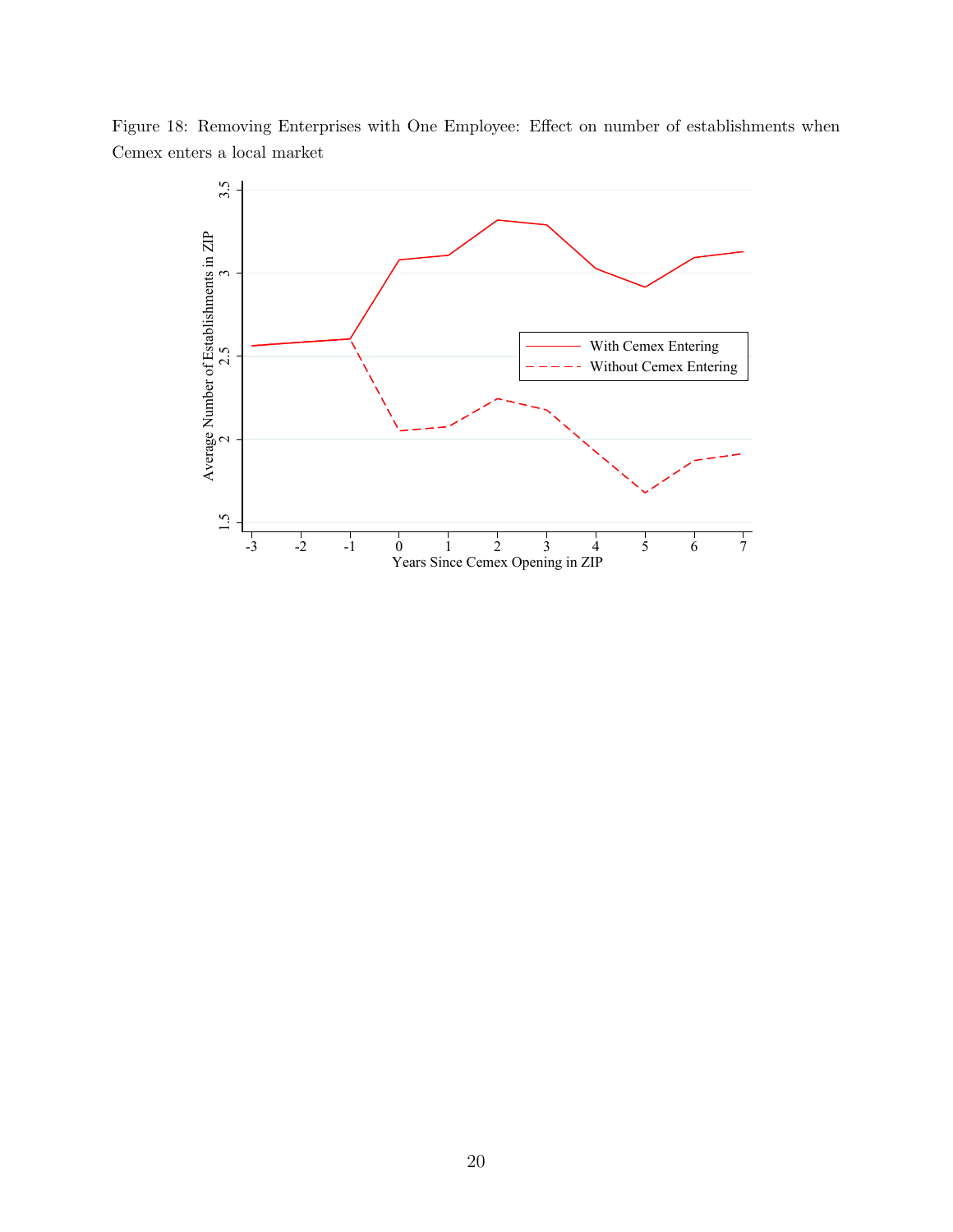Figure 18: Removing Enterprises with One Employee: Effect on number of establishments when Cemex enters a local market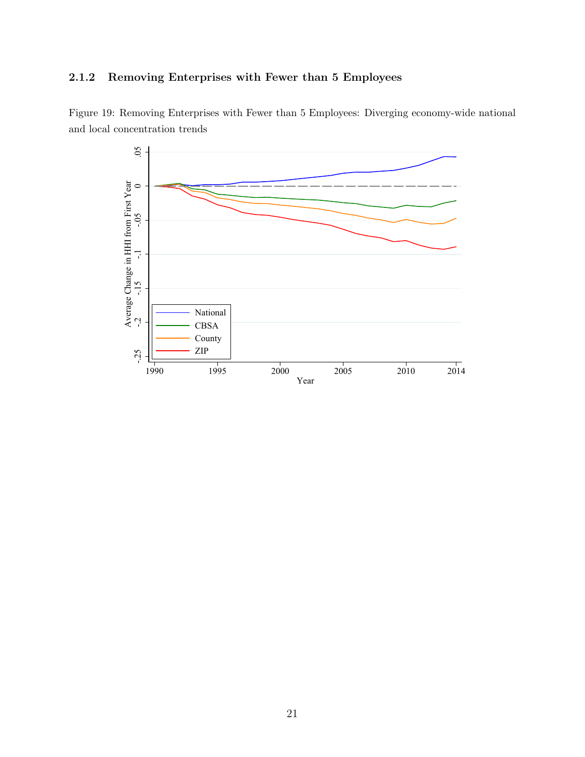### 2.1.2 Removing Enterprises with Fewer than 5 Employees

Figure 19: Removing Enterprises with Fewer than 5 Employees: Diverging economy-wide national and local concentration trends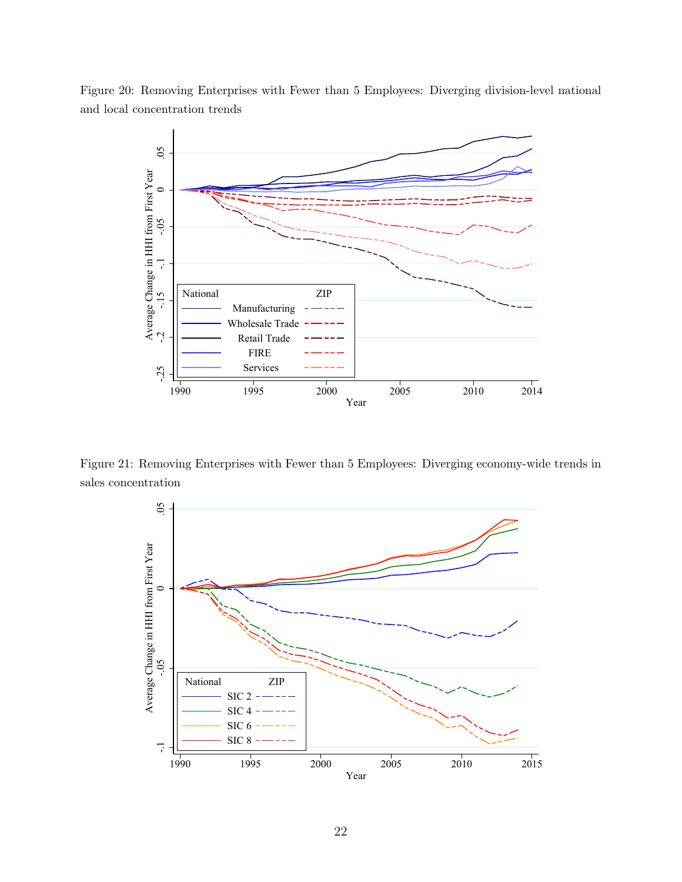Figure 20: Removing Enterprises with Fewer than 5 Employees: Diverging division-level national and local concentration trends

Figure 21: Removing Enterprises with Fewer than 5 Employees: Diverging economy-wide trends in sales concentration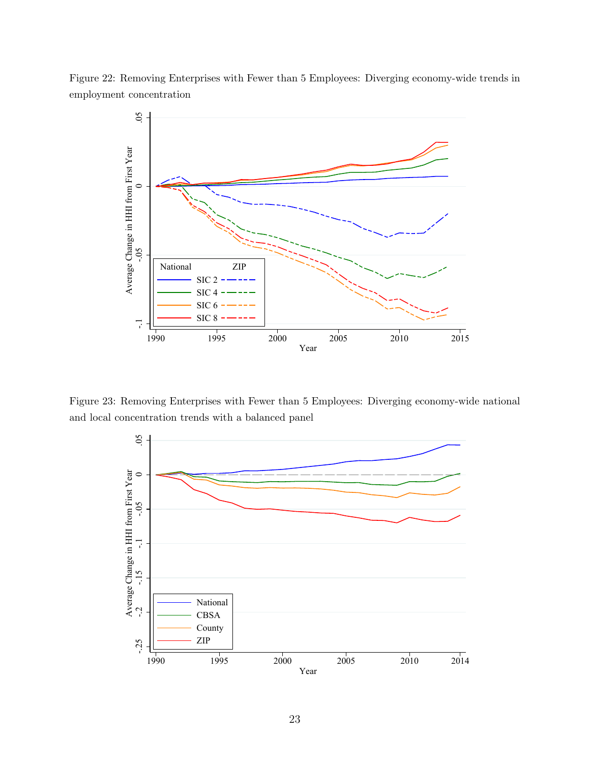Figure 22: Removing Enterprises with Fewer than 5 Employees: Diverging economy-wide trends in employment concentration

Figure 23: Removing Enterprises with Fewer than 5 Employees: Diverging economy-wide national and local concentration trends with a balanced panel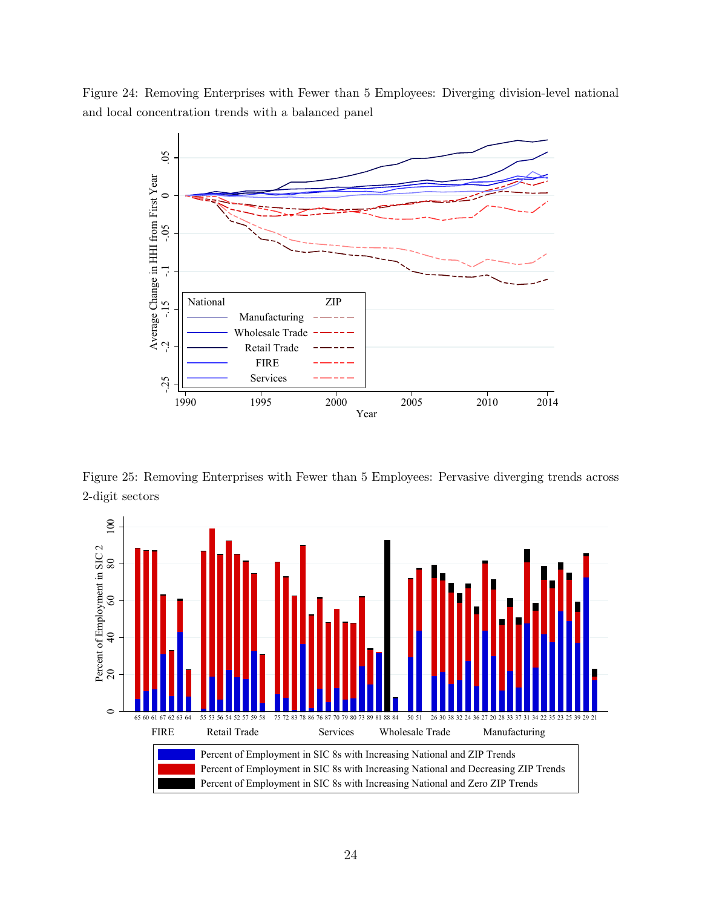Figure 24: Removing Enterprises with Fewer than 5 Employees: Diverging division-level national and local concentration trends with a balanced panel

Figure 25: Removing Enterprises with Fewer than 5 Employees: Pervasive diverging trends across 2-digit sectors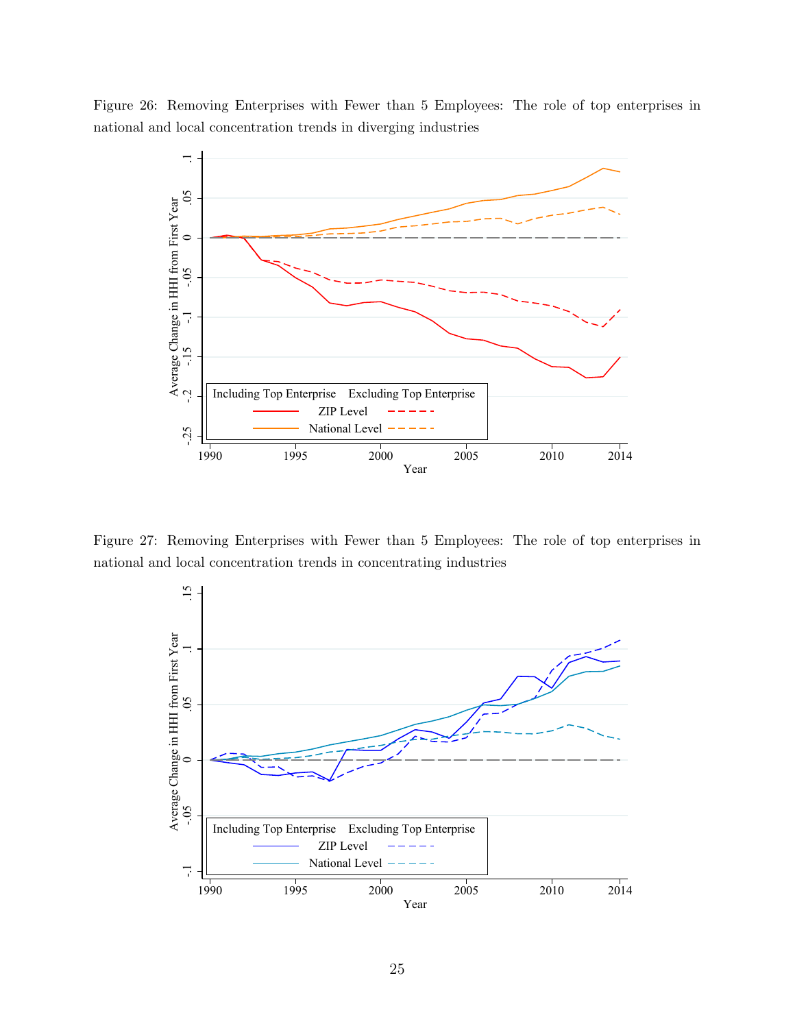Figure 26: Removing Enterprises with Fewer than 5 Employees: The role of top enterprises in national and local concentration trends in diverging industries

Figure 27: Removing Enterprises with Fewer than 5 Employees: The role of top enterprises in national and local concentration trends in concentrating industries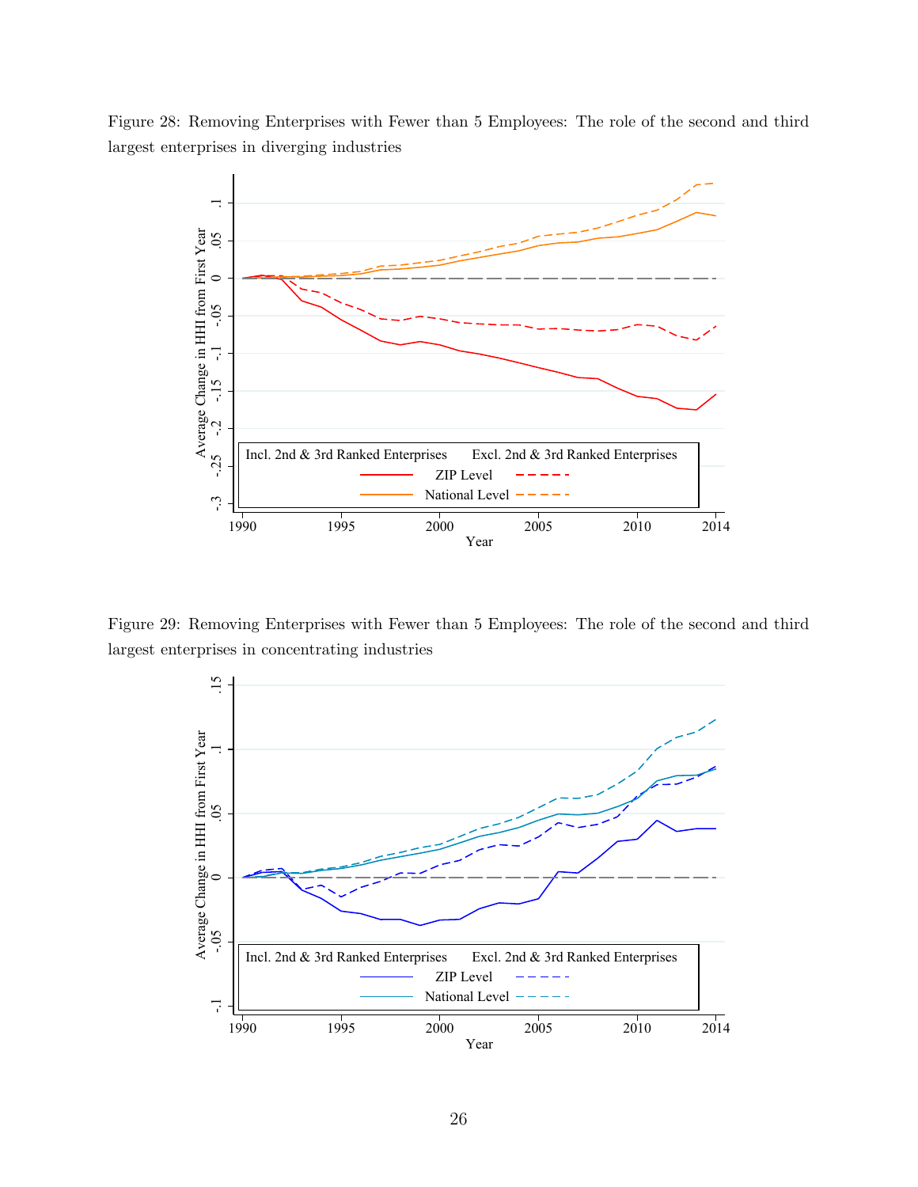Figure 28: Removing Enterprises with Fewer than 5 Employees: The role of the second and third largest enterprises in diverging industries

Figure 29: Removing Enterprises with Fewer than 5 Employees: The role of the second and third largest enterprises in concentrating industries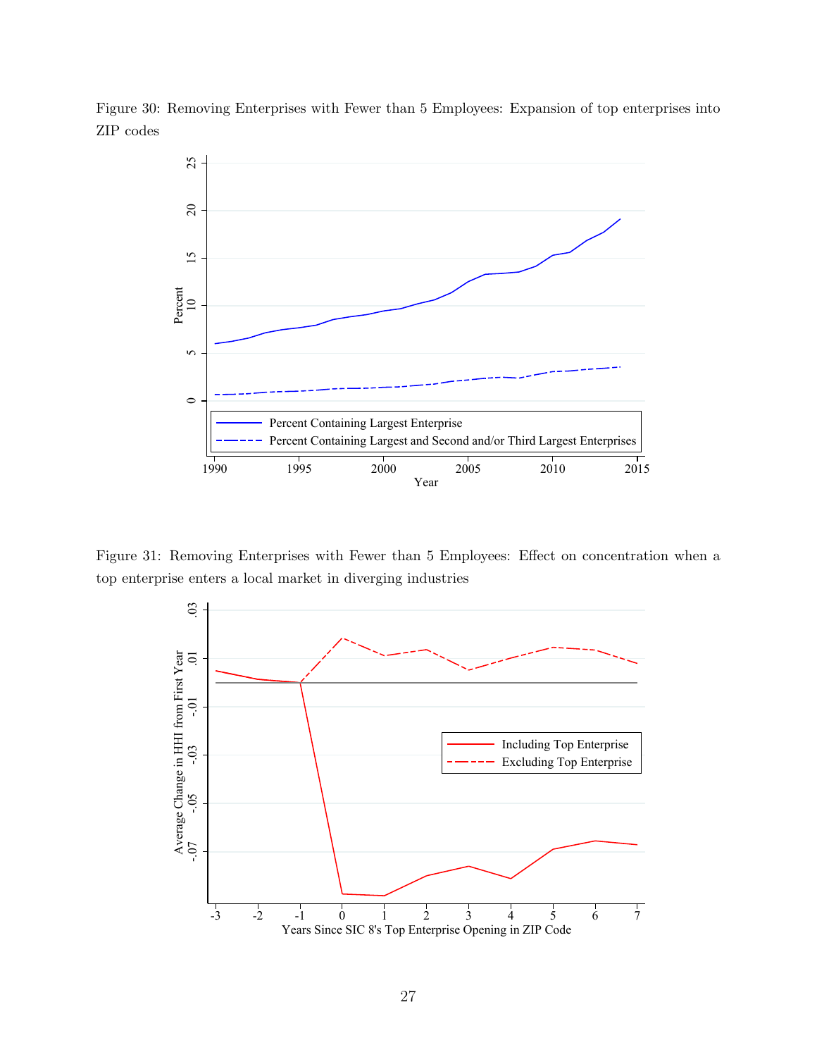Figure 30: Removing Enterprises with Fewer than 5 Employees: Expansion of top enterprises into ZIP codes

Figure 31: Removing Enterprises with Fewer than 5 Employees: Effect on concentration when a top enterprise enters a local market in diverging industries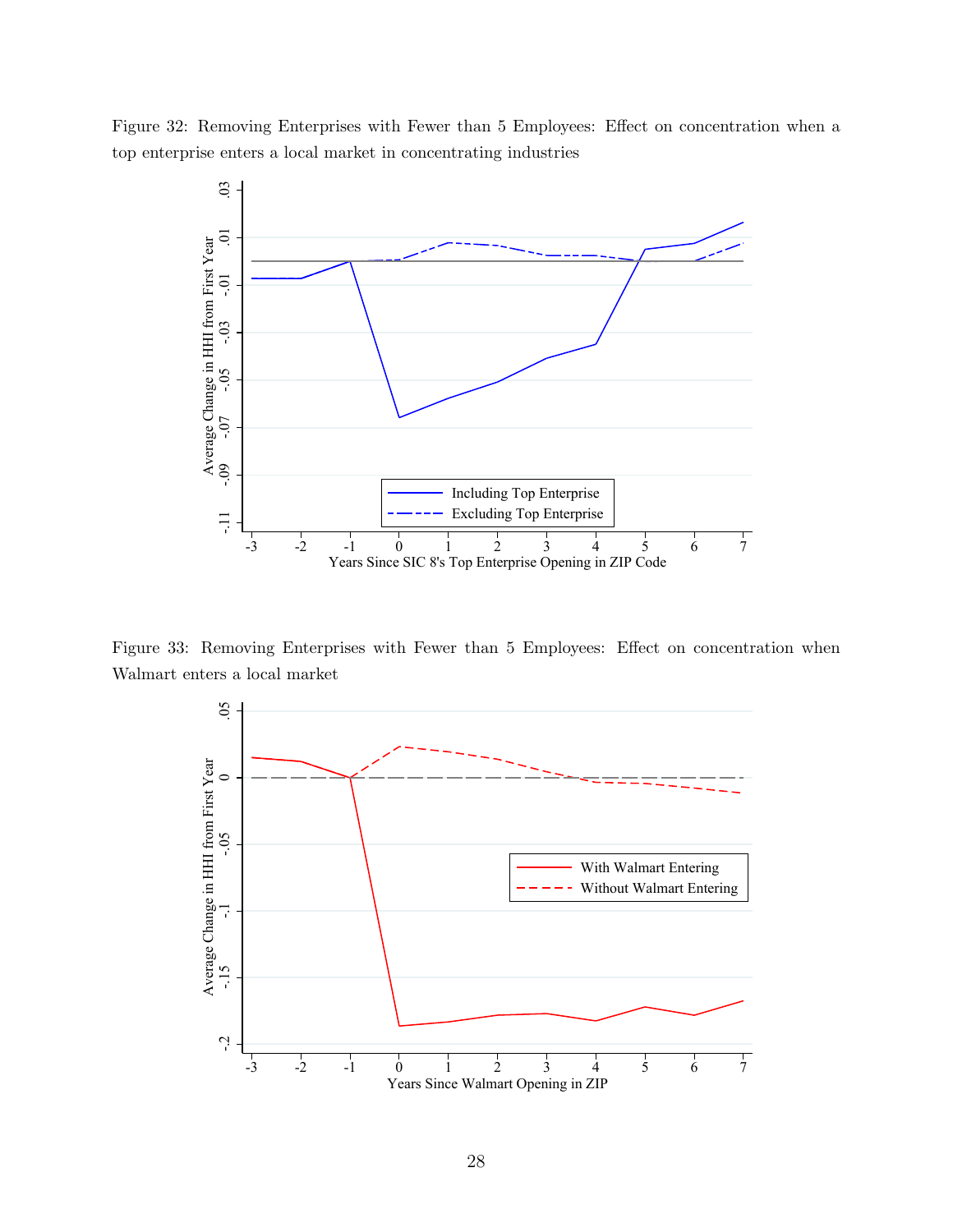Figure 32: Removing Enterprises with Fewer than 5 Employees: Effect on concentration when a top enterprise enters a local market in concentrating industries

Figure 33: Removing Enterprises with Fewer than 5 Employees: Effect on concentration when Walmart enters a local market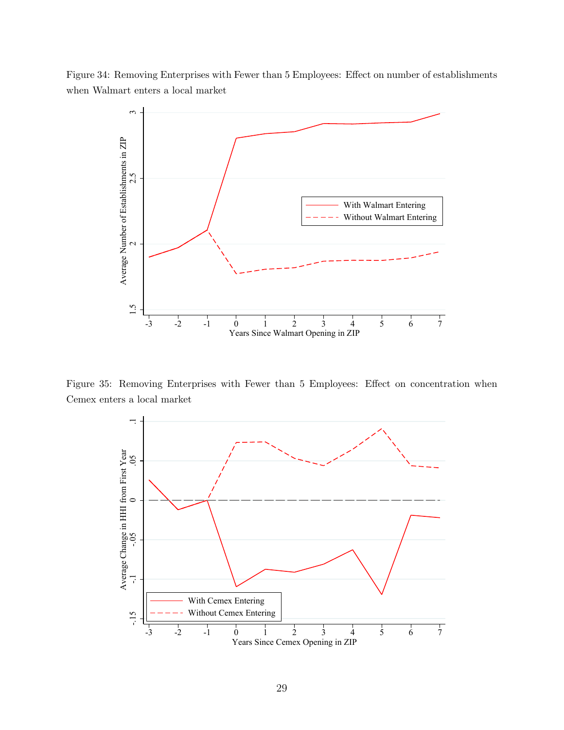Figure 34: Removing Enterprises with Fewer than 5 Employees: Effect on number of establishments when Walmart enters a local market

Figure 35: Removing Enterprises with Fewer than 5 Employees: Effect on concentration when Cemex enters a local market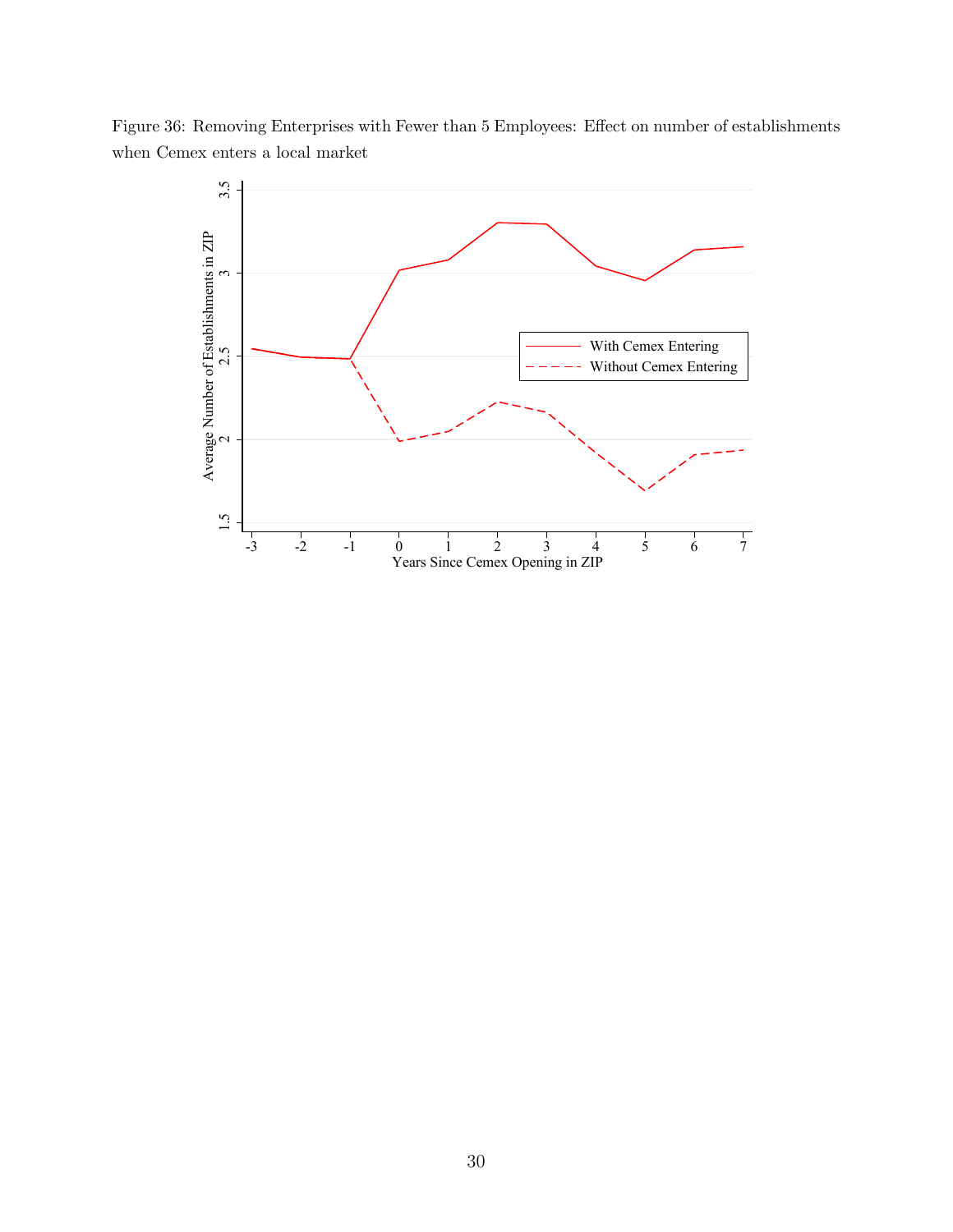Figure 36: Removing Enterprises with Fewer than 5 Employees: Effect on number of establishments when Cemex enters a local market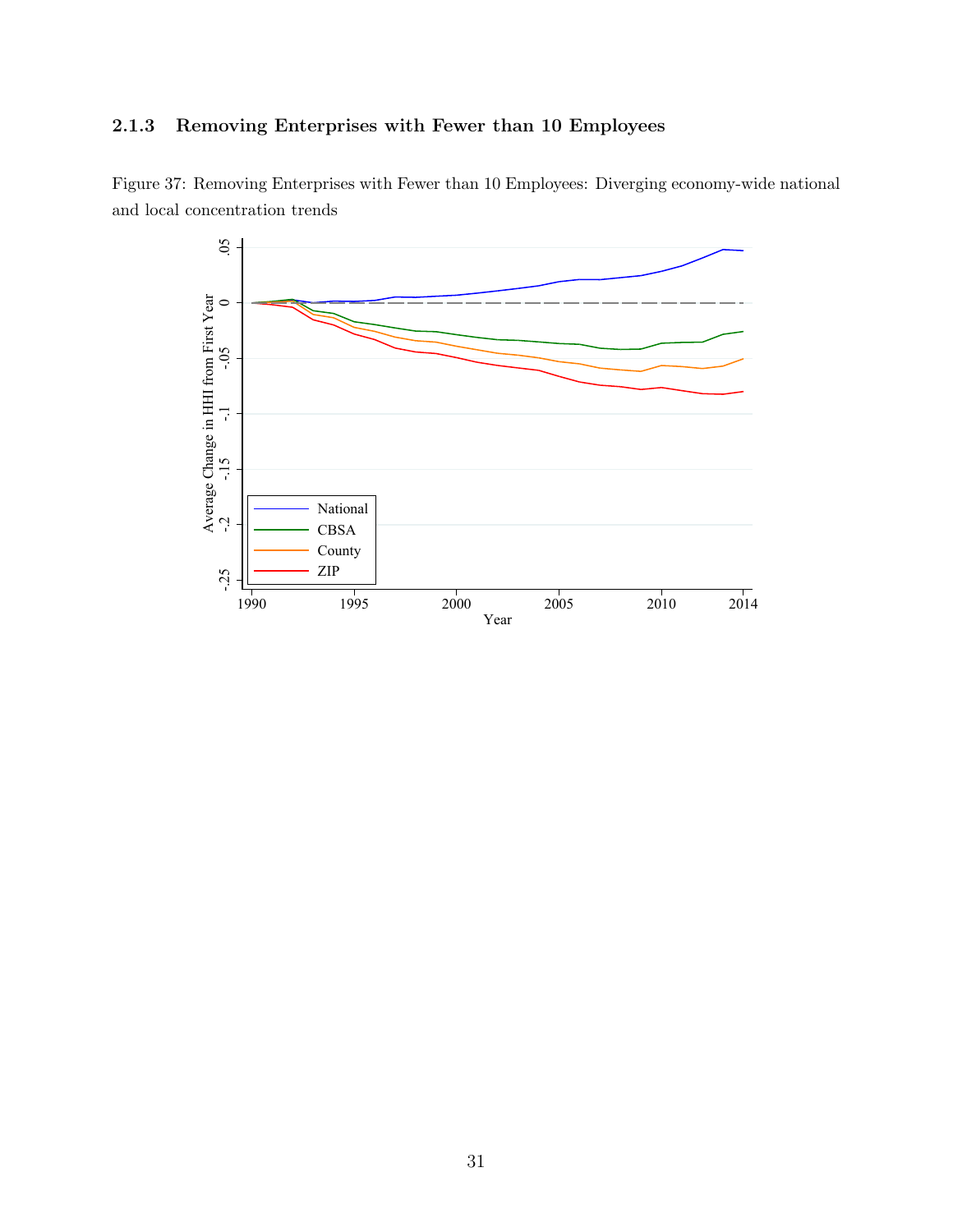### 2.1.3 Removing Enterprises with Fewer than 10 Employees

Figure 37: Removing Enterprises with Fewer than 10 Employees: Diverging economy-wide national and local concentration trends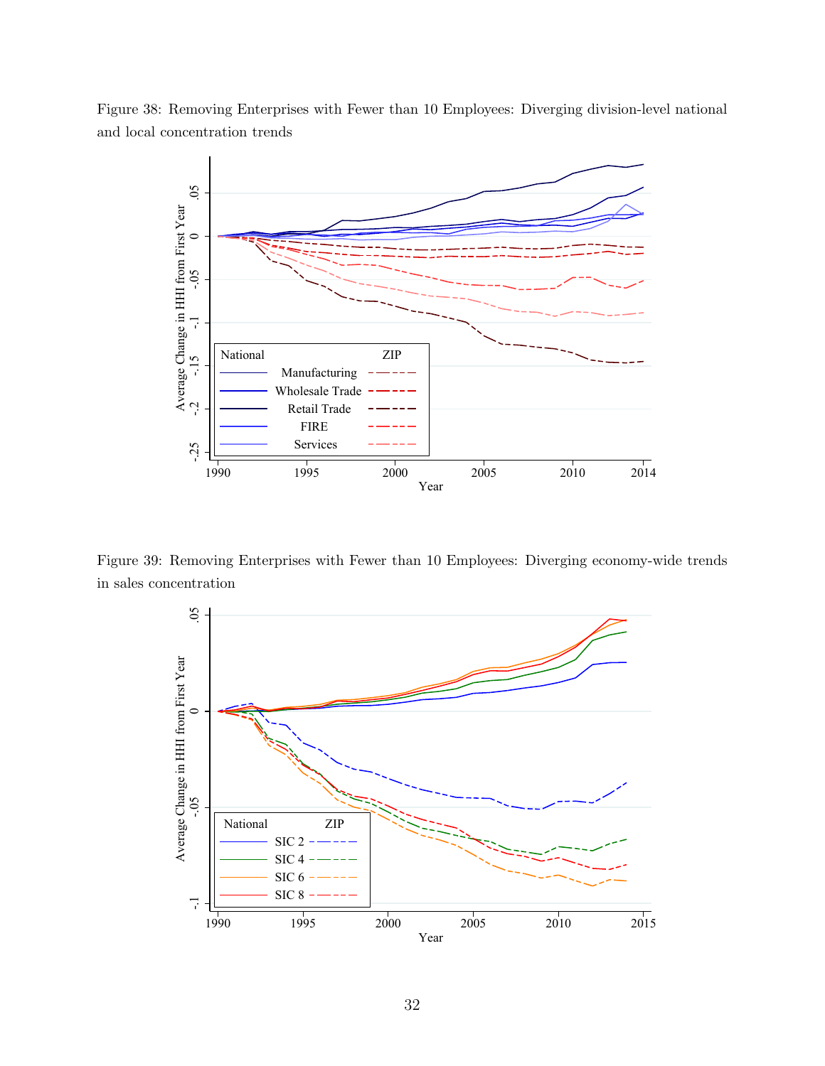Figure 38: Removing Enterprises with Fewer than 10 Employees: Diverging division-level national and local concentration trends

Figure 39: Removing Enterprises with Fewer than 10 Employees: Diverging economy-wide trends in sales concentration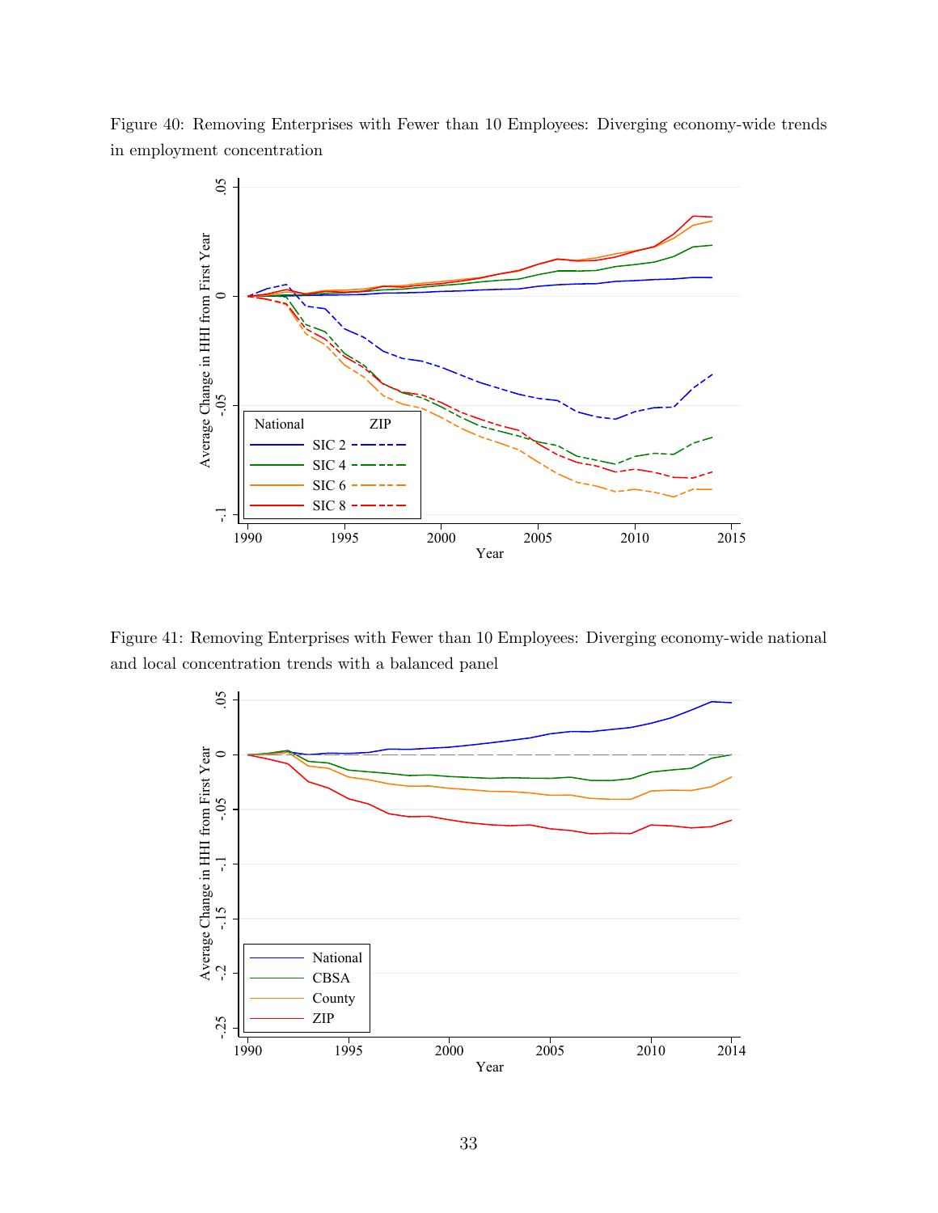Figure 40: Removing Enterprises with Fewer than 10 Employees: Diverging economy-wide trends in employment concentration

Figure 41: Removing Enterprises with Fewer than 10 Employees: Diverging economy-wide national and local concentration trends with a balanced panel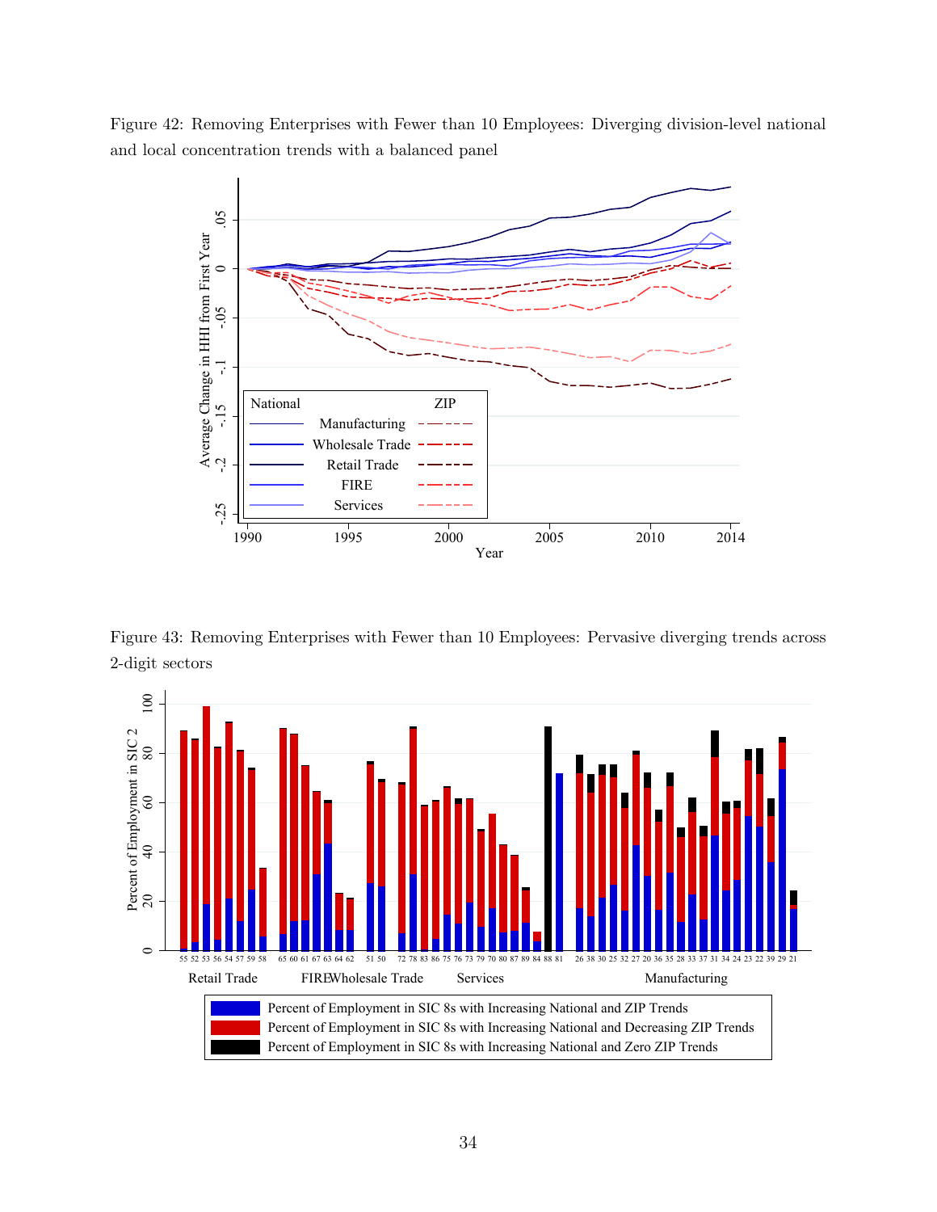Figure 42: Removing Enterprises with Fewer than 10 Employees: Diverging division-level national and local concentration trends with a balanced panel

Figure 43: Removing Enterprises with Fewer than 10 Employees: Pervasive diverging trends across 2-digit sectors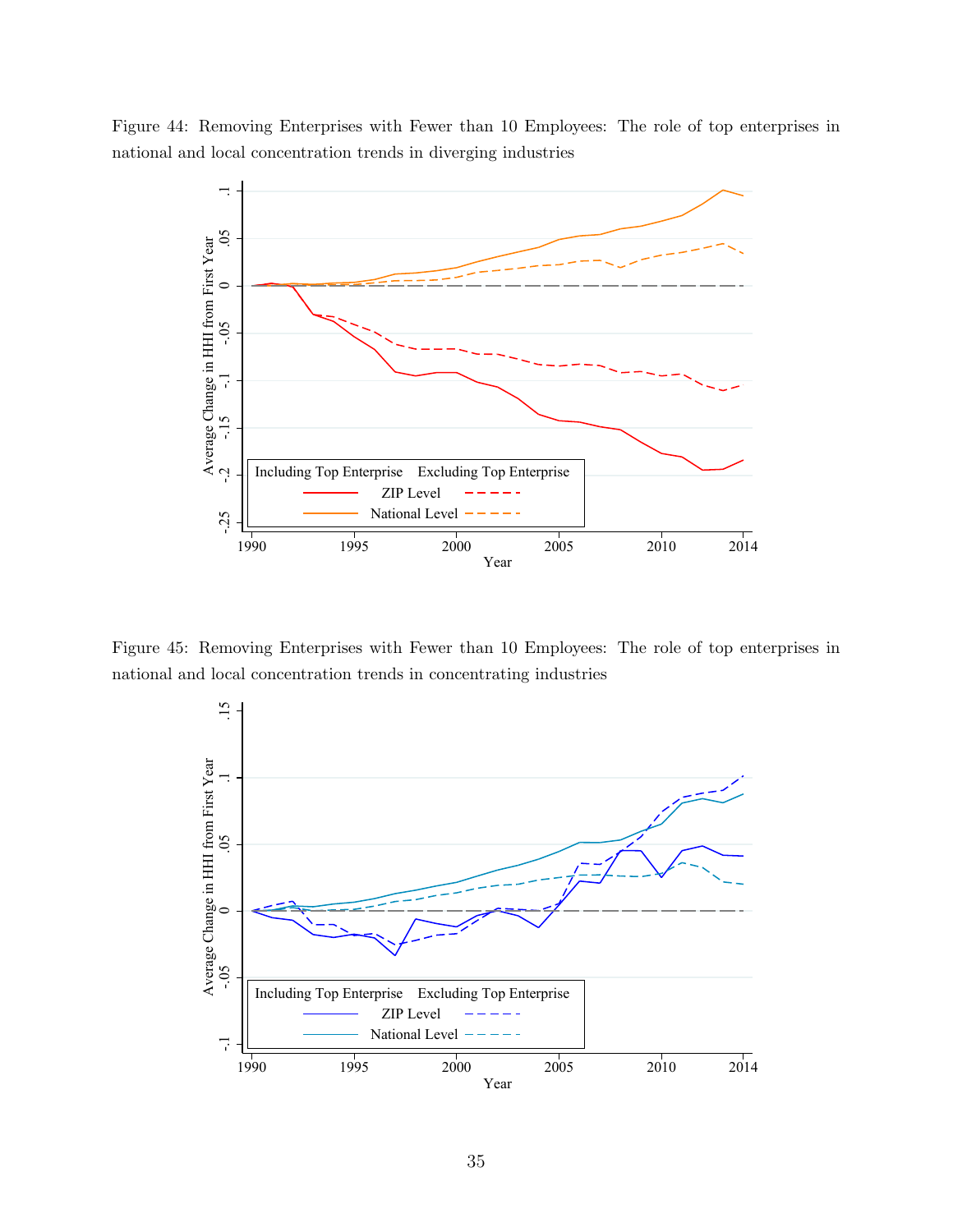Figure 44: Removing Enterprises with Fewer than 10 Employees: The role of top enterprises in national and local concentration trends in diverging industries

Figure 45: Removing Enterprises with Fewer than 10 Employees: The role of top enterprises in national and local concentration trends in concentrating industries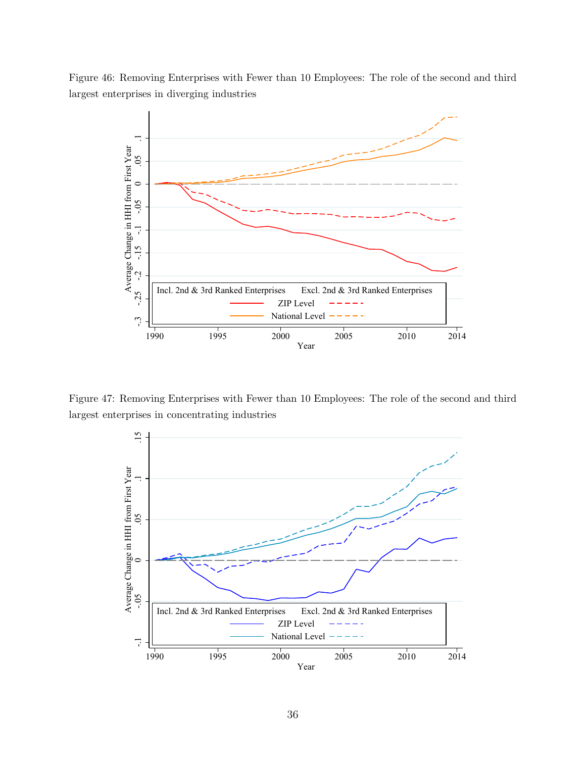Figure 46: Removing Enterprises with Fewer than 10 Employees: The role of the second and third largest enterprises in diverging industries

Figure 47: Removing Enterprises with Fewer than 10 Employees: The role of the second and third largest enterprises in concentrating industries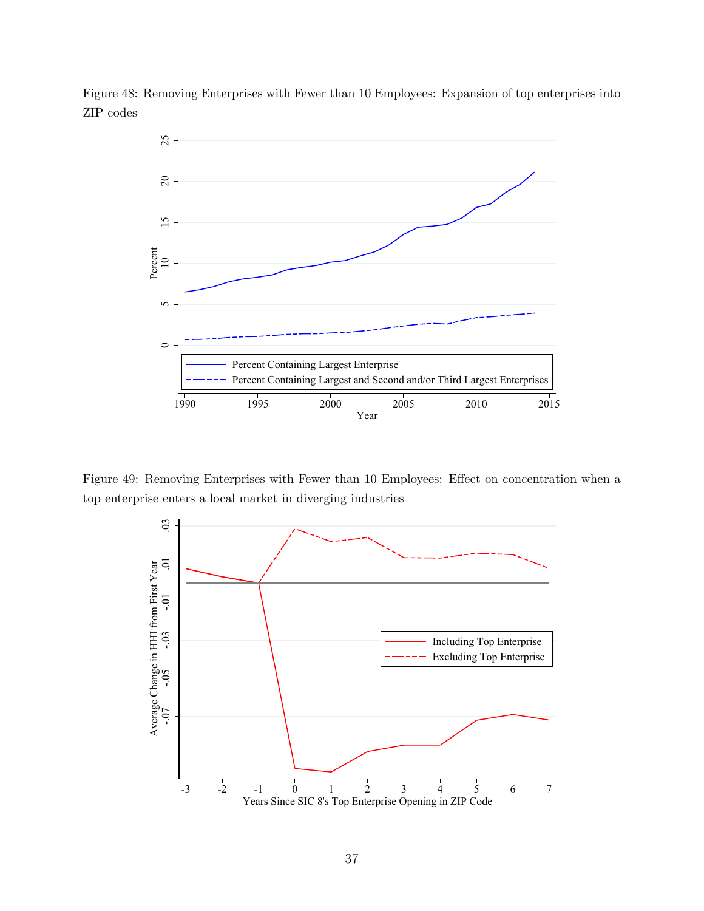Figure 48: Removing Enterprises with Fewer than 10 Employees: Expansion of top enterprises into ZIP codes

Figure 49: Removing Enterprises with Fewer than 10 Employees: Effect on concentration when a top enterprise enters a local market in diverging industries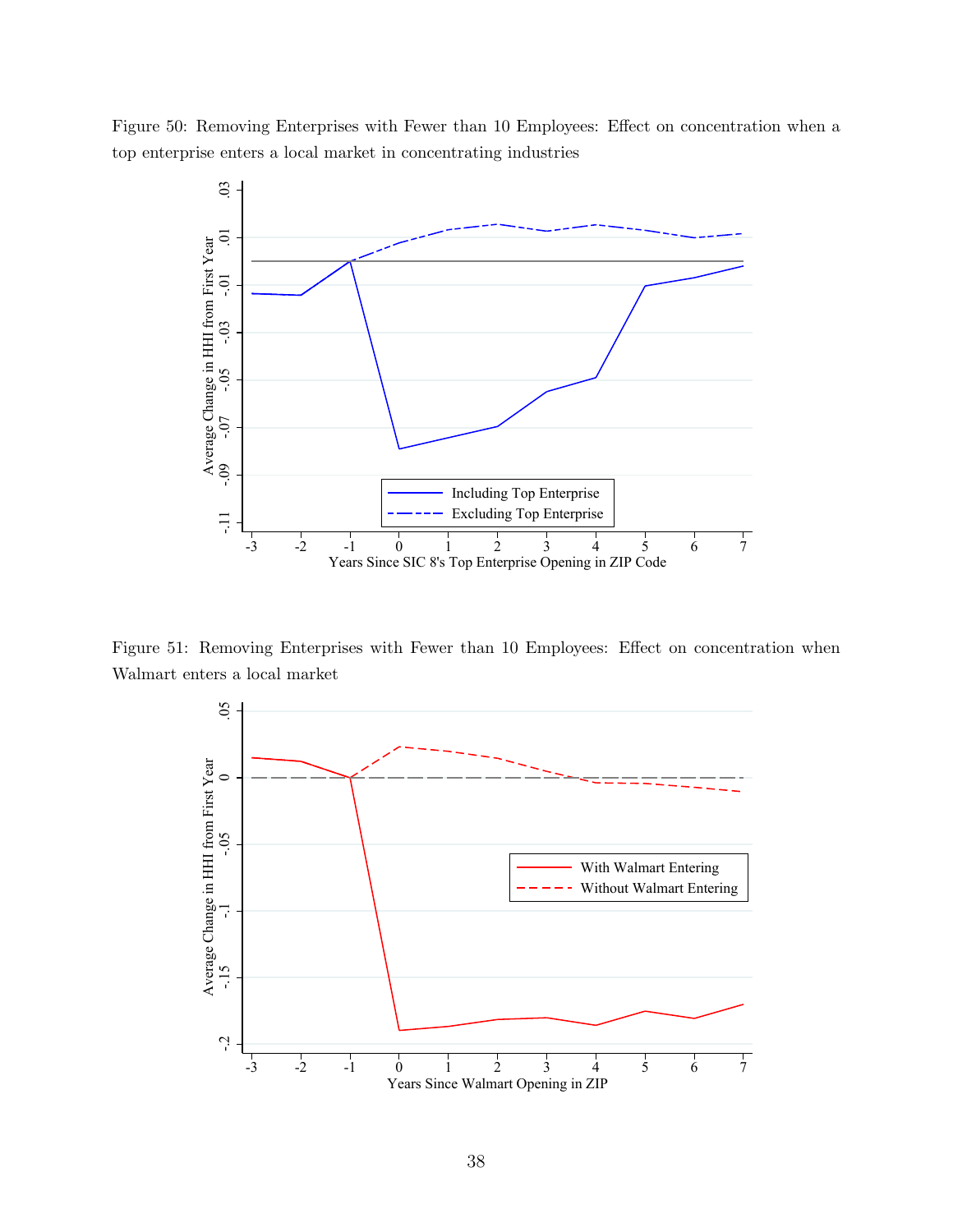Figure 50: Removing Enterprises with Fewer than 10 Employees: Effect on concentration when a top enterprise enters a local market in concentrating industries

Figure 51: Removing Enterprises with Fewer than 10 Employees: Effect on concentration when Walmart enters a local market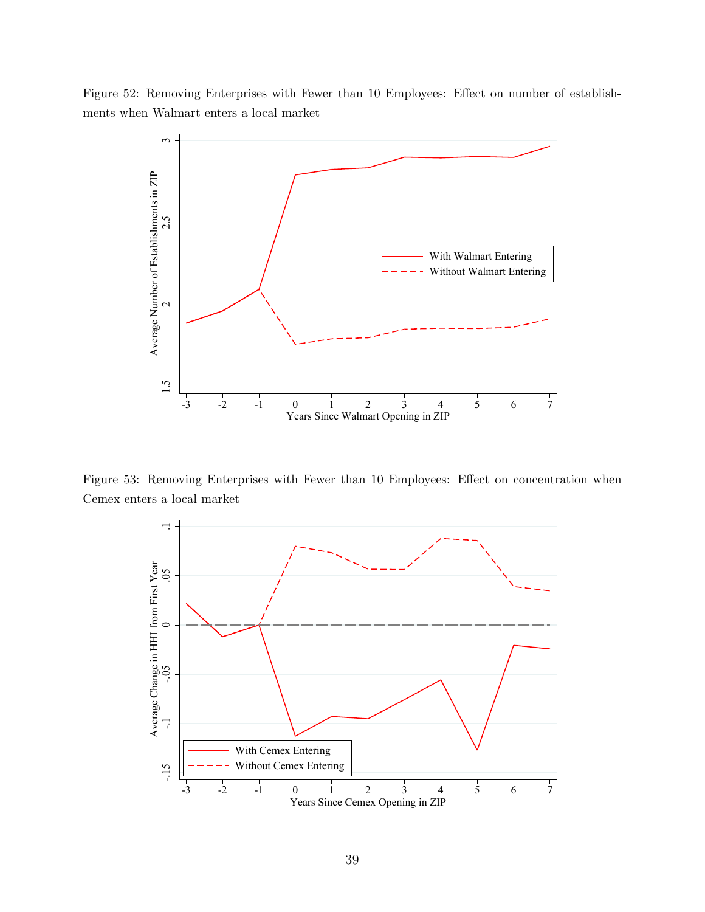Figure 52: Removing Enterprises with Fewer than 10 Employees: Effect on number of establishments when Walmart enters a local market

Figure 53: Removing Enterprises with Fewer than 10 Employees: Effect on concentration when Cemex enters a local market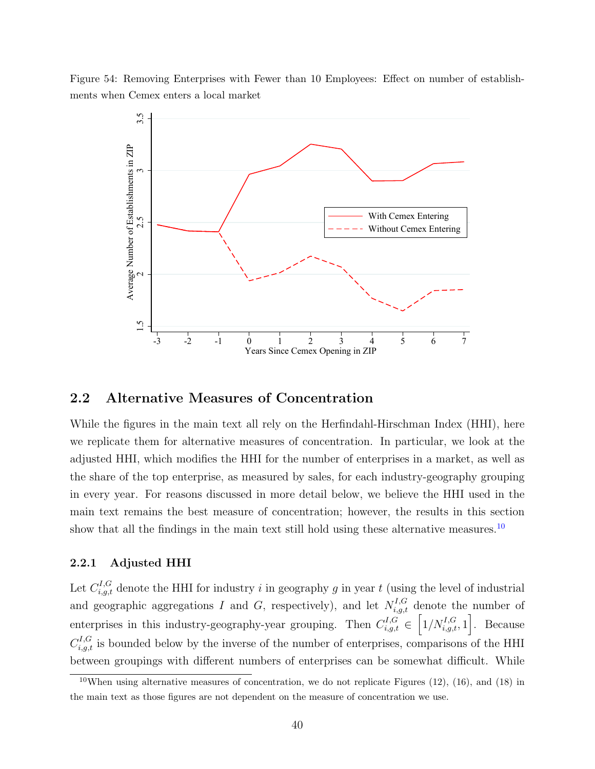Figure 54: Removing Enterprises with Fewer than 10 Employees: Effect on number of establishments when Cemex enters a local market

## 2.2 Alternative Measures of Concentration

While the figures in the main text all rely on the Herfindahl-Hirschman Index (HHI), here we replicate them for alternative measures of concentration. In particular, we look at the adjusted HHI, which modifies the HHI for the number of enterprises in a market, as well as the share of the top enterprise, as measured by sales, for each industry-geography grouping in every year. For reasons discussed in more detail below, we believe the HHI used in the main text remains the best measure of concentration; however, the results in this section show that all the findings in the main text still hold using these alternative measures.[10]

### 2.2.1 Adjusted HHI

Let $C_{i,g,t}^{I,G}$ denote the HHI for industry $i$ in geography $g$ in year $t$ (using the level of industrial and geographic aggregations $I$ and $G$, respectively), and let $N_{i,g,t}^{I,G}$ denote the number of enterprises in this industry-geography-year grouping. Then $C_{i,g,t}^{I,G} \in \left[1/N_{i,g,t}^{I,G}, 1\right]$. Because $C_{i,g,t}^{I,G}$ is bounded below by the inverse of the number of enterprises, comparisons of the HHI between groupings with different numbers of enterprises can be somewhat difficult. While

[10] When using alternative measures of concentration, we do not replicate Figures (12), (16), and (18) in the main text as those figures are not dependent on the measure of concentration we use.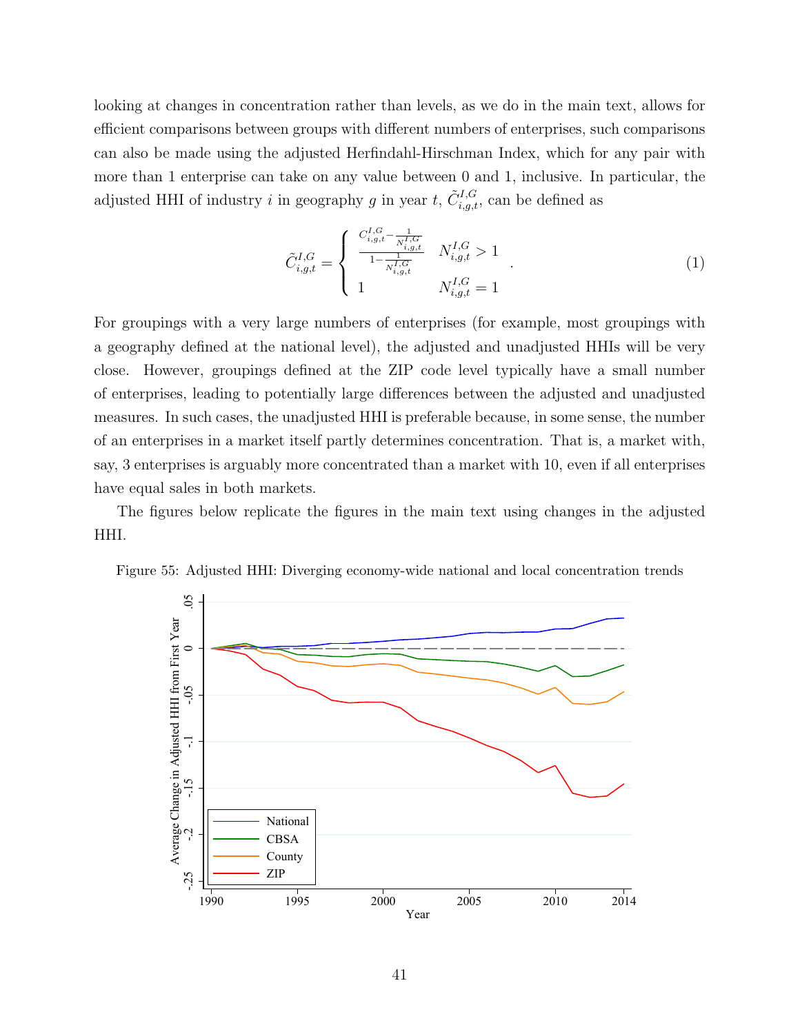looking at changes in concentration rather than levels, as we do in the main text, allows for efficient comparisons between groups with different numbers of enterprises, such comparisons can also be made using the adjusted Herfindahl-Hirschman Index, which for any pair with more than 1 enterprise can take on any value between 0 and 1, inclusive. In particular, the adjusted HHI of industry $i$ in geography $g$ in year $t$, $\tilde{C}^{I,G}_{i,g,t}$, can be defined as

$$\tilde{C}^{I,G}_{i,g,t} = \begin{cases} \frac{C^{I,G}_{i,g,t} - \frac{1}{N^{I,G}_{i,g,t}}}{1 - \frac{1}{N^{I,G}_{i,g,t}}} & N^{I,G}_{i,g,t} > 1 \\ 1 & N^{I,G}_{i,g,t} = 1 \end{cases} . \tag{1}$$

For groupings with a very large numbers of enterprises (for example, most groupings with a geography defined at the national level), the adjusted and unadjusted HHIs will be very close. However, groupings defined at the ZIP code level typically have a small number of enterprises, leading to potentially large differences between the adjusted and unadjusted measures. In such cases, the unadjusted HHI is preferable because, in some sense, the number of an enterprises in a market itself partly determines concentration. That is, a market with, say, 3 enterprises is arguably more concentrated than a market with 10, even if all enterprises have equal sales in both markets.

The figures below replicate the figures in the main text using changes in the adjusted HHI.

Figure 55: Adjusted HHI: Diverging economy-wide national and local concentration trends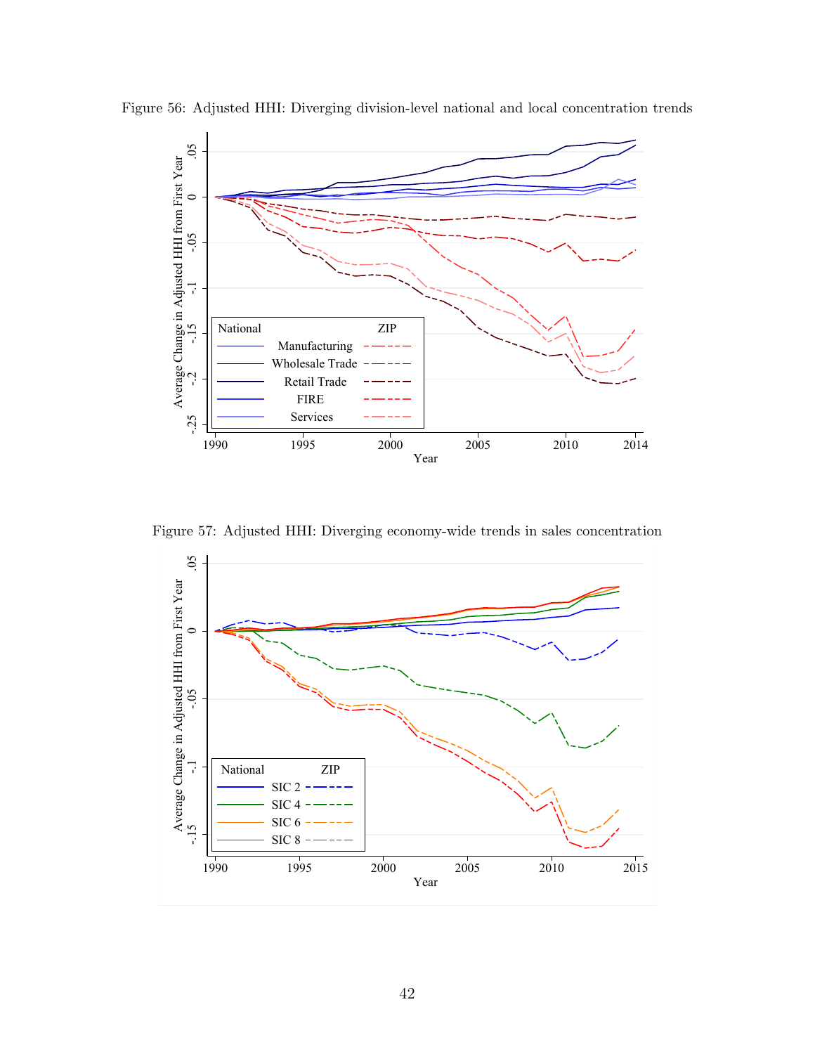Figure 56: Adjusted HHI: Diverging division-level national and local concentration trends

Figure 57: Adjusted HHI: Diverging economy-wide trends in sales concentration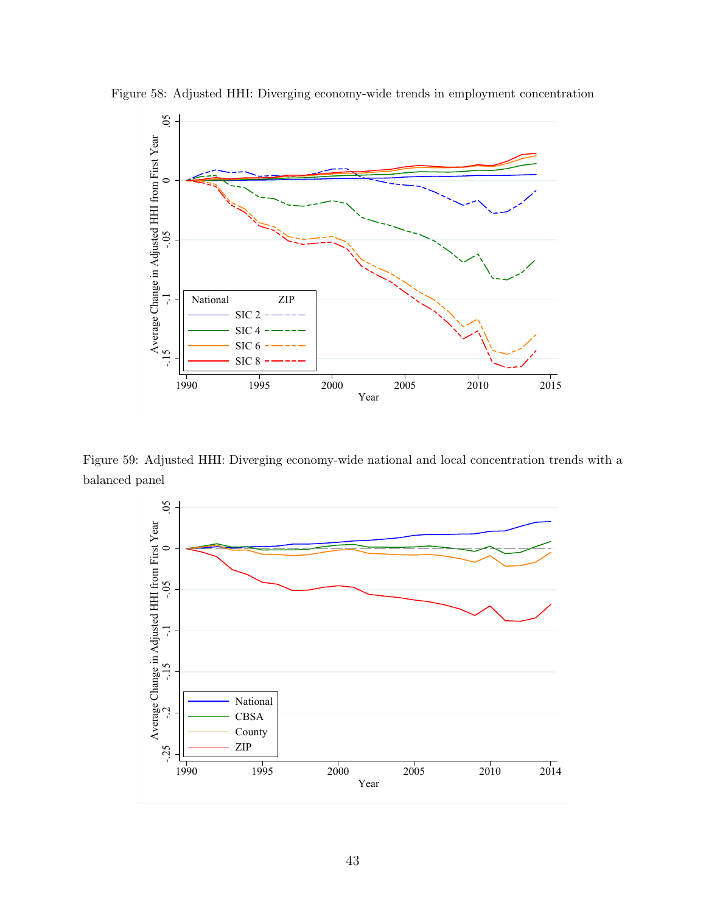Figure 58: Adjusted HHI: Diverging economy-wide trends in employment concentration

Figure 59: Adjusted HHI: Diverging economy-wide national and local concentration trends with a balanced panel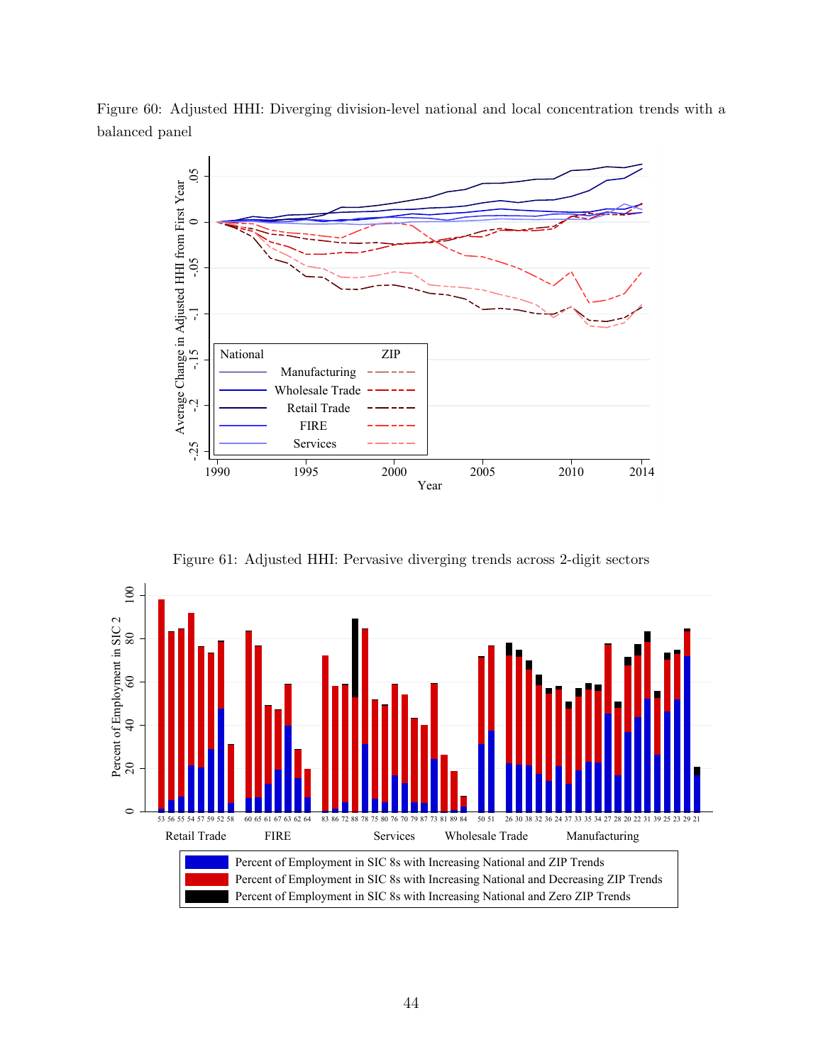Figure 60: Adjusted HHI: Diverging division-level national and local concentration trends with a balanced panel

Figure 61: Adjusted HHI: Pervasive diverging trends across 2-digit sectors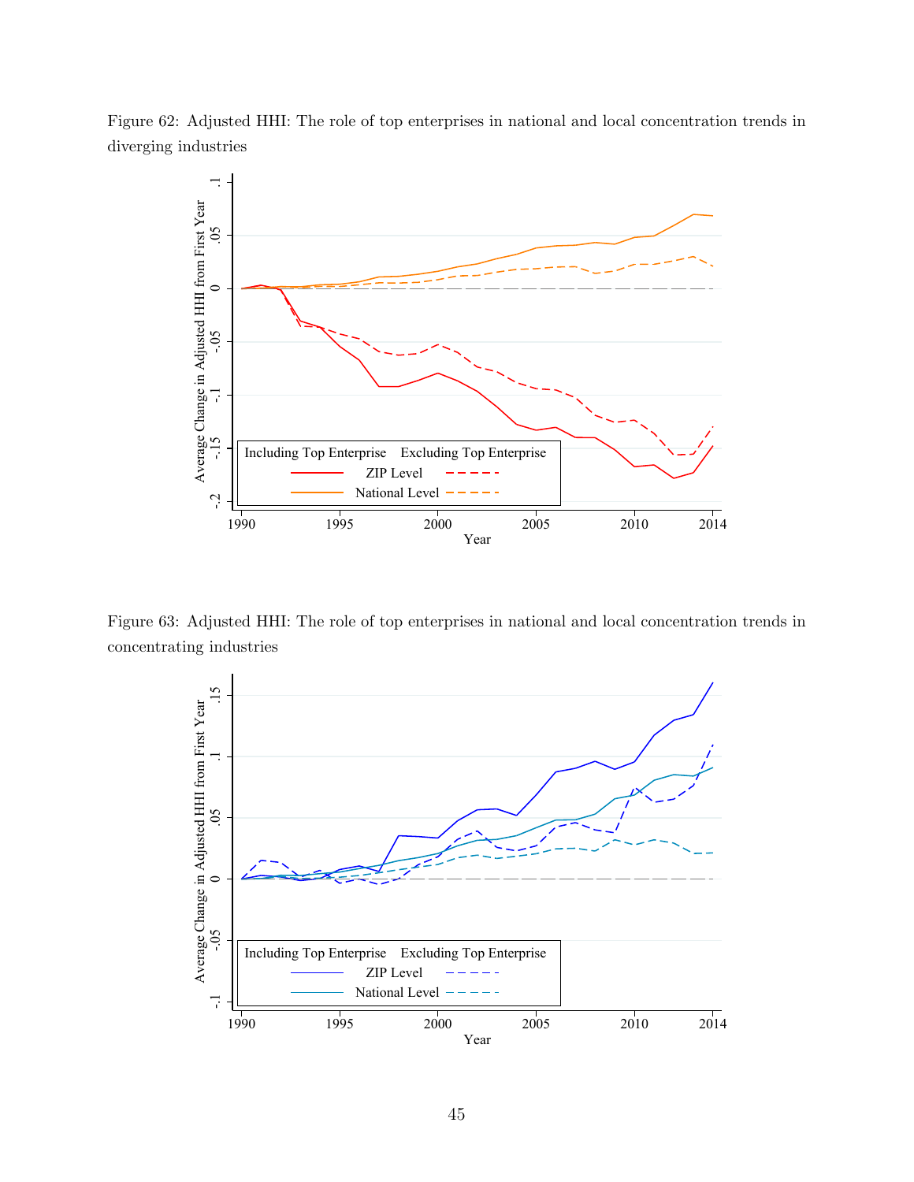Figure 62: Adjusted HHI: The role of top enterprises in national and local concentration trends in diverging industries

Figure 63: Adjusted HHI: The role of top enterprises in national and local concentration trends in concentrating industries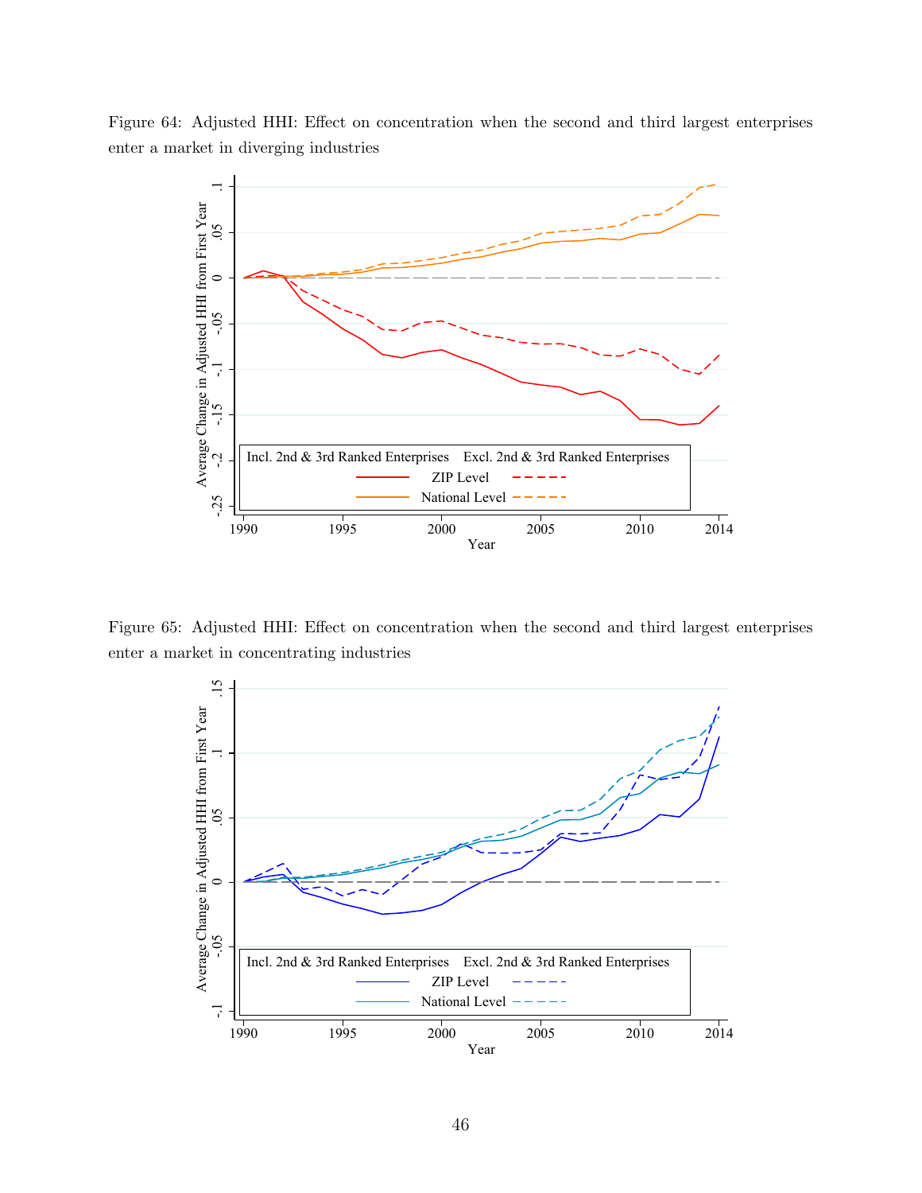Figure 64: Adjusted HHI: Effect on concentration when the second and third largest enterprises enter a market in diverging industries

Figure 65: Adjusted HHI: Effect on concentration when the second and third largest enterprises enter a market in concentrating industries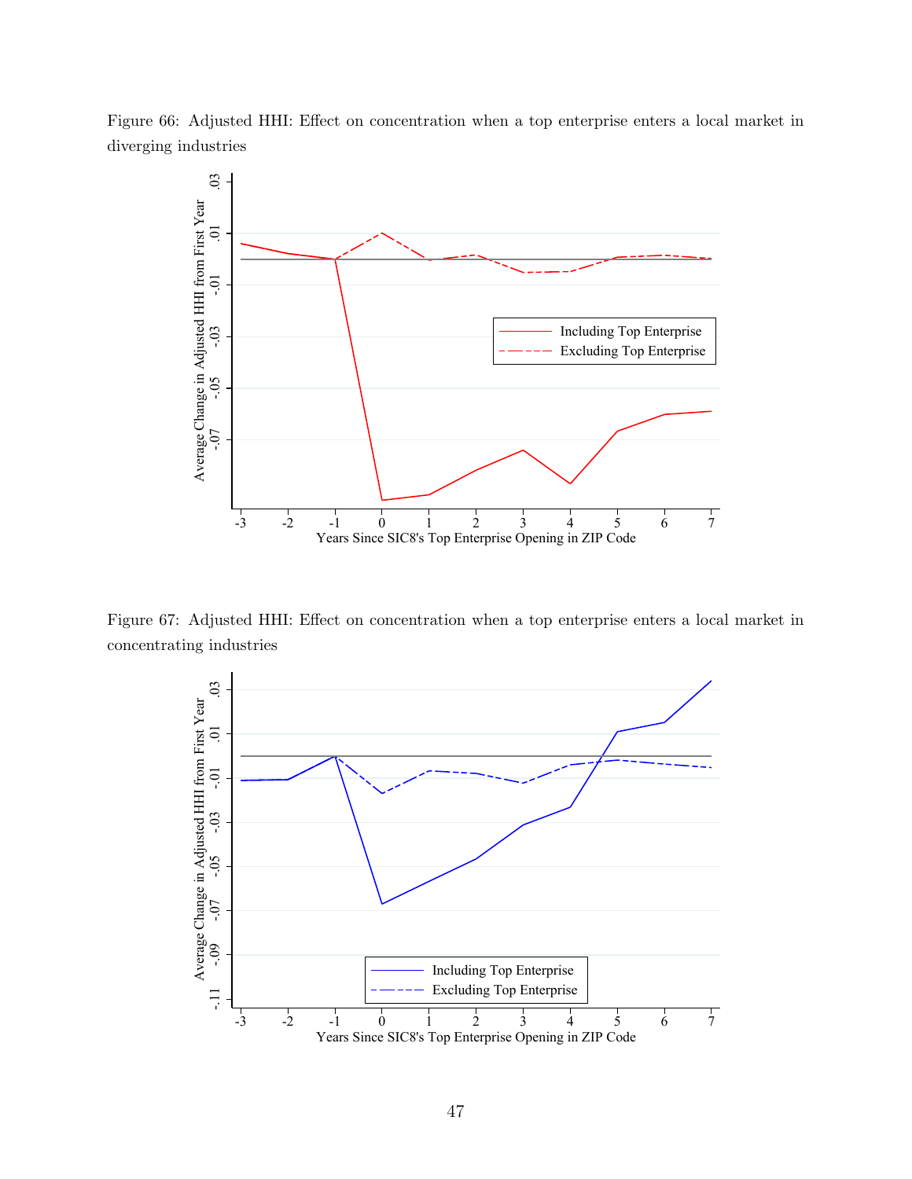Figure 66: Adjusted HHI: Effect on concentration when a top enterprise enters a local market in diverging industries

Figure 67: Adjusted HHI: Effect on concentration when a top enterprise enters a local market in concentrating industries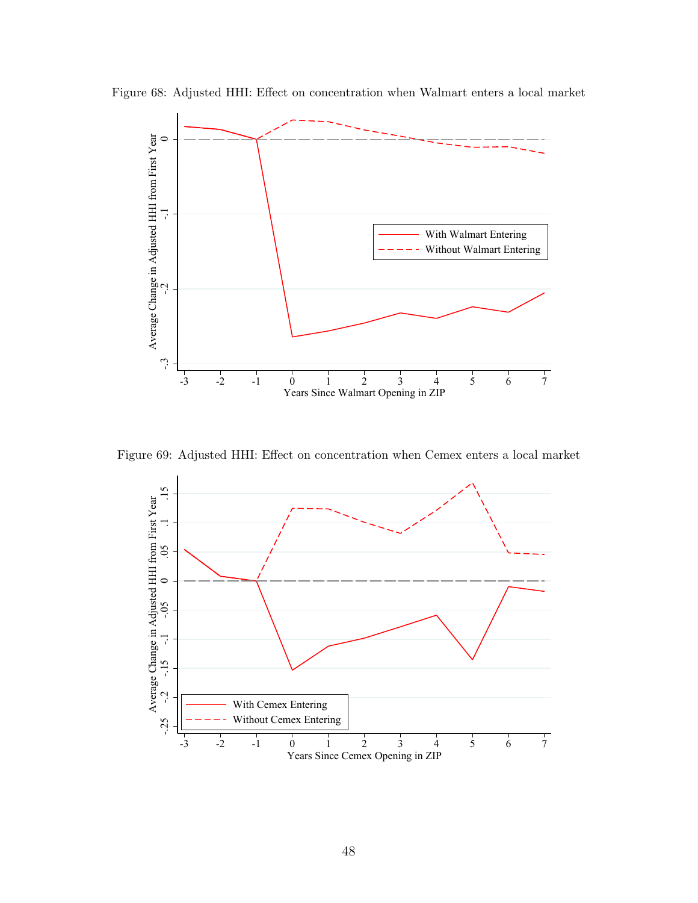Figure 68: Adjusted HHI: Effect on concentration when Walmart enters a local market

Figure 69: Adjusted HHI: Effect on concentration when Cemex enters a local market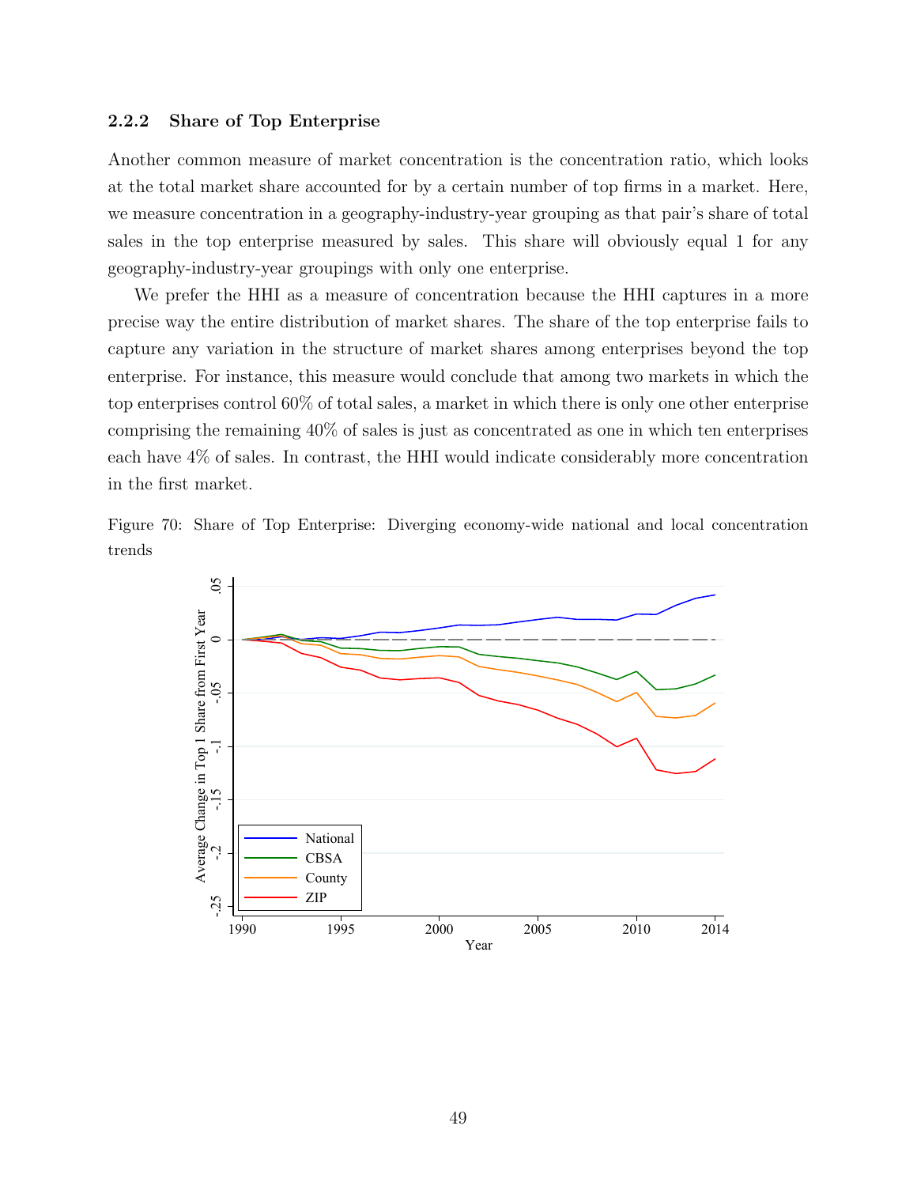### 2.2.2 Share of Top Enterprise

Another common measure of market concentration is the concentration ratio, which looks at the total market share accounted for by a certain number of top firms in a market. Here, we measure concentration in a geography-industry-year grouping as that pair's share of total sales in the top enterprise measured by sales. This share will obviously equal 1 for any geography-industry-year groupings with only one enterprise.

We prefer the HHI as a measure of concentration because the HHI captures in a more precise way the entire distribution of market shares. The share of the top enterprise fails to capture any variation in the structure of market shares among enterprises beyond the top enterprise. For instance, this measure would conclude that among two markets in which the top enterprises control 60% of total sales, a market in which there is only one other enterprise comprising the remaining 40% of sales is just as concentrated as one in which ten enterprises each have 4% of sales. In contrast, the HHI would indicate considerably more concentration in the first market.

Figure 70: Share of Top Enterprise: Diverging economy-wide national and local concentration trends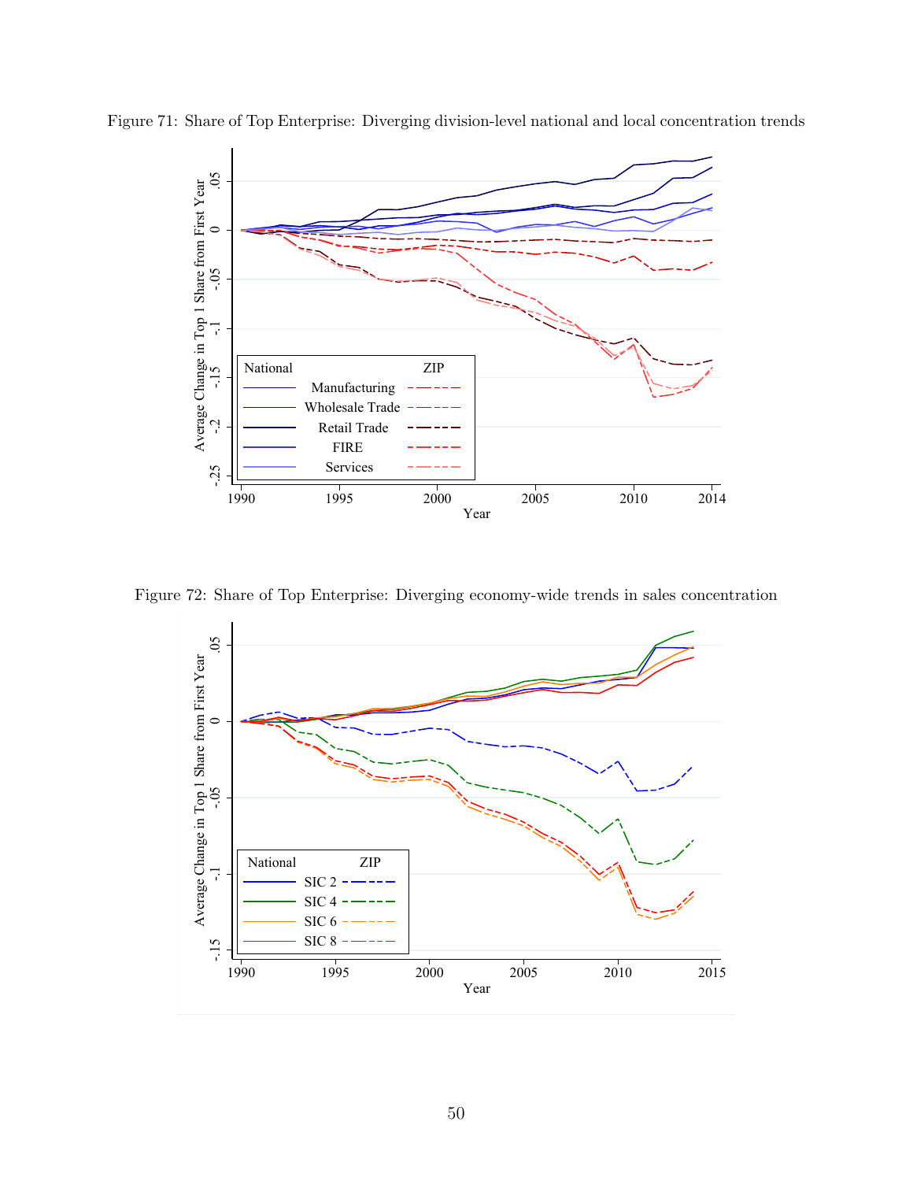Figure 71: Share of Top Enterprise: Diverging division-level national and local concentration trends

Figure 72: Share of Top Enterprise: Diverging economy-wide trends in sales concentration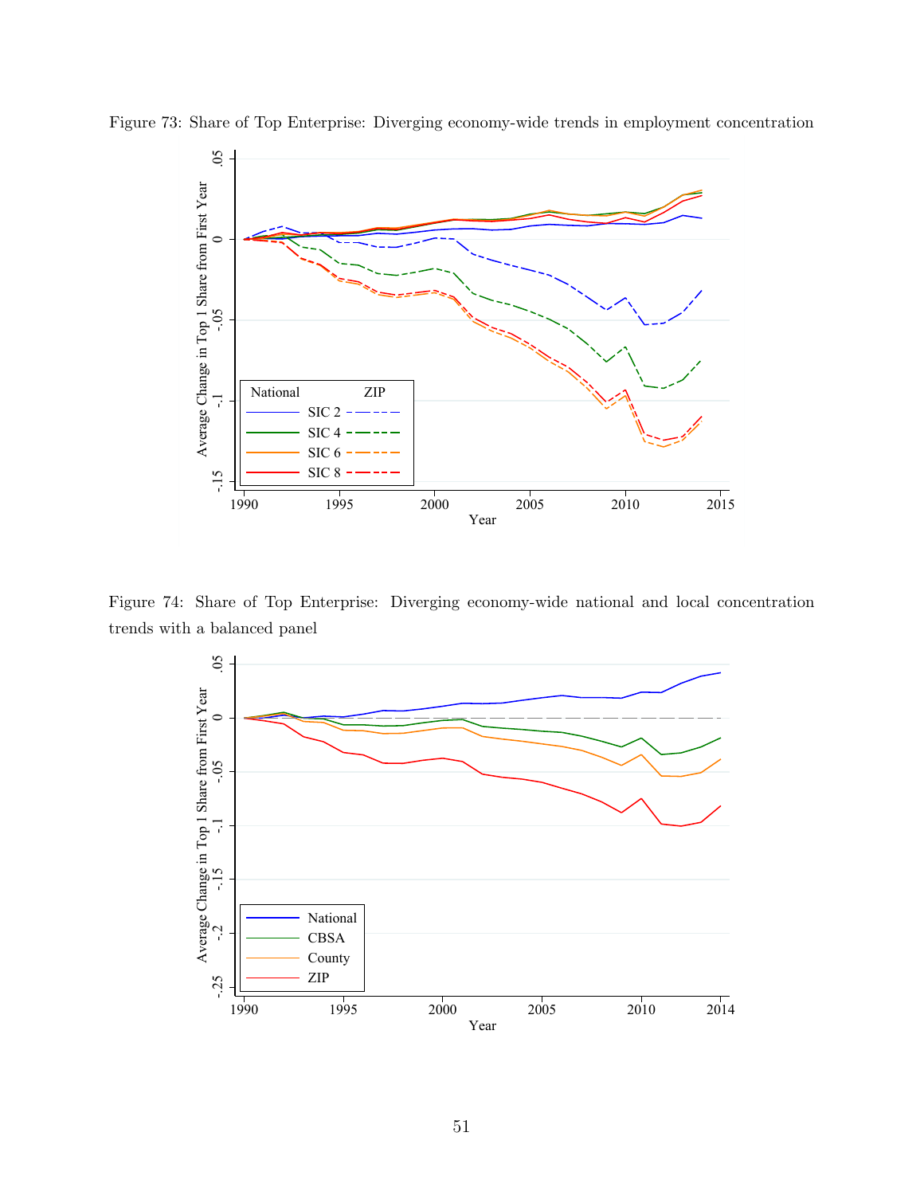Figure 73: Share of Top Enterprise: Diverging economy-wide trends in employment concentration

Figure 74: Share of Top Enterprise: Diverging economy-wide national and local concentration trends with a balanced panel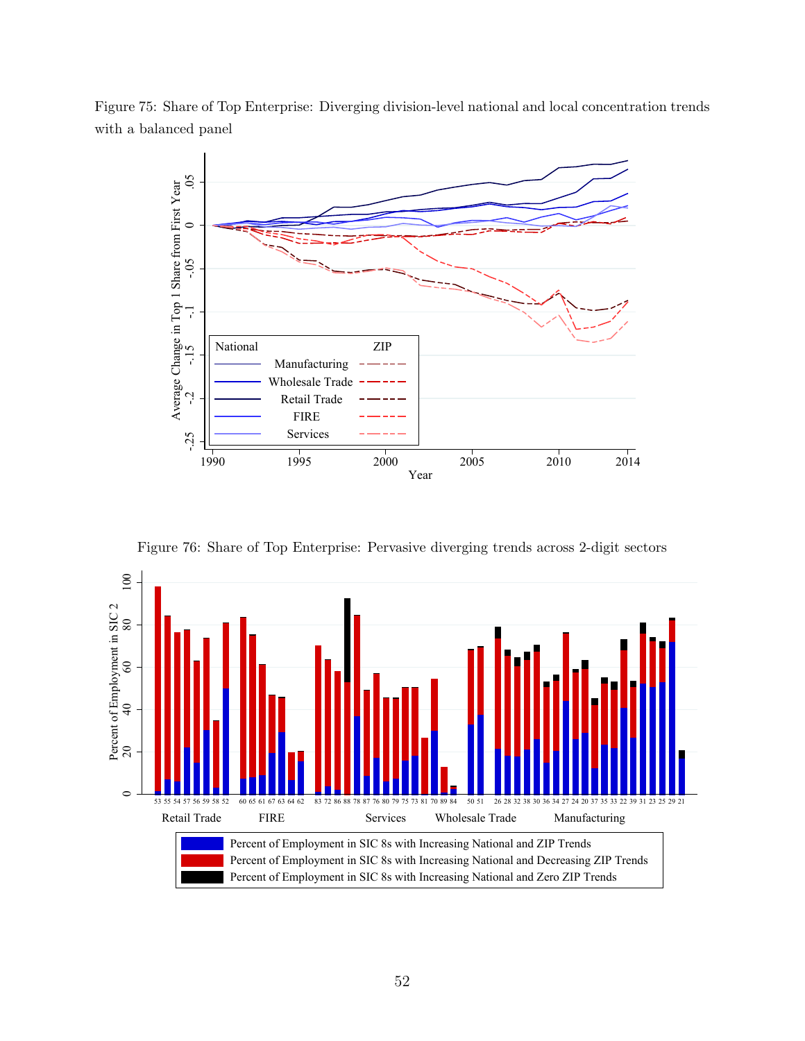Figure 75: Share of Top Enterprise: Diverging division-level national and local concentration trends with a balanced panel

Figure 76: Share of Top Enterprise: Pervasive diverging trends across 2-digit sectors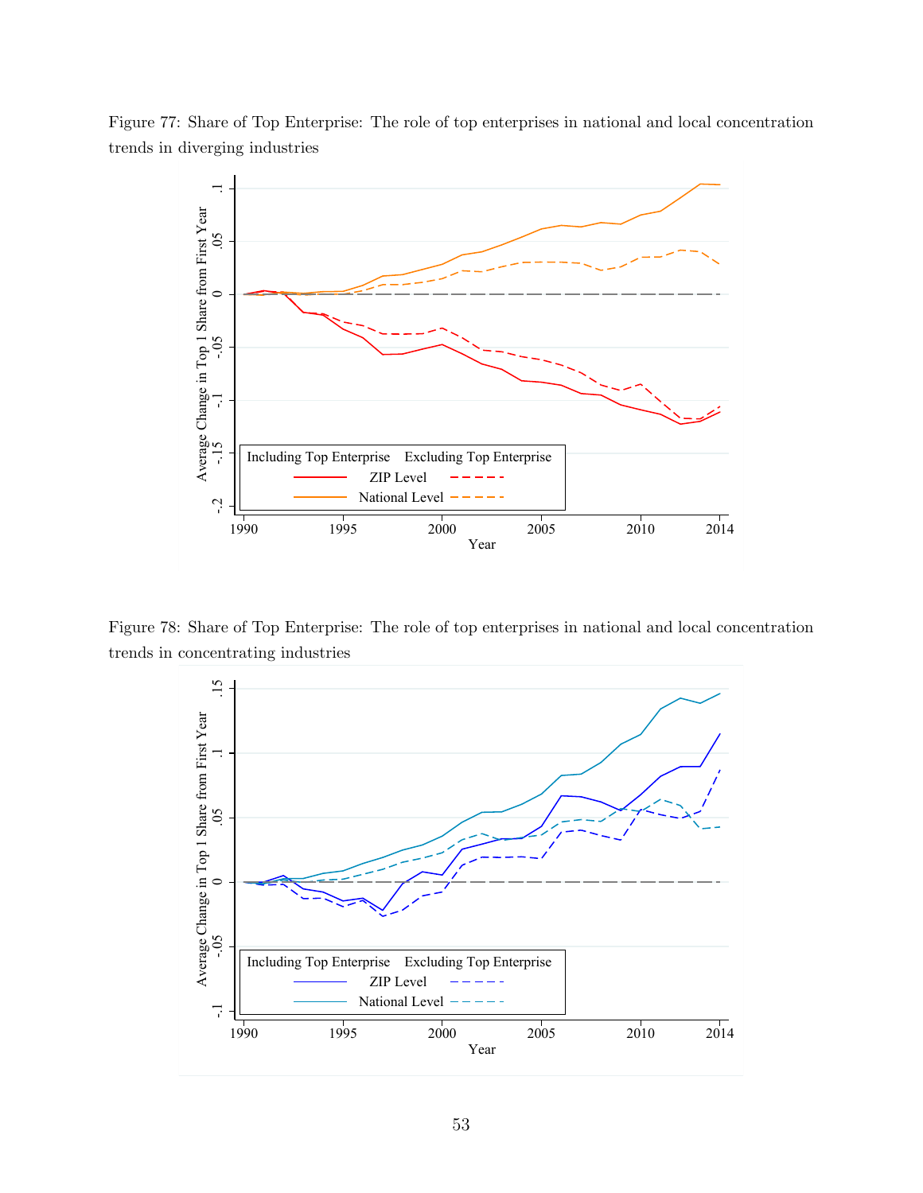Figure 77: Share of Top Enterprise: The role of top enterprises in national and local concentration trends in diverging industries

Figure 78: Share of Top Enterprise: The role of top enterprises in national and local concentration trends in concentrating industries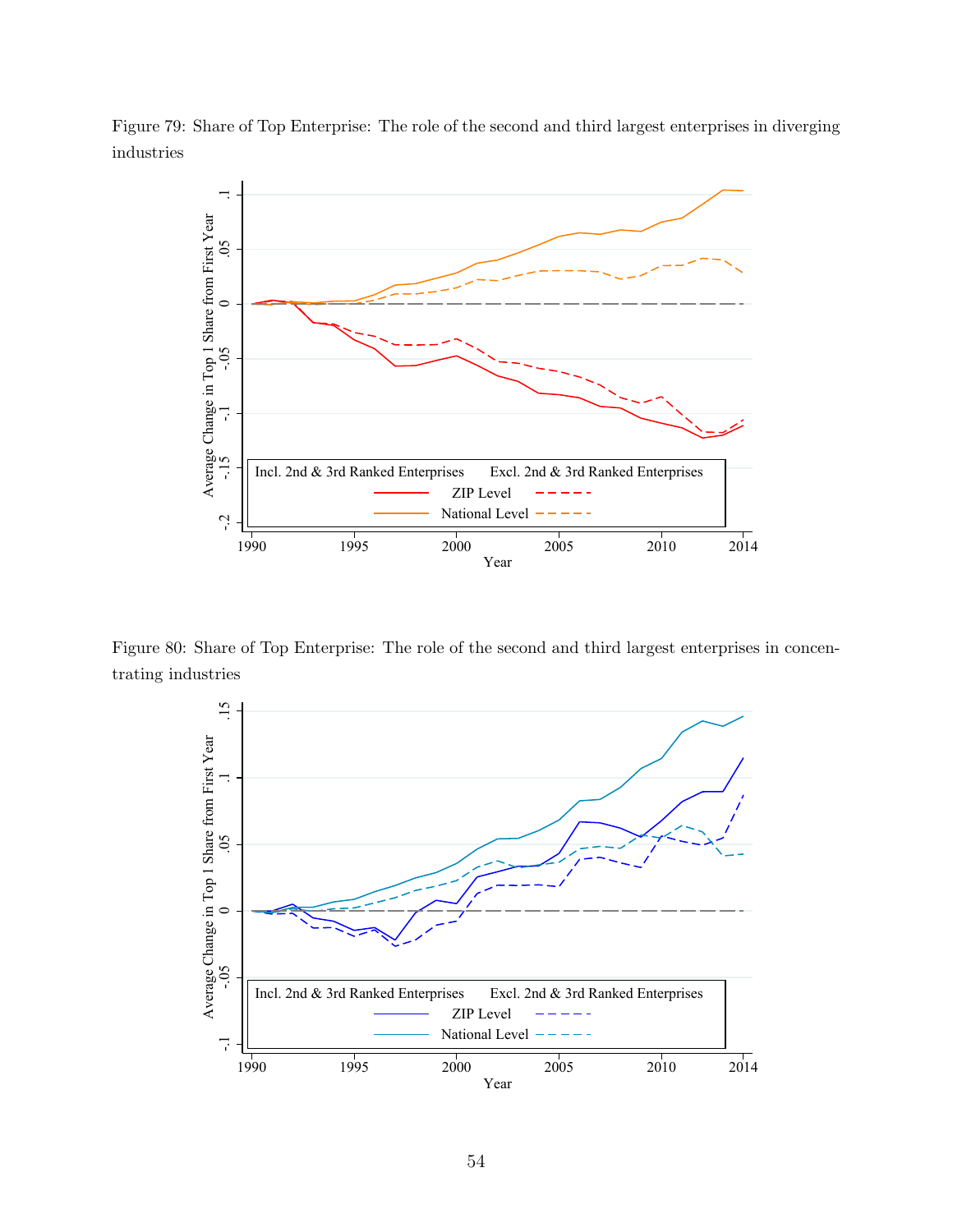Figure 79: Share of Top Enterprise: The role of the second and third largest enterprises in diverging industries

Figure 80: Share of Top Enterprise: The role of the second and third largest enterprises in concentrating industries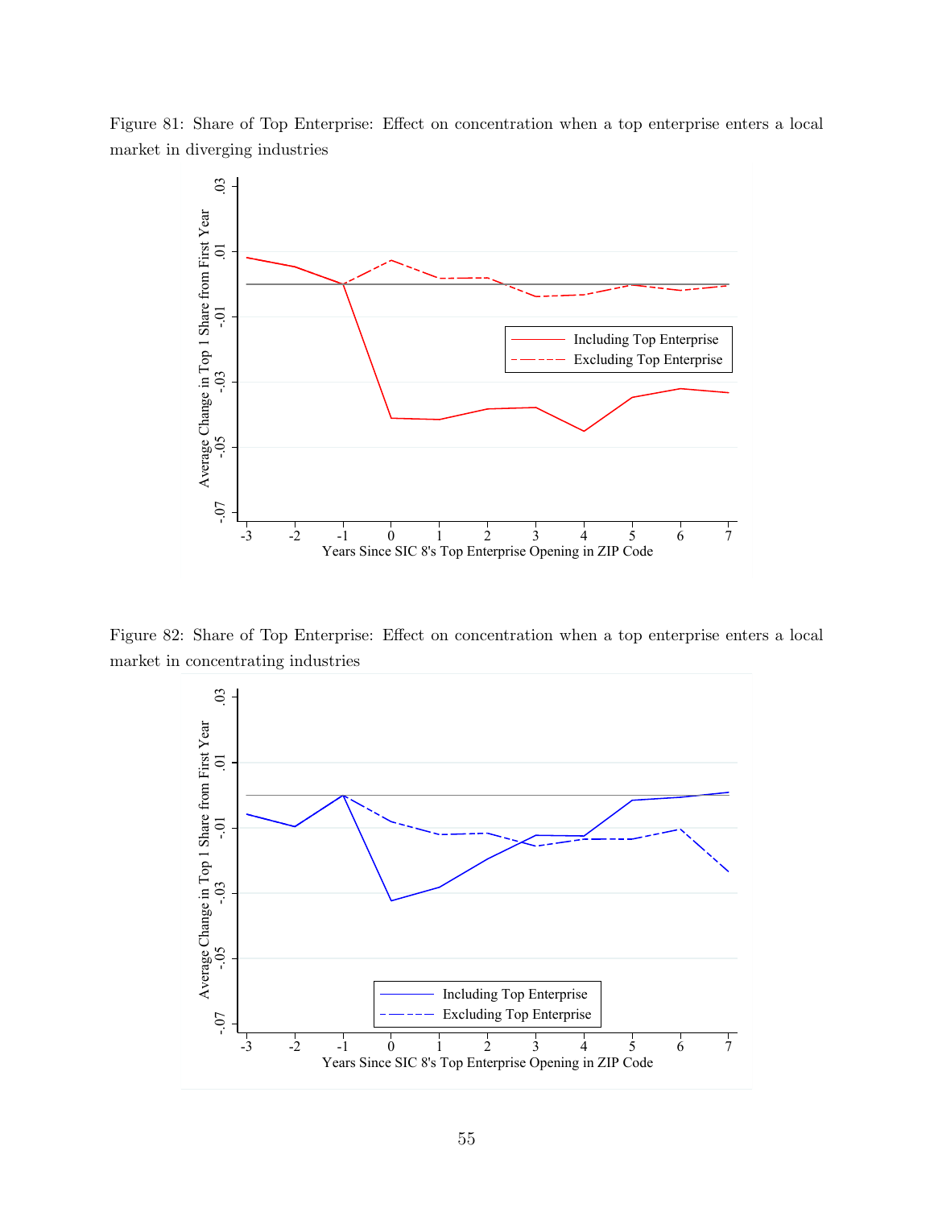Figure 81: Share of Top Enterprise: Effect on concentration when a top enterprise enters a local market in diverging industries

Figure 82: Share of Top Enterprise: Effect on concentration when a top enterprise enters a local market in concentrating industries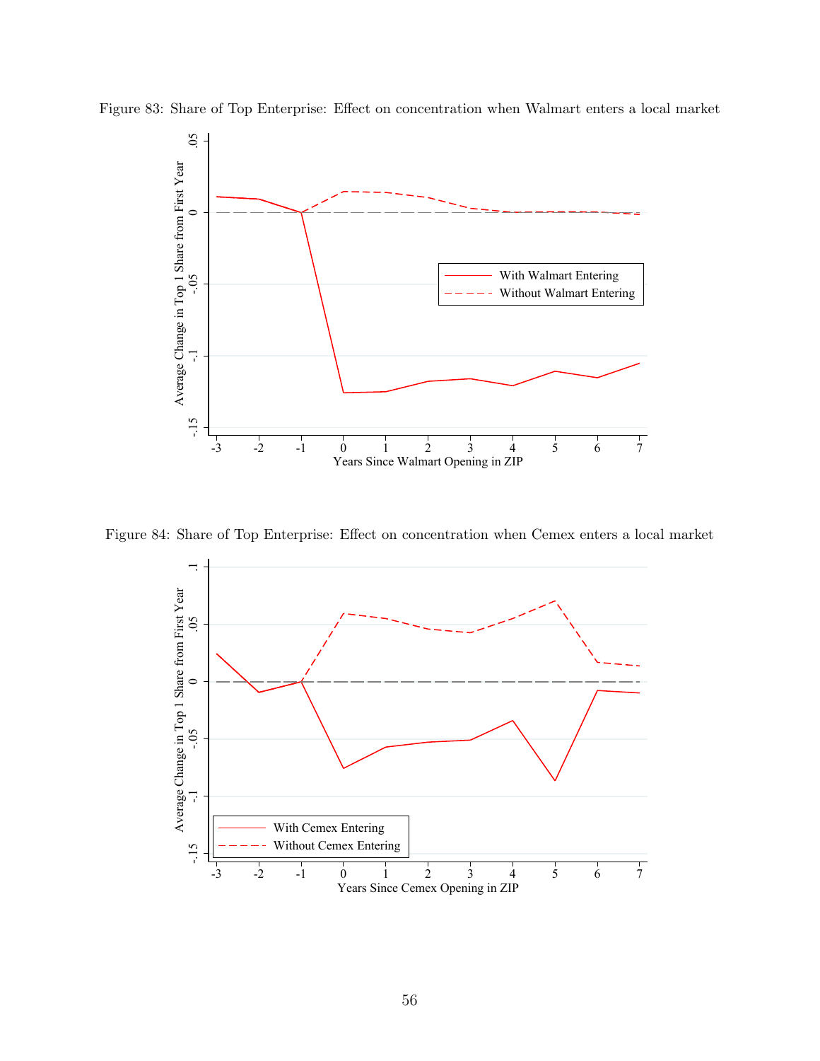Figure 83: Share of Top Enterprise: Effect on concentration when Walmart enters a local market

Figure 84: Share of Top Enterprise: Effect on concentration when Cemex enters a local market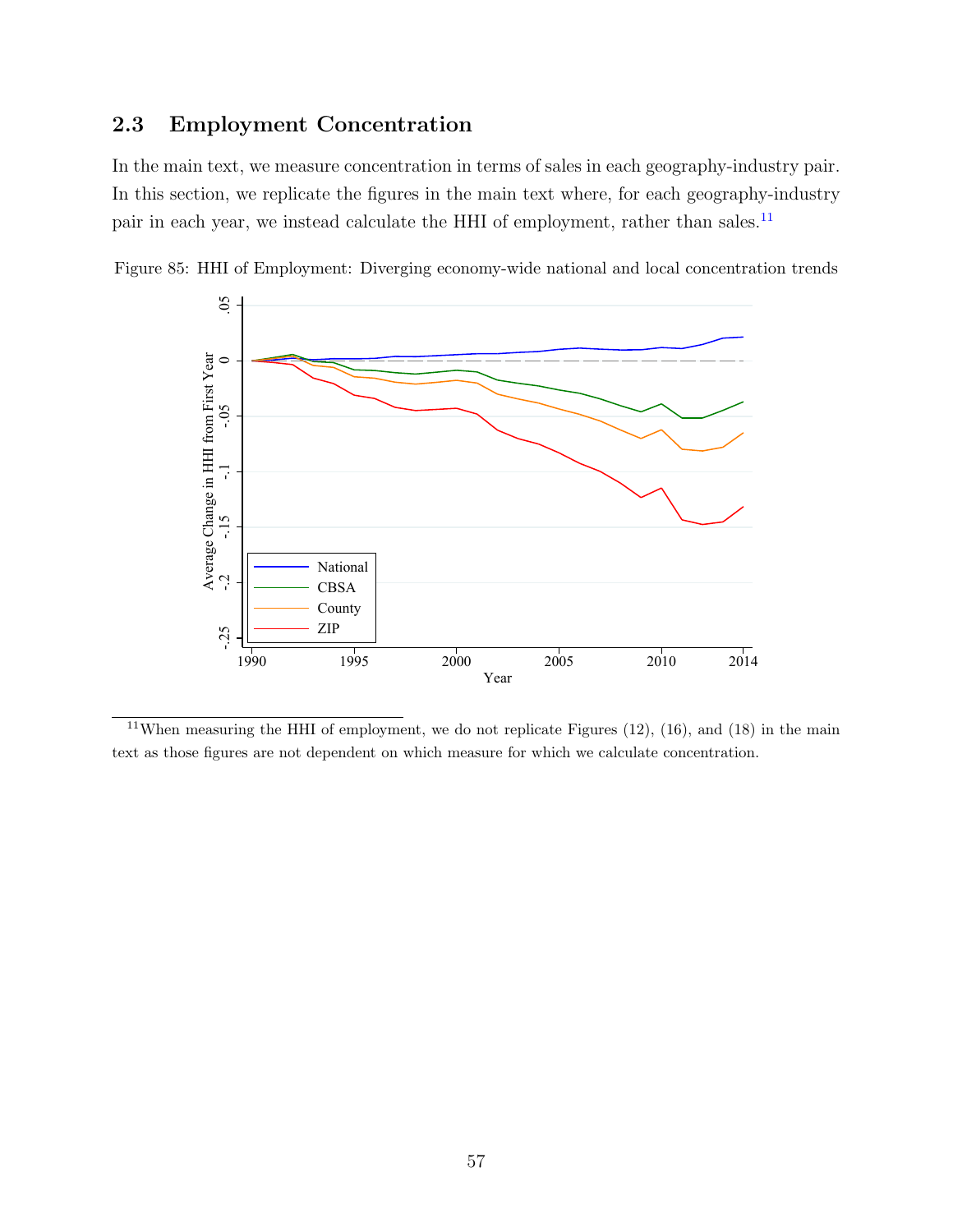## 2.3 Employment Concentration

In the main text, we measure concentration in terms of sales in each geography-industry pair. In this section, we replicate the figures in the main text where, for each geography-industry pair in each year, we instead calculate the HHI of employment, rather than sales.[11]

Figure 85: HHI of Employment: Diverging economy-wide national and local concentration trends

---

[11] When measuring the HHI of employment, we do not replicate Figures (12), (16), and (18) in the main text as those figures are not dependent on which measure for which we calculate concentration.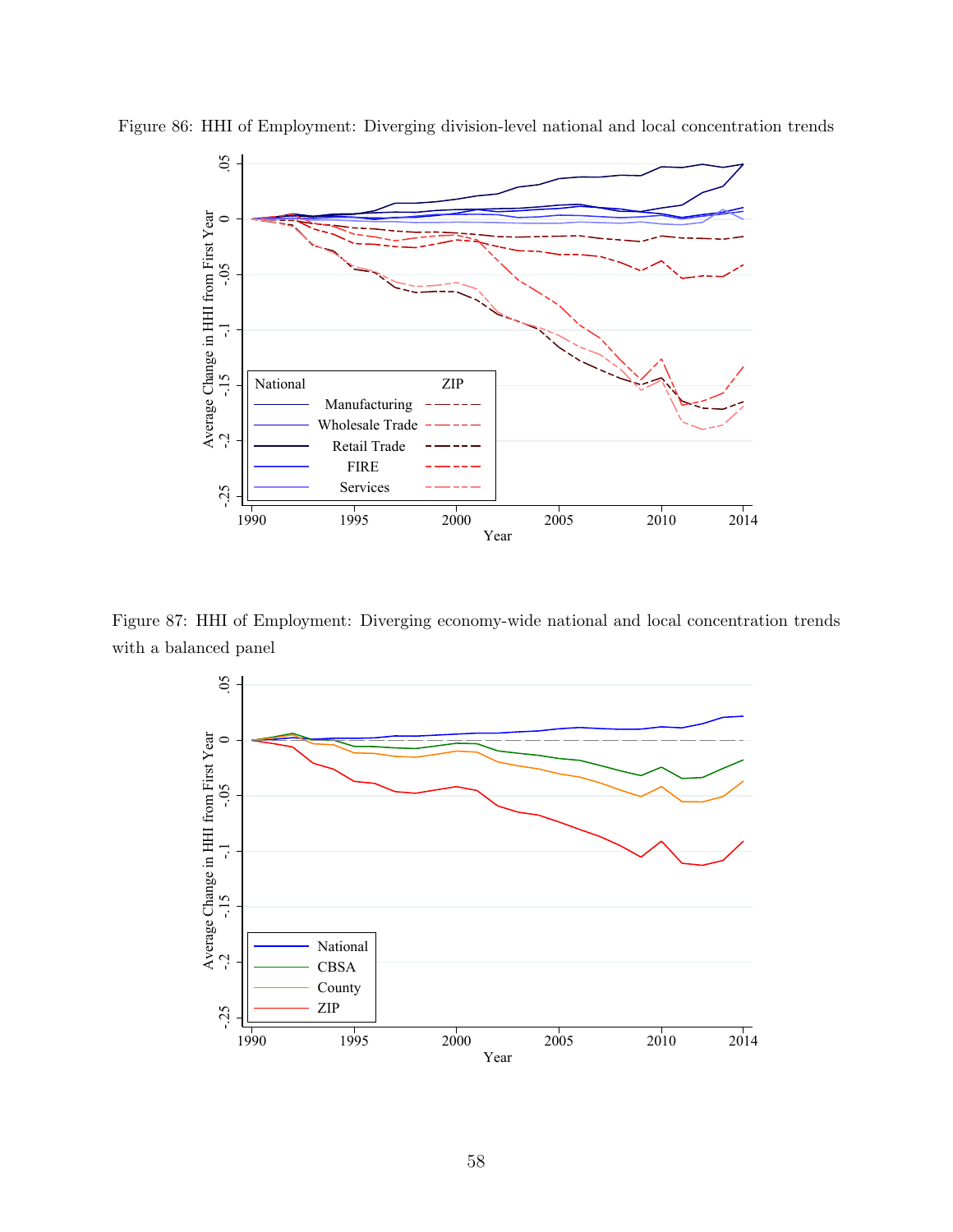Figure 86: HHI of Employment: Diverging division-level national and local concentration trends

Figure 87: HHI of Employment: Diverging economy-wide national and local concentration trends with a balanced panel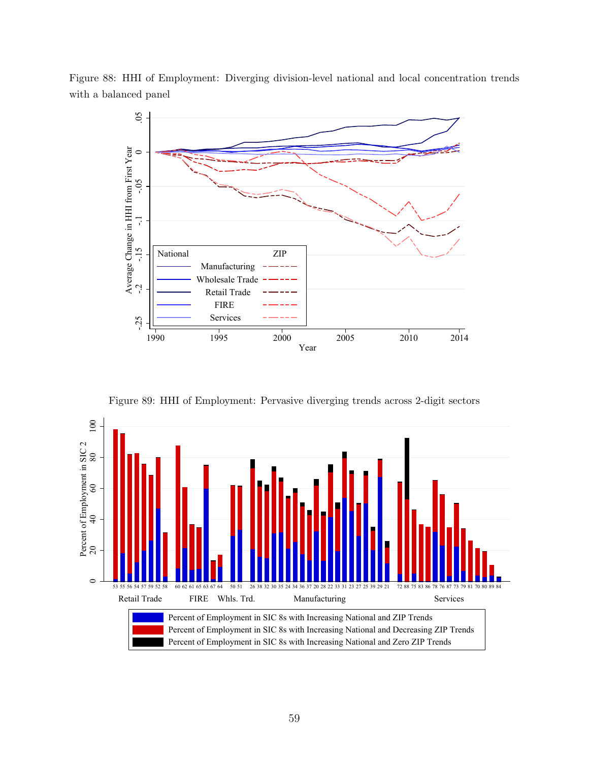Figure 88: HHI of Employment: Diverging division-level national and local concentration trends with a balanced panel

Figure 89: HHI of Employment: Pervasive diverging trends across 2-digit sectors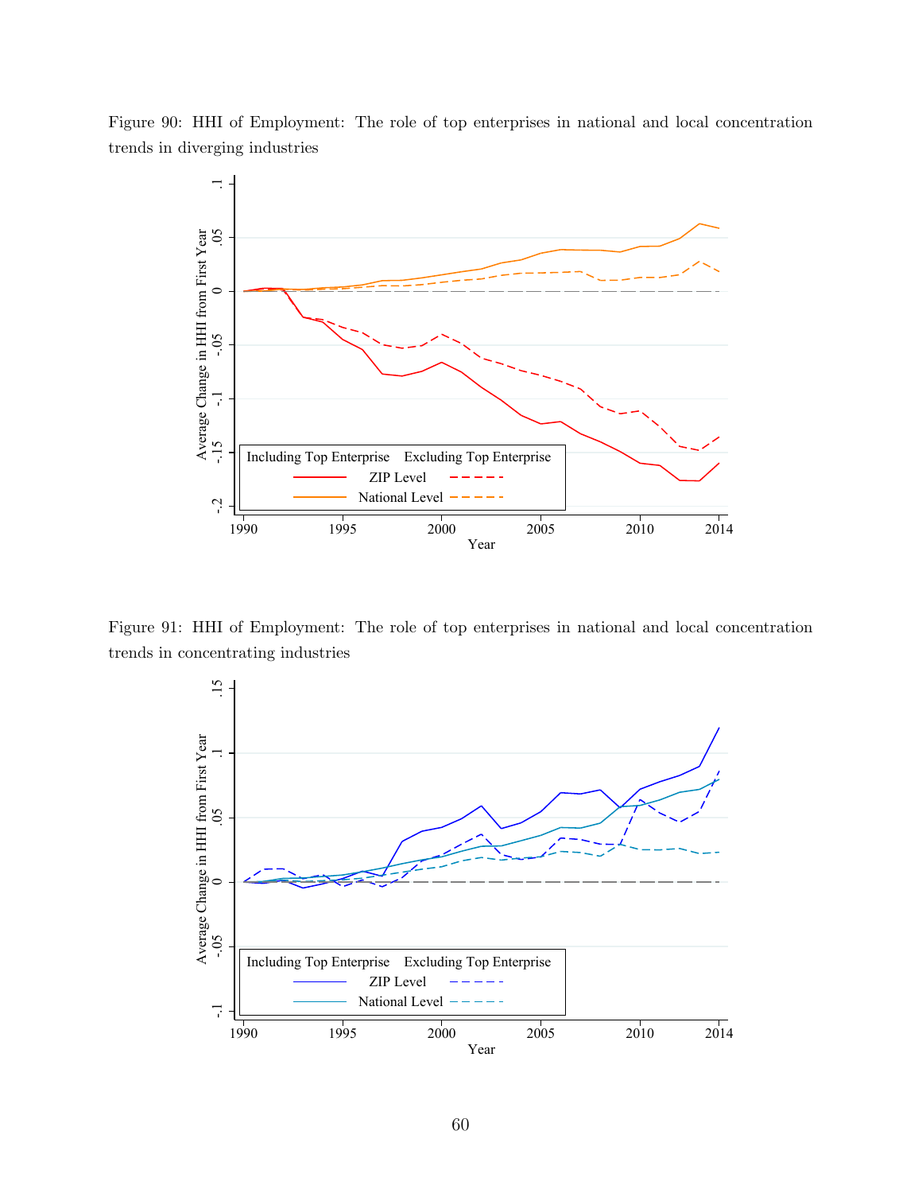Figure 90: HHI of Employment: The role of top enterprises in national and local concentration trends in diverging industries

Figure 91: HHI of Employment: The role of top enterprises in national and local concentration trends in concentrating industries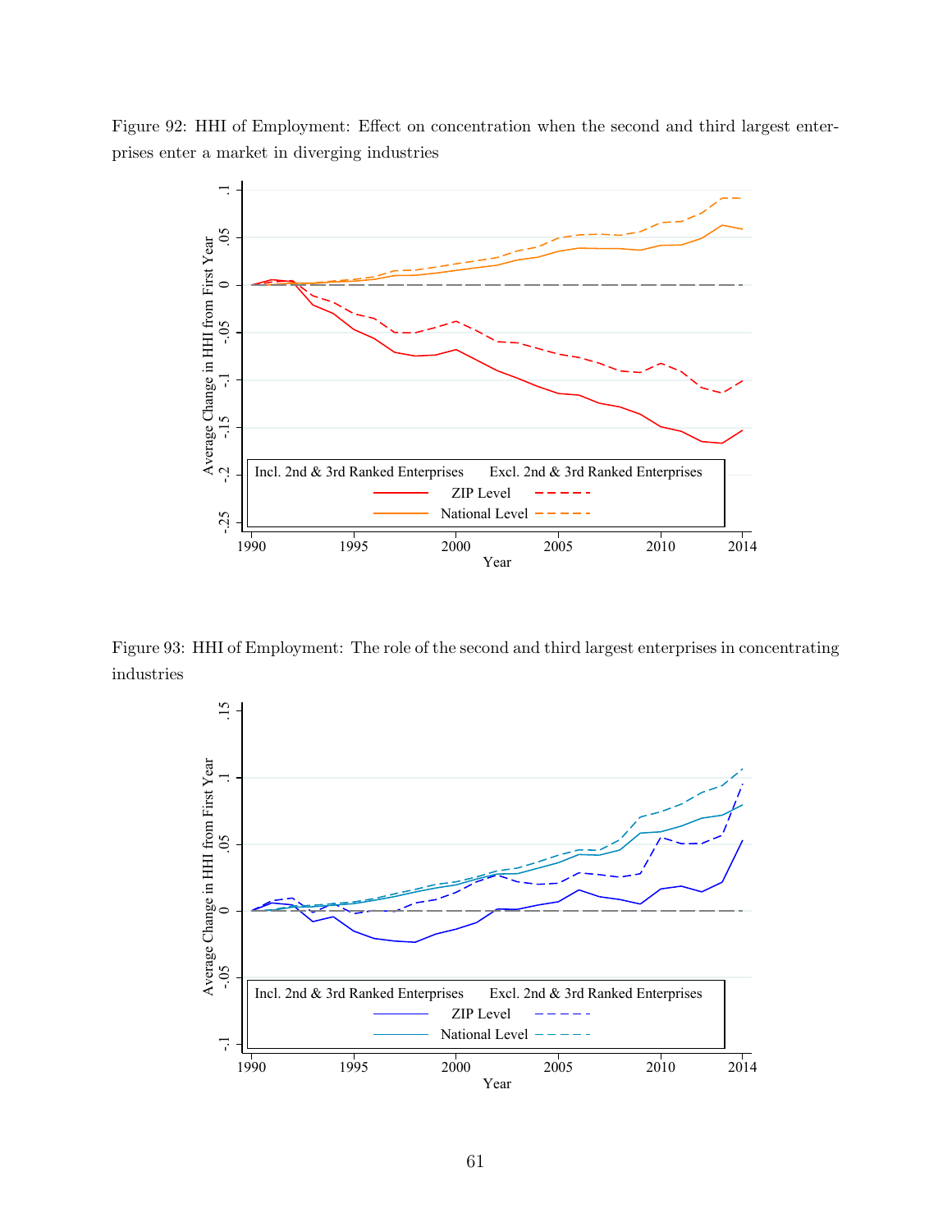Figure 92: HHI of Employment: Effect on concentration when the second and third largest enterprises enter a market in diverging industries

Figure 93: HHI of Employment: The role of the second and third largest enterprises in concentrating industries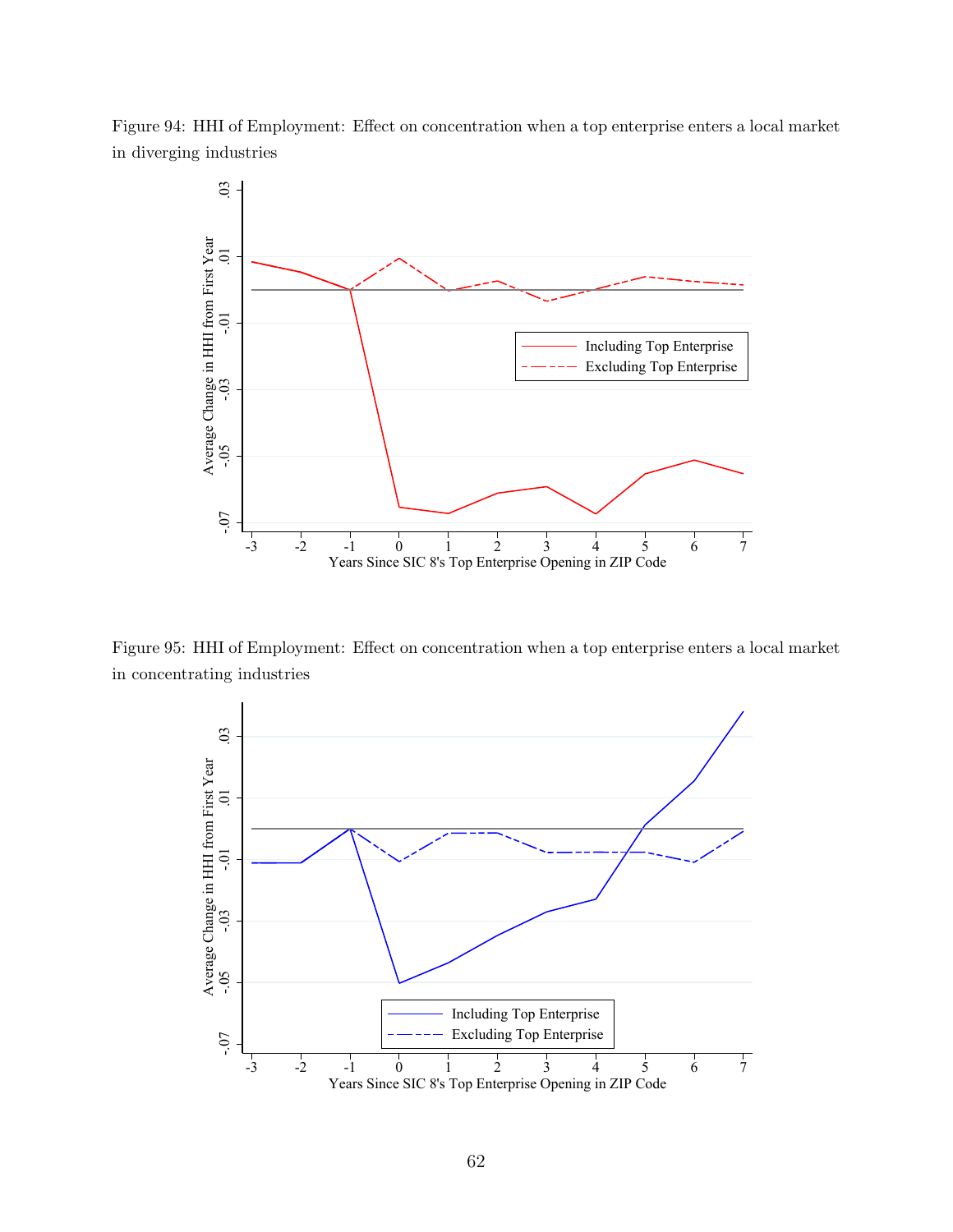Figure 94: HHI of Employment: Effect on concentration when a top enterprise enters a local market in diverging industries

Figure 95: HHI of Employment: Effect on concentration when a top enterprise enters a local market in concentrating industries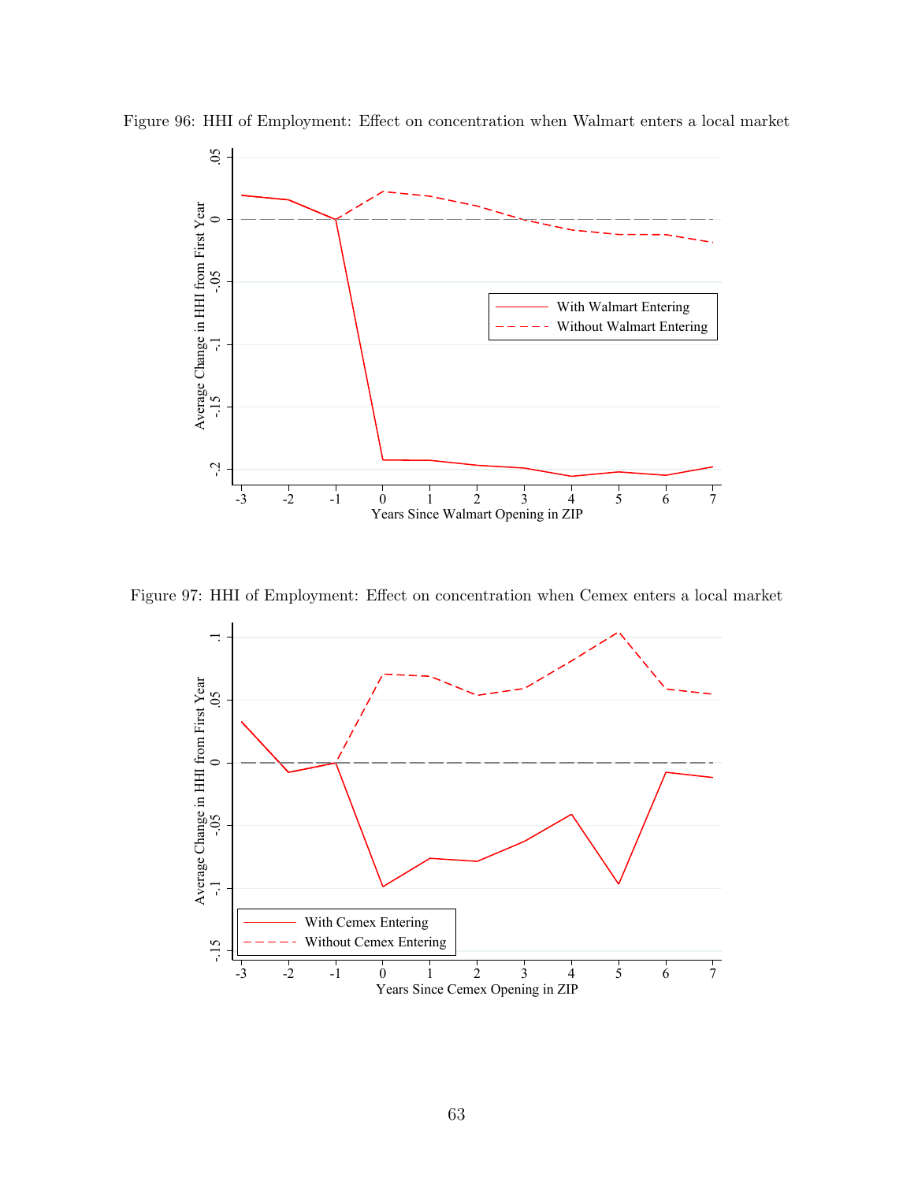Figure 96: HHI of Employment: Effect on concentration when Walmart enters a local market

Figure 97: HHI of Employment: Effect on concentration when Cemex enters a local market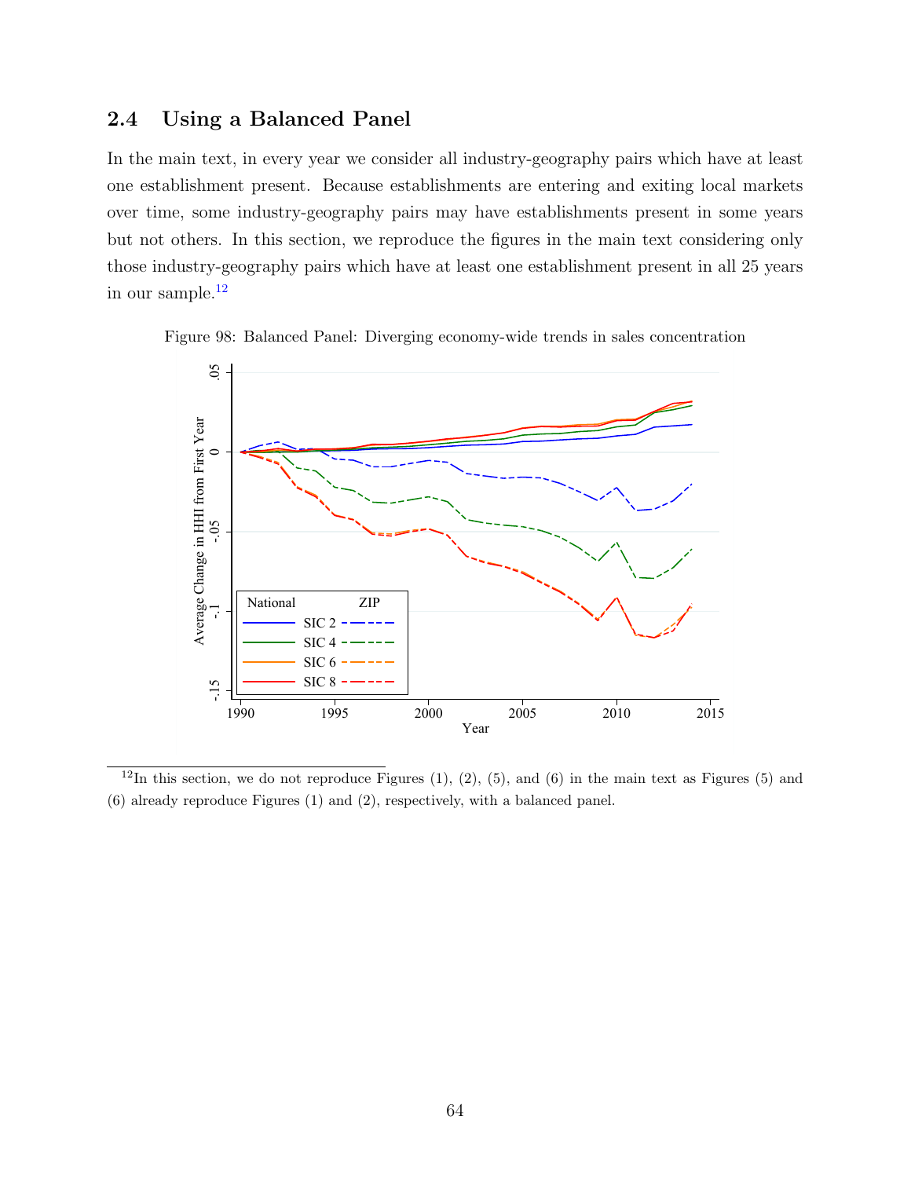### 2.4 Using a Balanced Panel

In the main text, in every year we consider all industry-geography pairs which have at least one establishment present. Because establishments are entering and exiting local markets over time, some industry-geography pairs may have establishments present in some years but not others. In this section, we reproduce the figures in the main text considering only those industry-geography pairs which have at least one establishment present in all 25 years in our sample.[12]

Figure 98: Balanced Panel: Diverging economy-wide trends in sales concentration

[12] In this section, we do not reproduce Figures (1), (2), (5), and (6) in the main text as Figures (5) and (6) already reproduce Figures (1) and (2), respectively, with a balanced panel.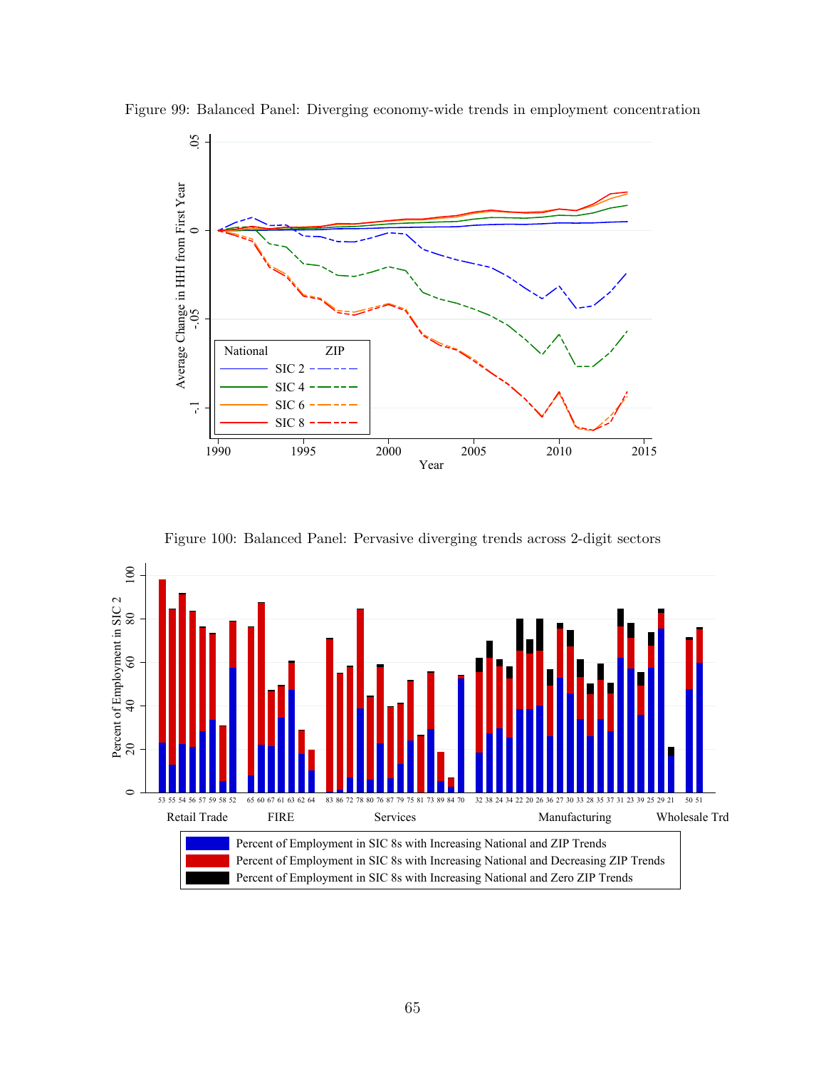Figure 99: Balanced Panel: Diverging economy-wide trends in employment concentration

Figure 100: Balanced Panel: Pervasive diverging trends across 2-digit sectors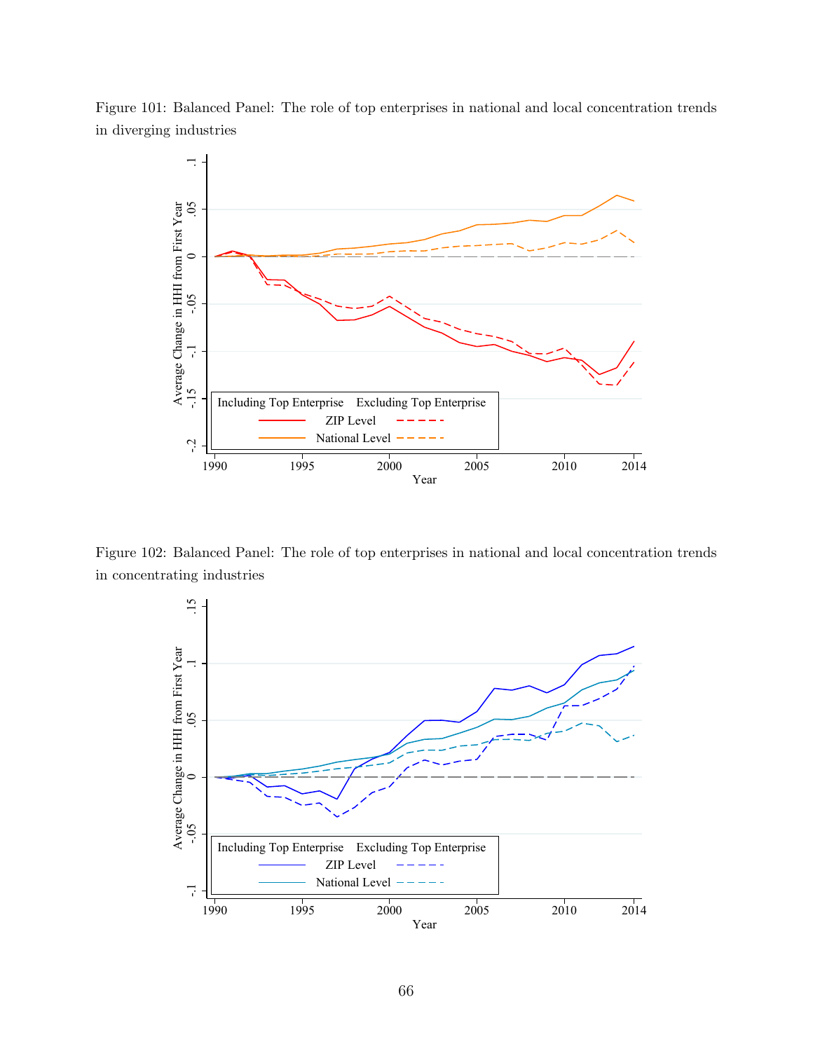Figure 101: Balanced Panel: The role of top enterprises in national and local concentration trends in diverging industries

Figure 102: Balanced Panel: The role of top enterprises in national and local concentration trends in concentrating industries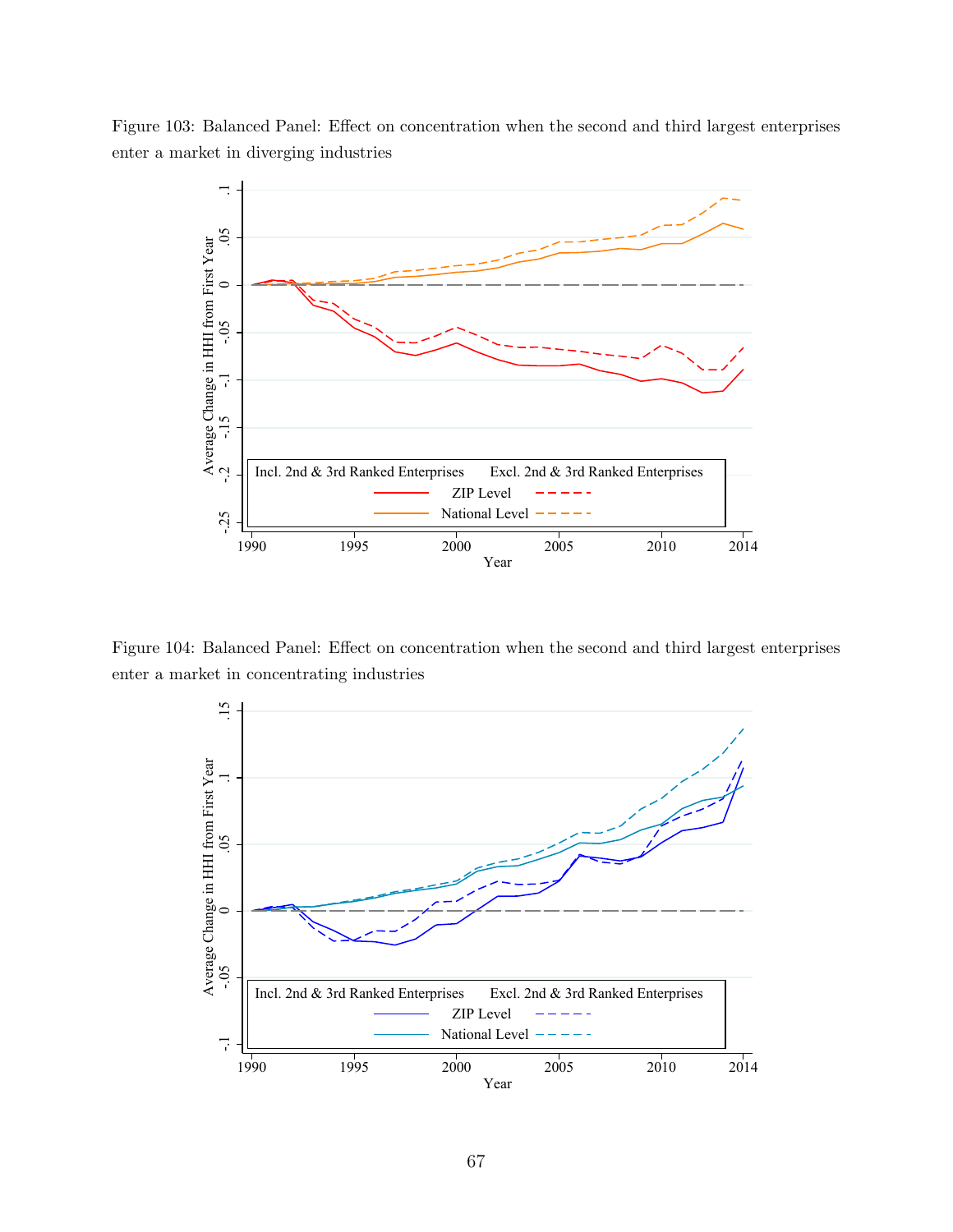Figure 103: Balanced Panel: Effect on concentration when the second and third largest enterprises enter a market in diverging industries

Figure 104: Balanced Panel: Effect on concentration when the second and third largest enterprises enter a market in concentrating industries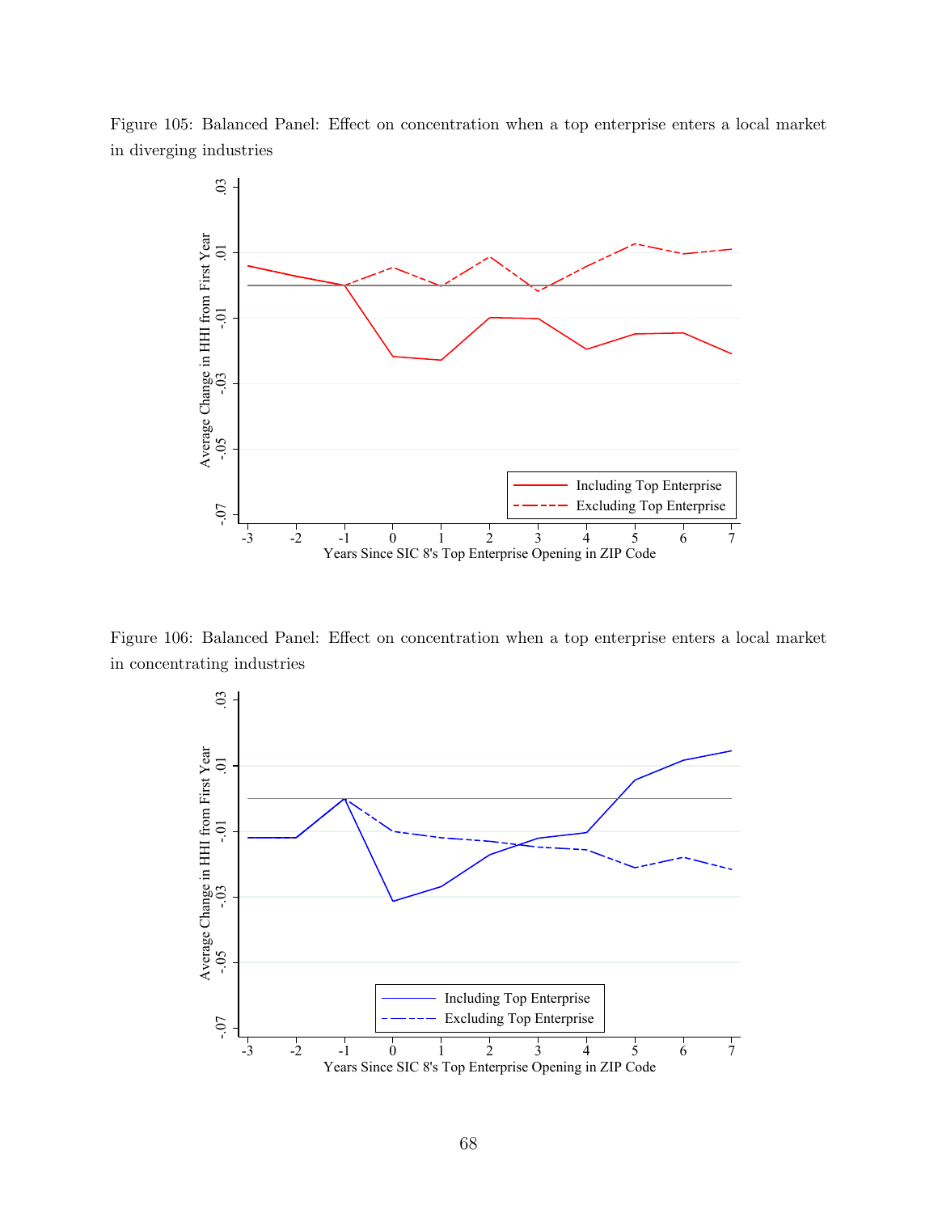Figure 105: Balanced Panel: Effect on concentration when a top enterprise enters a local market in diverging industries

Figure 106: Balanced Panel: Effect on concentration when a top enterprise enters a local market in concentrating industries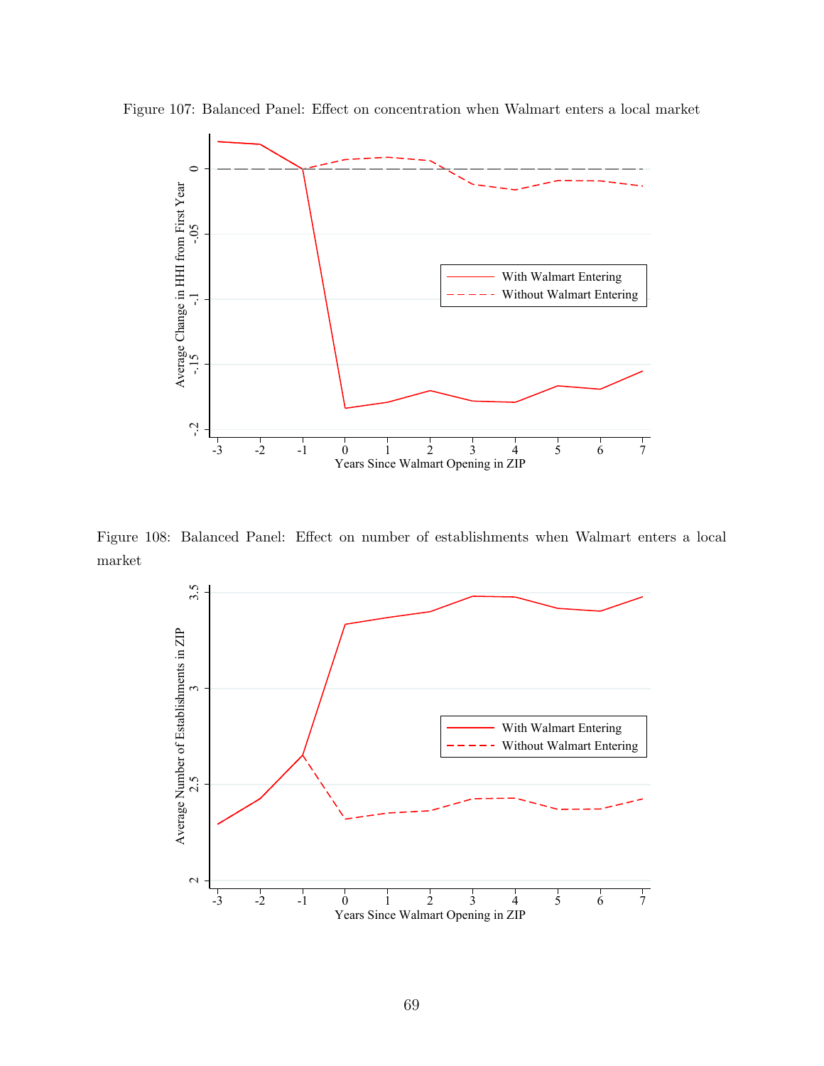Figure 107: Balanced Panel: Effect on concentration when Walmart enters a local market

Figure 108: Balanced Panel: Effect on number of establishments when Walmart enters a local market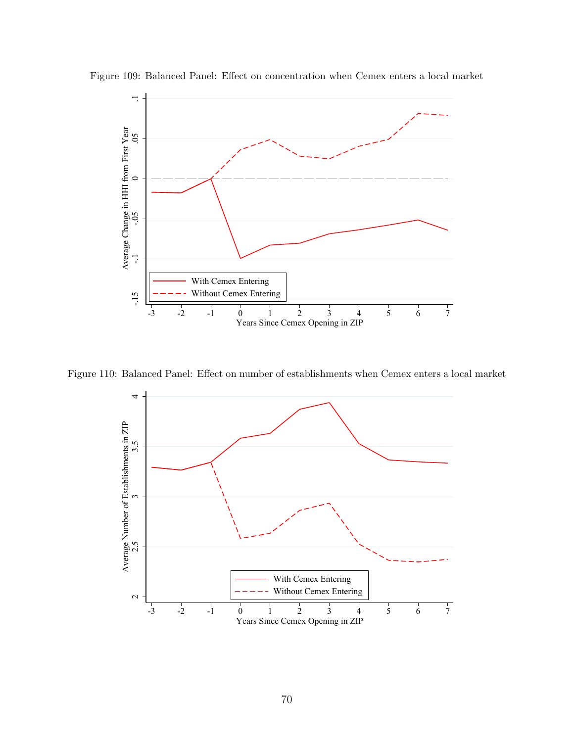Figure 109: Balanced Panel: Effect on concentration when Cemex enters a local market

Figure 110: Balanced Panel: Effect on number of establishments when Cemex enters a local market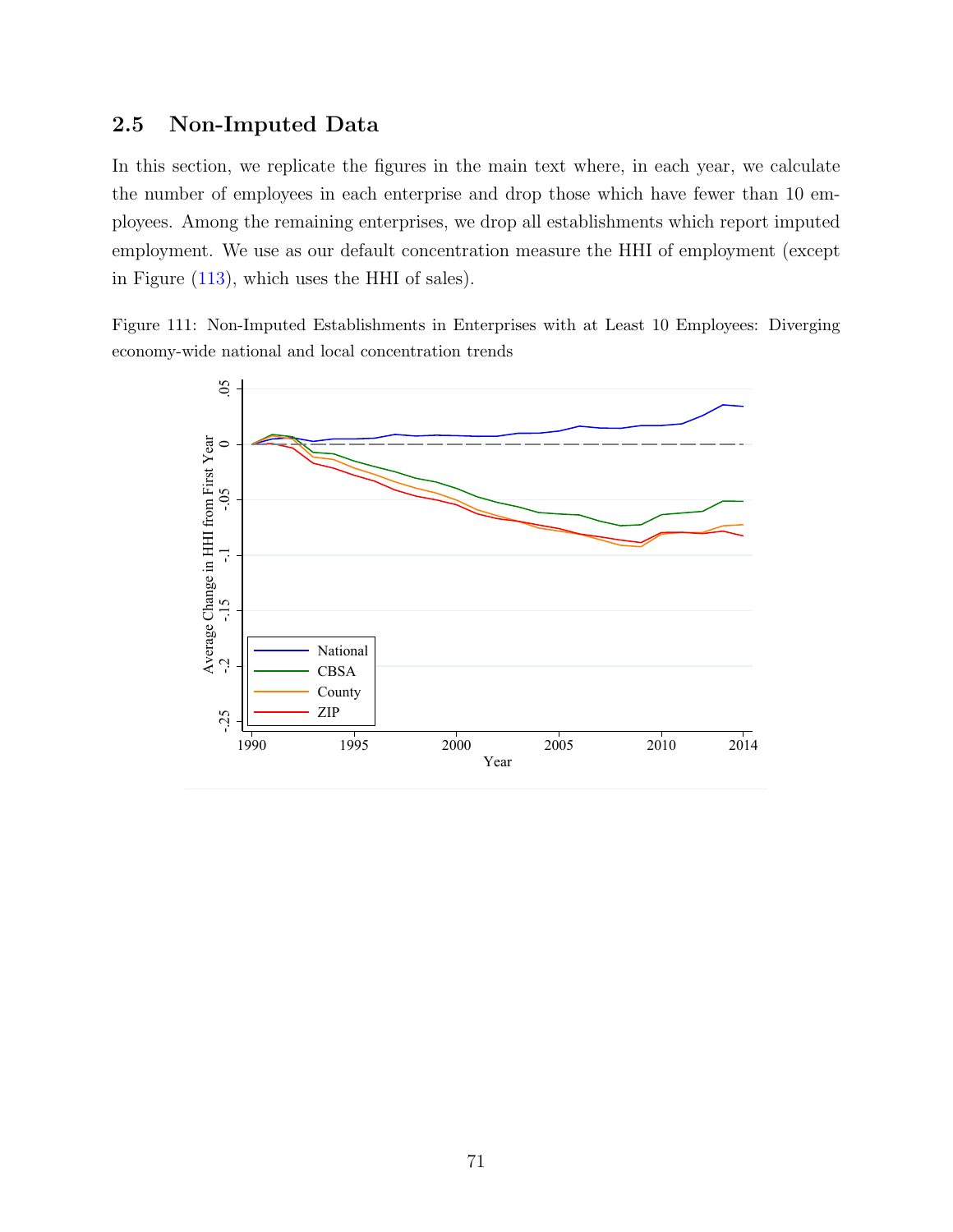## 2.5 Non-Imputed Data

In this section, we replicate the figures in the main text where, in each year, we calculate the number of employees in each enterprise and drop those which have fewer than 10 employees. Among the remaining enterprises, we drop all establishments which report imputed employment. We use as our default concentration measure the HHI of employment (except in Figure (113), which uses the HHI of sales).

Figure 111: Non-Imputed Establishments in Enterprises with at Least 10 Employees: Diverging economy-wide national and local concentration trends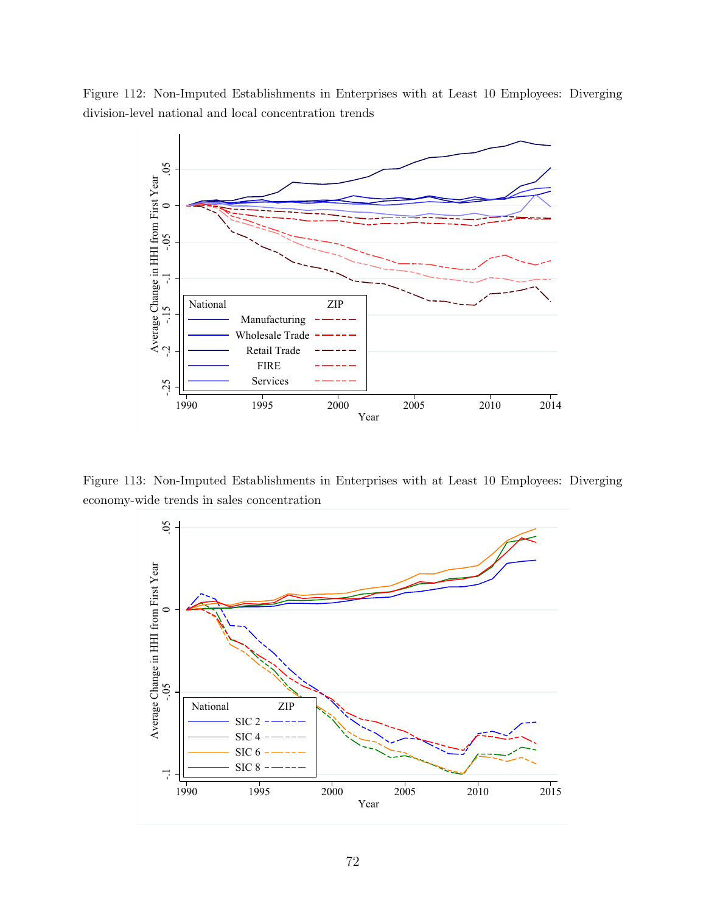Figure 112: Non-Imputed Establishments in Enterprises with at Least 10 Employees: Diverging division-level national and local concentration trends

Figure 113: Non-Imputed Establishments in Enterprises with at Least 10 Employees: Diverging economy-wide trends in sales concentration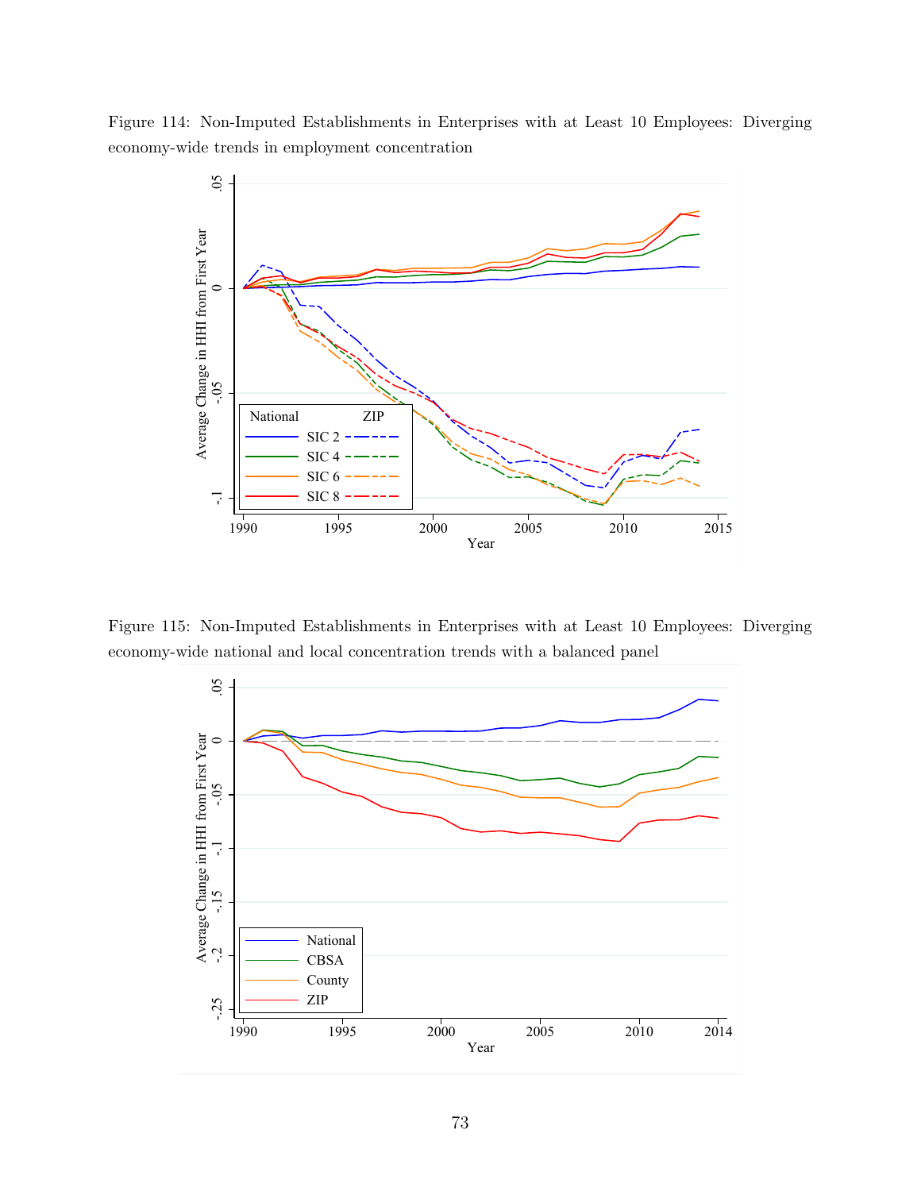Figure 114: Non-Imputed Establishments in Enterprises with at Least 10 Employees: Diverging economy-wide trends in employment concentration

Figure 115: Non-Imputed Establishments in Enterprises with at Least 10 Employees: Diverging economy-wide national and local concentration trends with a balanced panel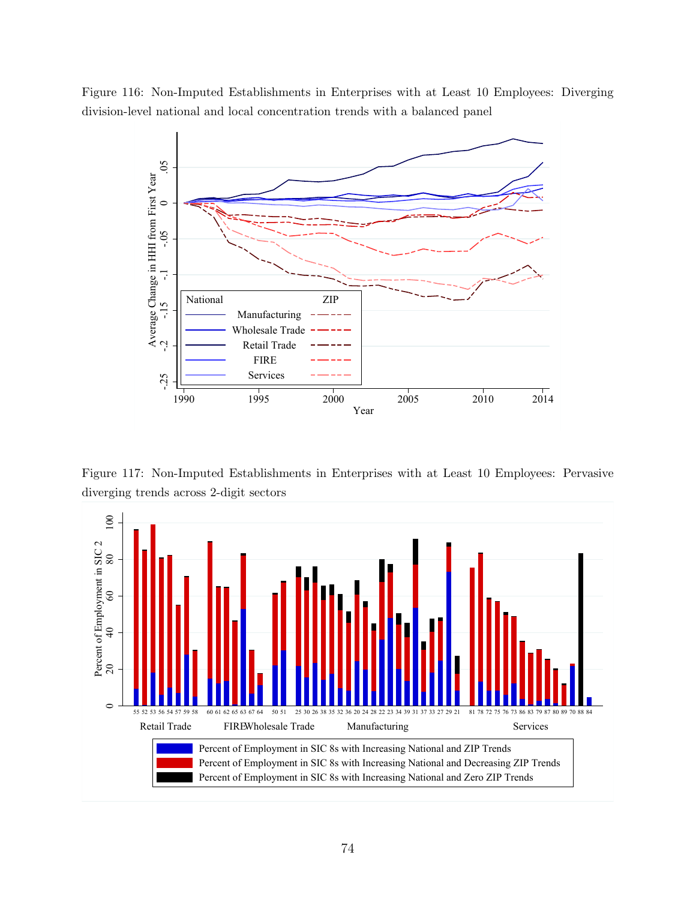Figure 116: Non-Imputed Establishments in Enterprises with at Least 10 Employees: Diverging division-level national and local concentration trends with a balanced panel

Figure 117: Non-Imputed Establishments in Enterprises with at Least 10 Employees: Pervasive diverging trends across 2-digit sectors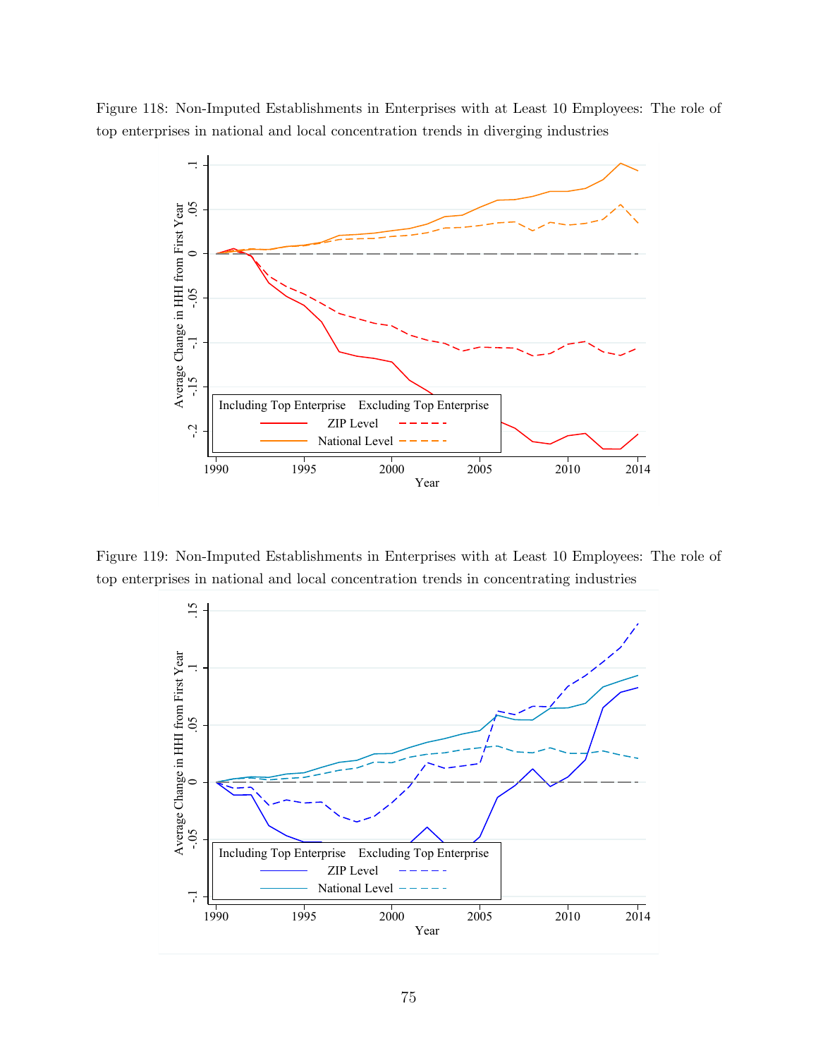Figure 118: Non-Imputed Establishments in Enterprises with at Least 10 Employees: The role of top enterprises in national and local concentration trends in diverging industries

Figure 119: Non-Imputed Establishments in Enterprises with at Least 10 Employees: The role of top enterprises in national and local concentration trends in concentrating industries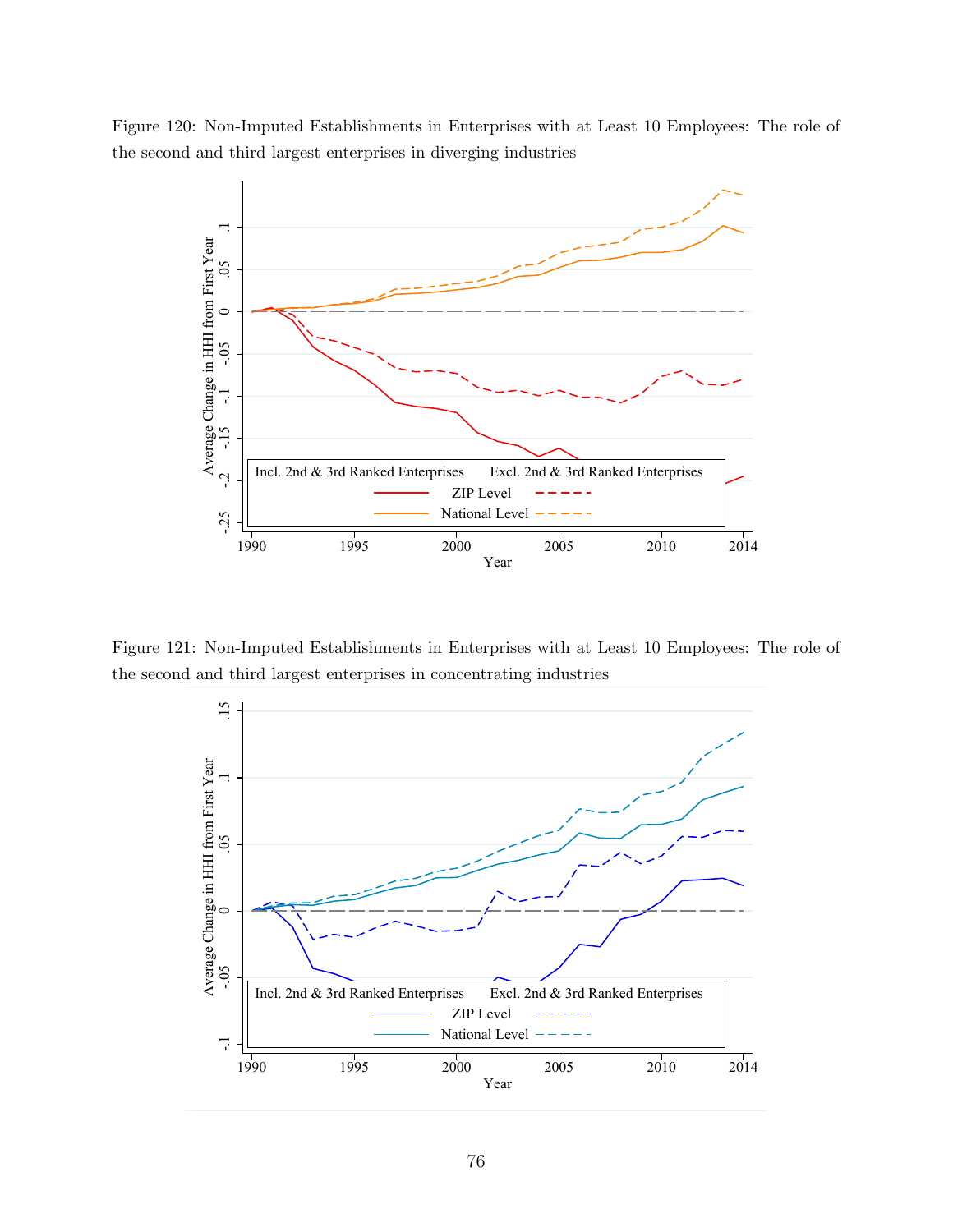Figure 120: Non-Imputed Establishments in Enterprises with at Least 10 Employees: The role of the second and third largest enterprises in diverging industries

Figure 121: Non-Imputed Establishments in Enterprises with at Least 10 Employees: The role of the second and third largest enterprises in concentrating industries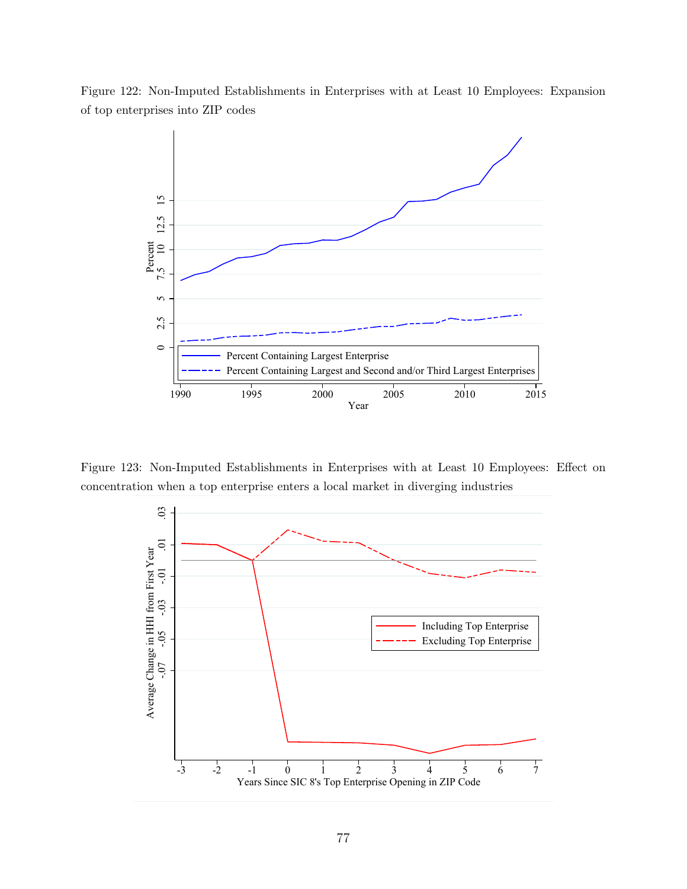Figure 122: Non-Imputed Establishments in Enterprises with at Least 10 Employees: Expansion of top enterprises into ZIP codes

Figure 123: Non-Imputed Establishments in Enterprises with at Least 10 Employees: Effect on concentration when a top enterprise enters a local market in diverging industries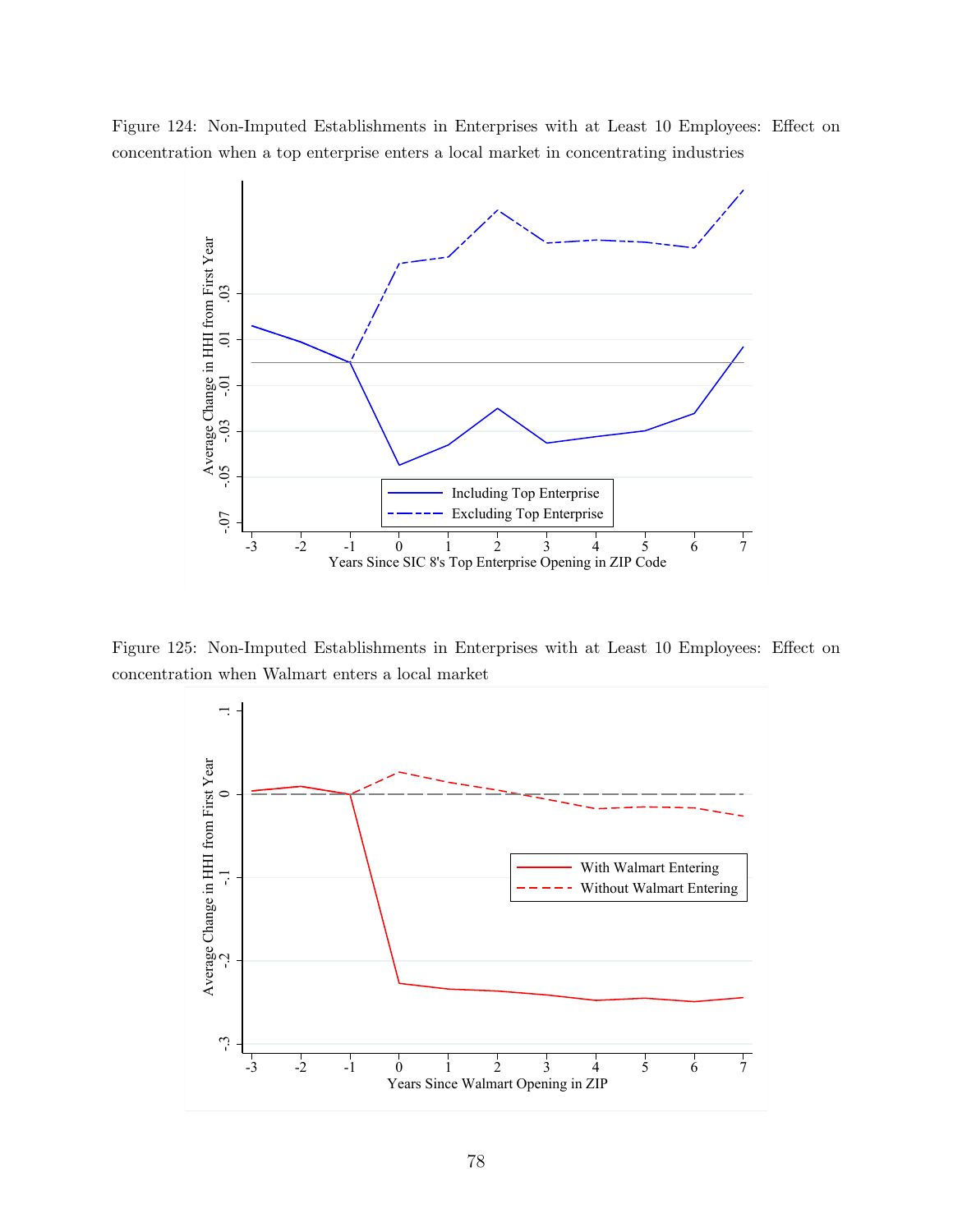Figure 124: Non-Imputed Establishments in Enterprises with at Least 10 Employees: Effect on concentration when a top enterprise enters a local market in concentrating industries

Figure 125: Non-Imputed Establishments in Enterprises with at Least 10 Employees: Effect on concentration when Walmart enters a local market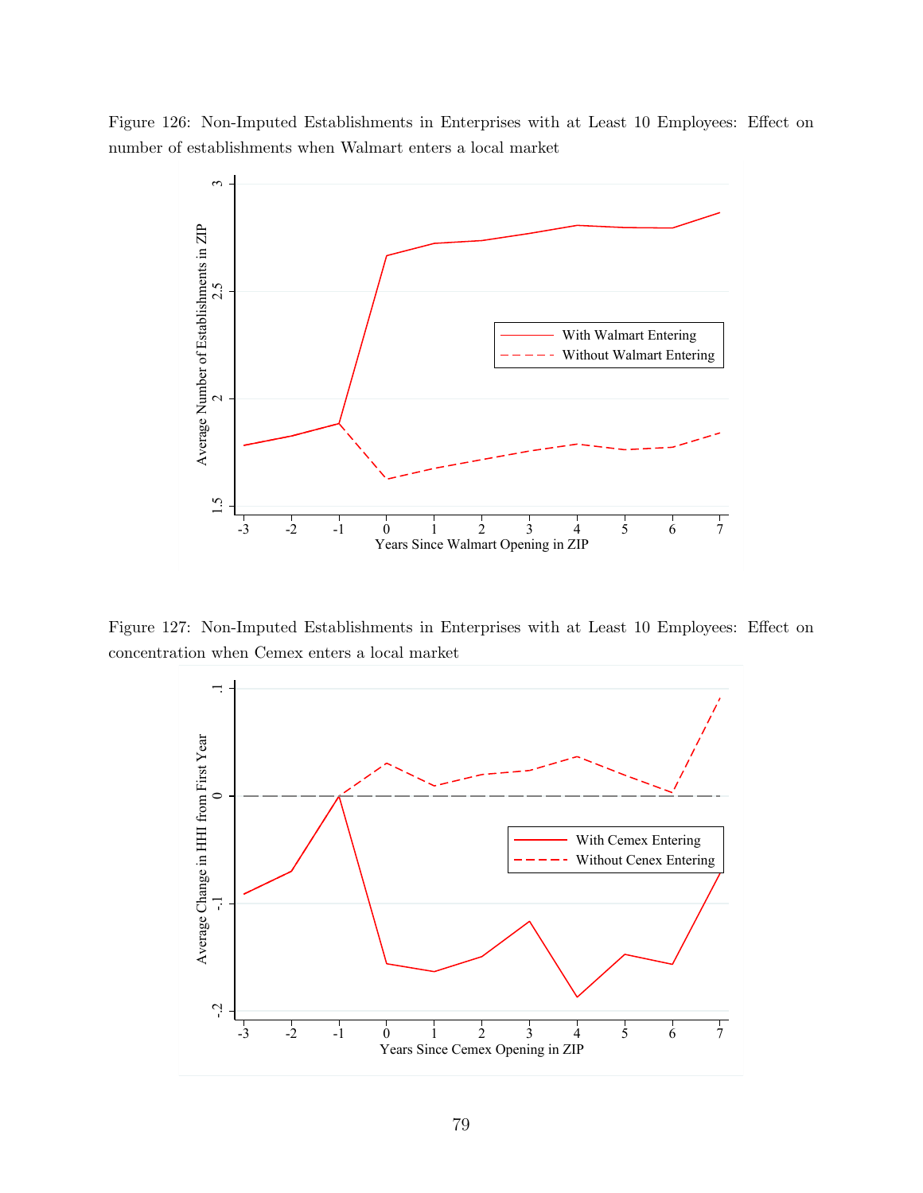Figure 126: Non-Imputed Establishments in Enterprises with at Least 10 Employees: Effect on number of establishments when Walmart enters a local market

Figure 127: Non-Imputed Establishments in Enterprises with at Least 10 Employees: Effect on concentration when Cemex enters a local market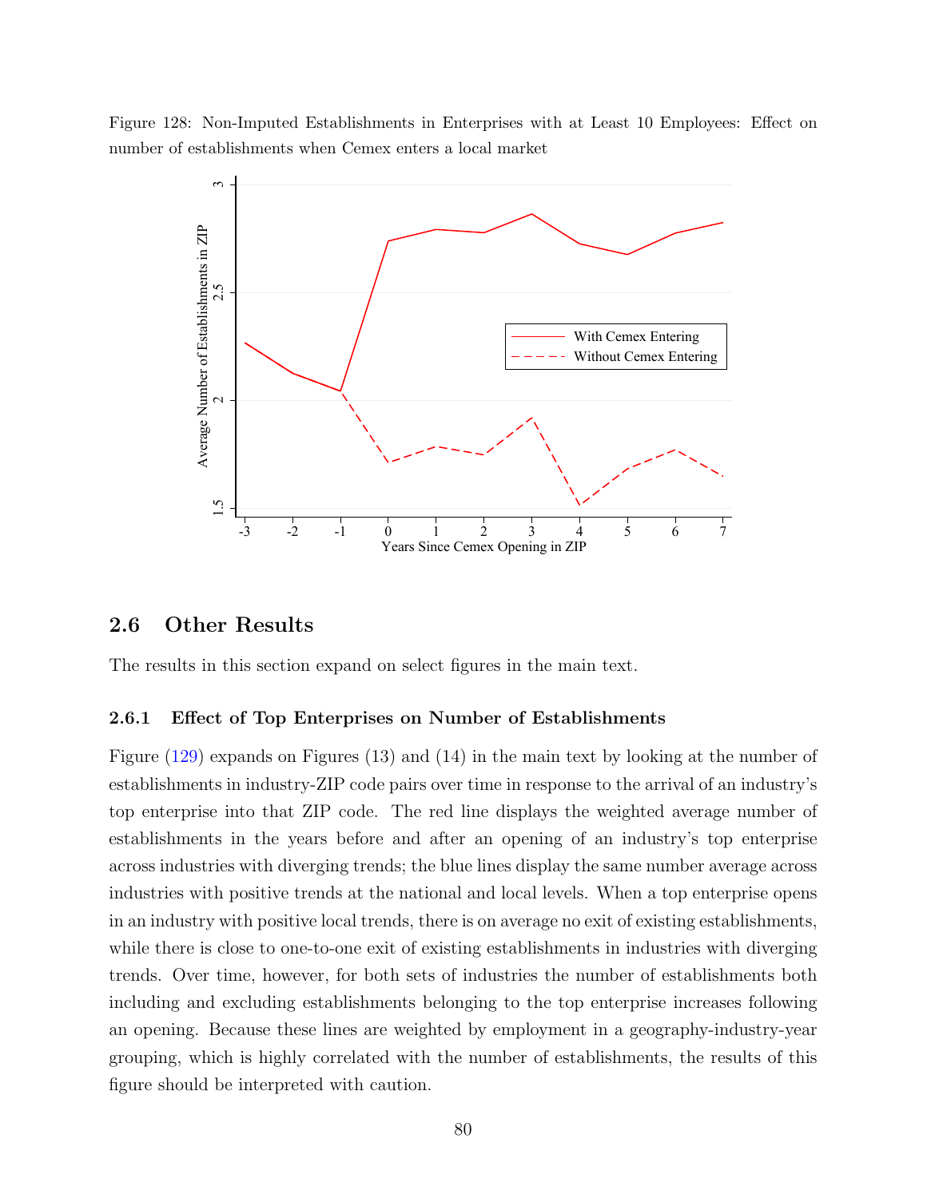Figure 128: Non-Imputed Establishments in Enterprises with at Least 10 Employees: Effect on number of establishments when Cemex enters a local market

## 2.6 Other Results

The results in this section expand on select figures in the main text.

### 2.6.1 Effect of Top Enterprises on Number of Establishments

Figure (129) expands on Figures (13) and (14) in the main text by looking at the number of establishments in industry-ZIP code pairs over time in response to the arrival of an industry's top enterprise into that ZIP code. The red line displays the weighted average number of establishments in the years before and after an opening of an industry's top enterprise across industries with diverging trends; the blue lines display the same number average across industries with positive trends at the national and local levels. When a top enterprise opens in an industry with positive local trends, there is on average no exit of existing establishments, while there is close to one-to-one exit of existing establishments in industries with diverging trends. Over time, however, for both sets of industries the number of establishments both including and excluding establishments belonging to the top enterprise increases following an opening. Because these lines are weighted by employment in a geography-industry-year grouping, which is highly correlated with the number of establishments, the results of this figure should be interpreted with caution.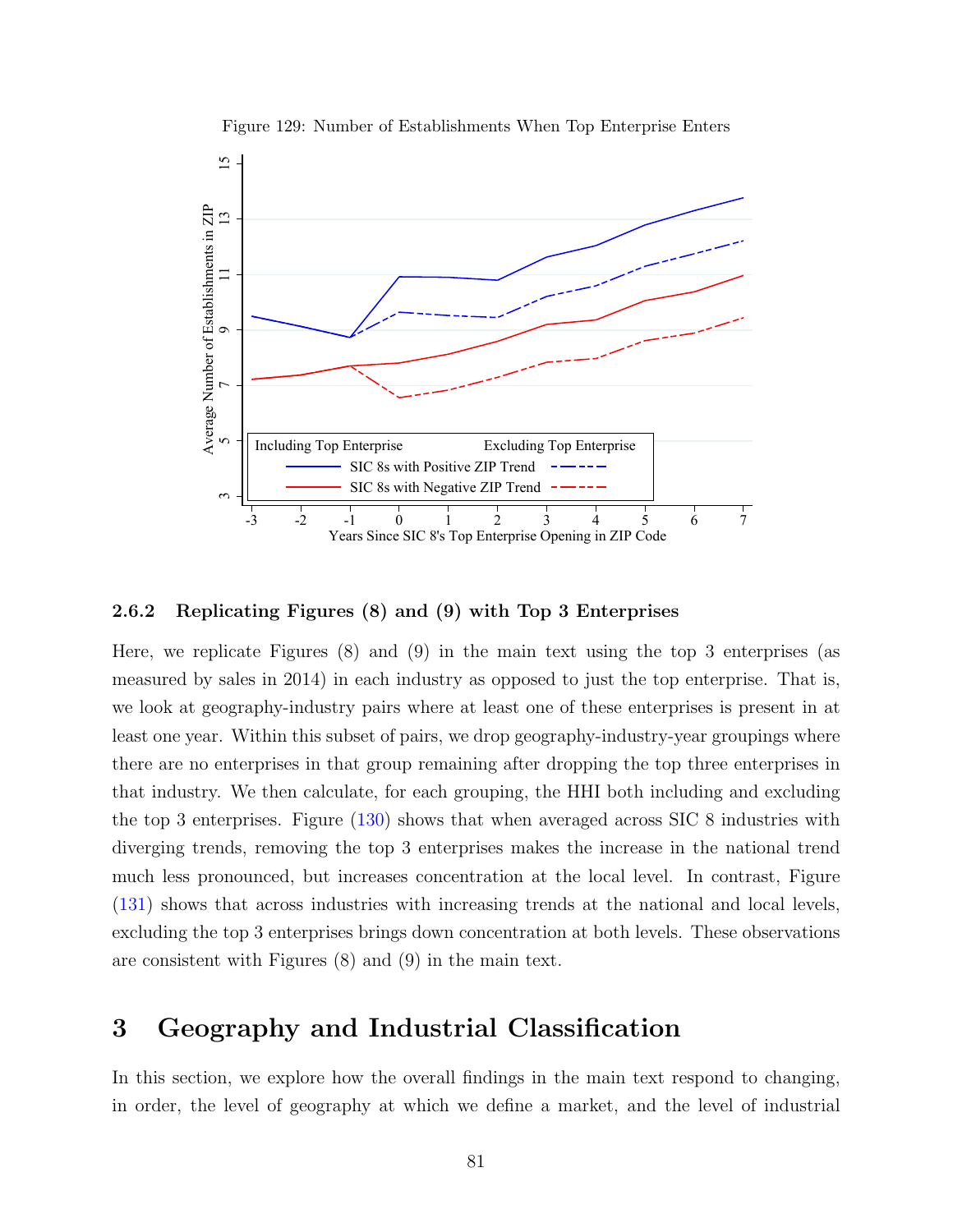Figure 129: Number of Establishments When Top Enterprise Enters

#### 2.6.2 Replicating Figures (8) and (9) with Top 3 Enterprises

Here, we replicate Figures (8) and (9) in the main text using the top 3 enterprises (as measured by sales in 2014) in each industry as opposed to just the top enterprise. That is, we look at geography-industry pairs where at least one of these enterprises is present in at least one year. Within this subset of pairs, we drop geography-industry-year groupings where there are no enterprises in that group remaining after dropping the top three enterprises in that industry. We then calculate, for each grouping, the HHI both including and excluding the top 3 enterprises. Figure (130) shows that when averaged across SIC 8 industries with diverging trends, removing the top 3 enterprises makes the increase in the national trend much less pronounced, but increases concentration at the local level. In contrast, Figure (131) shows that across industries with increasing trends at the national and local levels, excluding the top 3 enterprises brings down concentration at both levels. These observations are consistent with Figures (8) and (9) in the main text.

# 3 Geography and Industrial Classification

In this section, we explore how the overall findings in the main text respond to changing, in order, the level of geography at which we define a market, and the level of industrial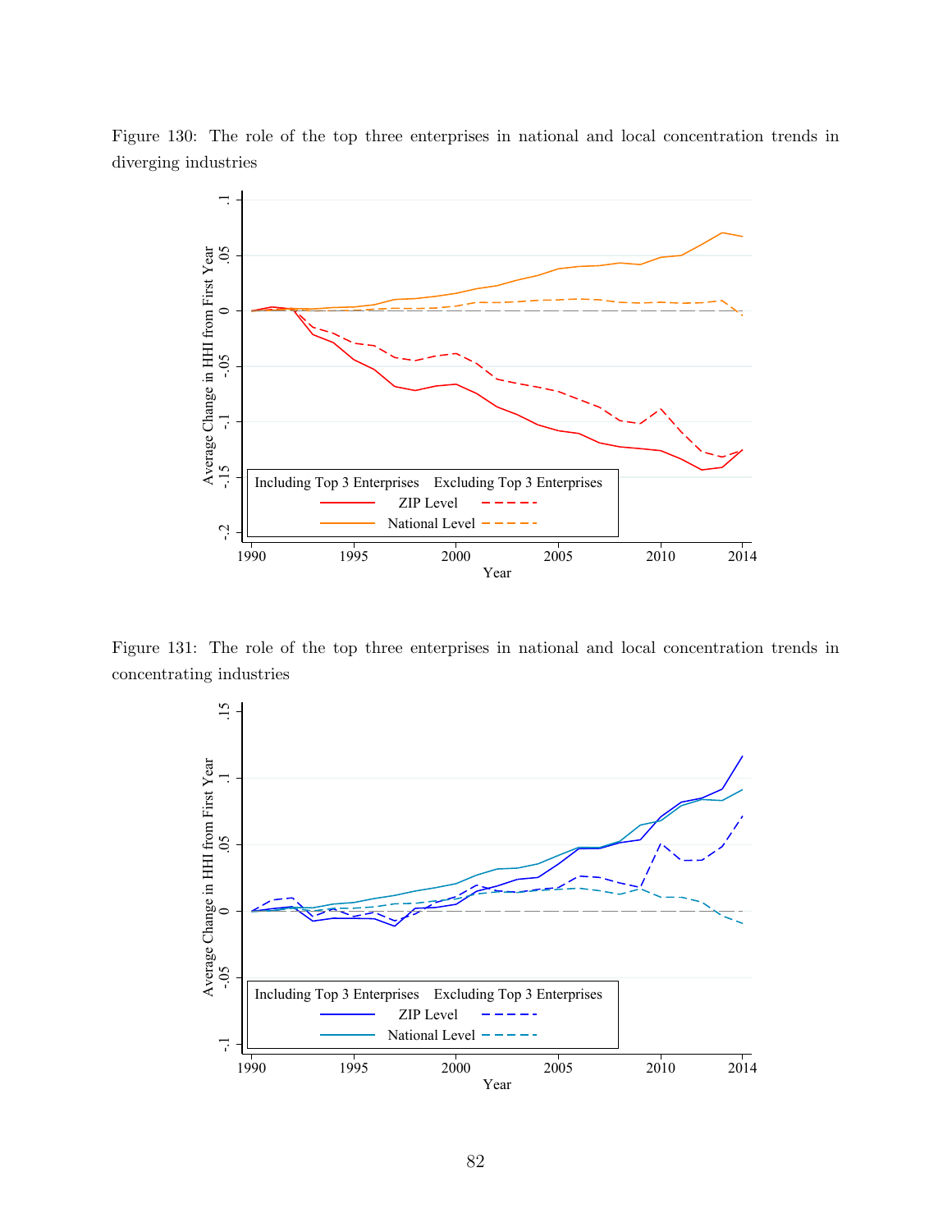Figure 130: The role of the top three enterprises in national and local concentration trends in diverging industries

Figure 131: The role of the top three enterprises in national and local concentration trends in concentrating industries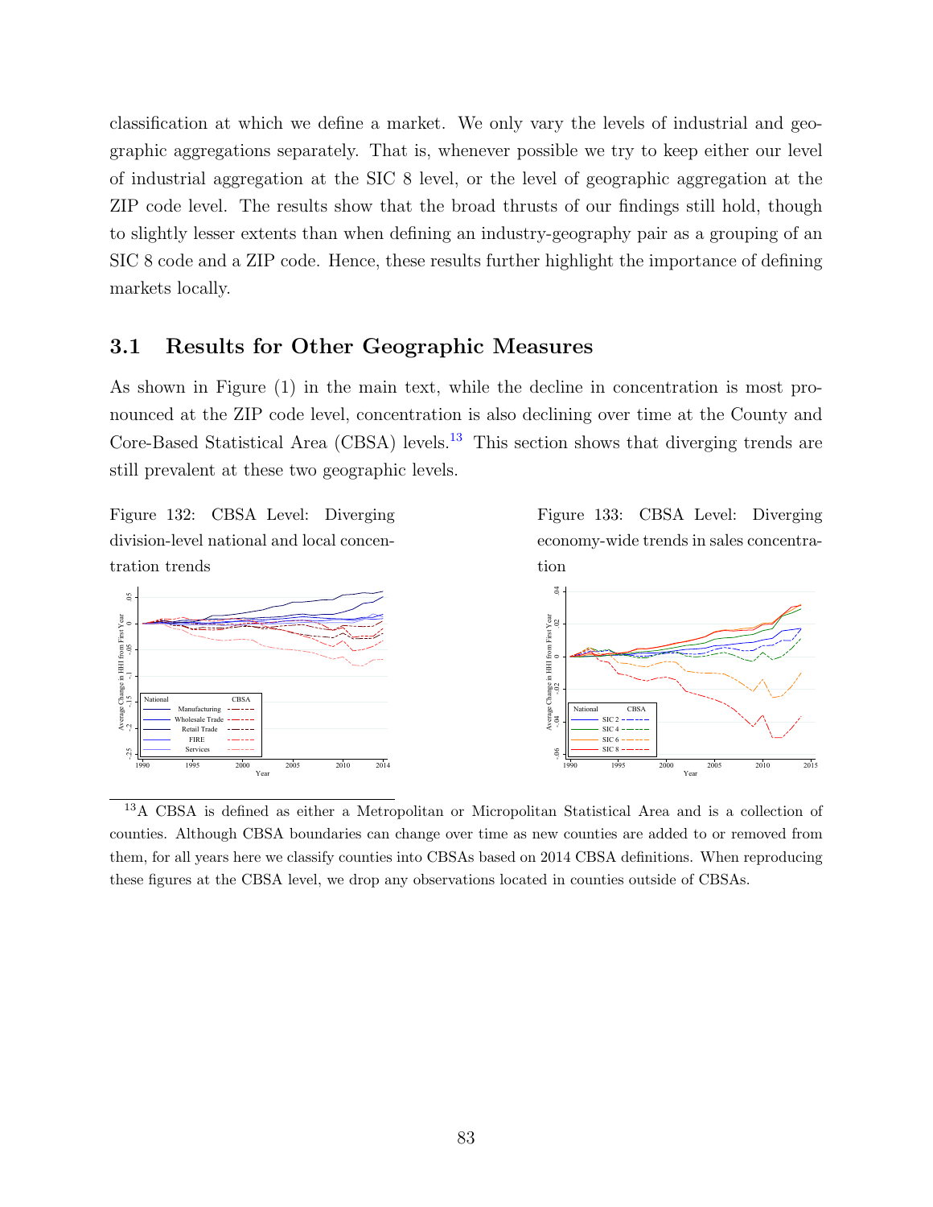classification at which we define a market. We only vary the levels of industrial and geographic aggregations separately. That is, whenever possible we try to keep either our level of industrial aggregation at the SIC 8 level, or the level of geographic aggregation at the ZIP code level. The results show that the broad thrusts of our findings still hold, though to slightly lesser extents than when defining an industry-geography pair as a grouping of an SIC 8 code and a ZIP code. Hence, these results further highlight the importance of defining markets locally.

## 3.1 Results for Other Geographic Measures

As shown in Figure (1) in the main text, while the decline in concentration is most pronounced at the ZIP code level, concentration is also declining over time at the County and Core-Based Statistical Area (CBSA) levels.[13] This section shows that diverging trends are still prevalent at these two geographic levels.

Figure 132: CBSA Level: Diverging division-level national and local concentration trends

Figure 133: CBSA Level: Diverging economy-wide trends in sales concentration

[13] A CBSA is defined as either a Metropolitan or Micropolitan Statistical Area and is a collection of counties. Although CBSA boundaries can change over time as new counties are added to or removed from them, for all years here we classify counties into CBSAs based on 2014 CBSA definitions. When reproducing these figures at the CBSA level, we drop any observations located in counties outside of CBSAs.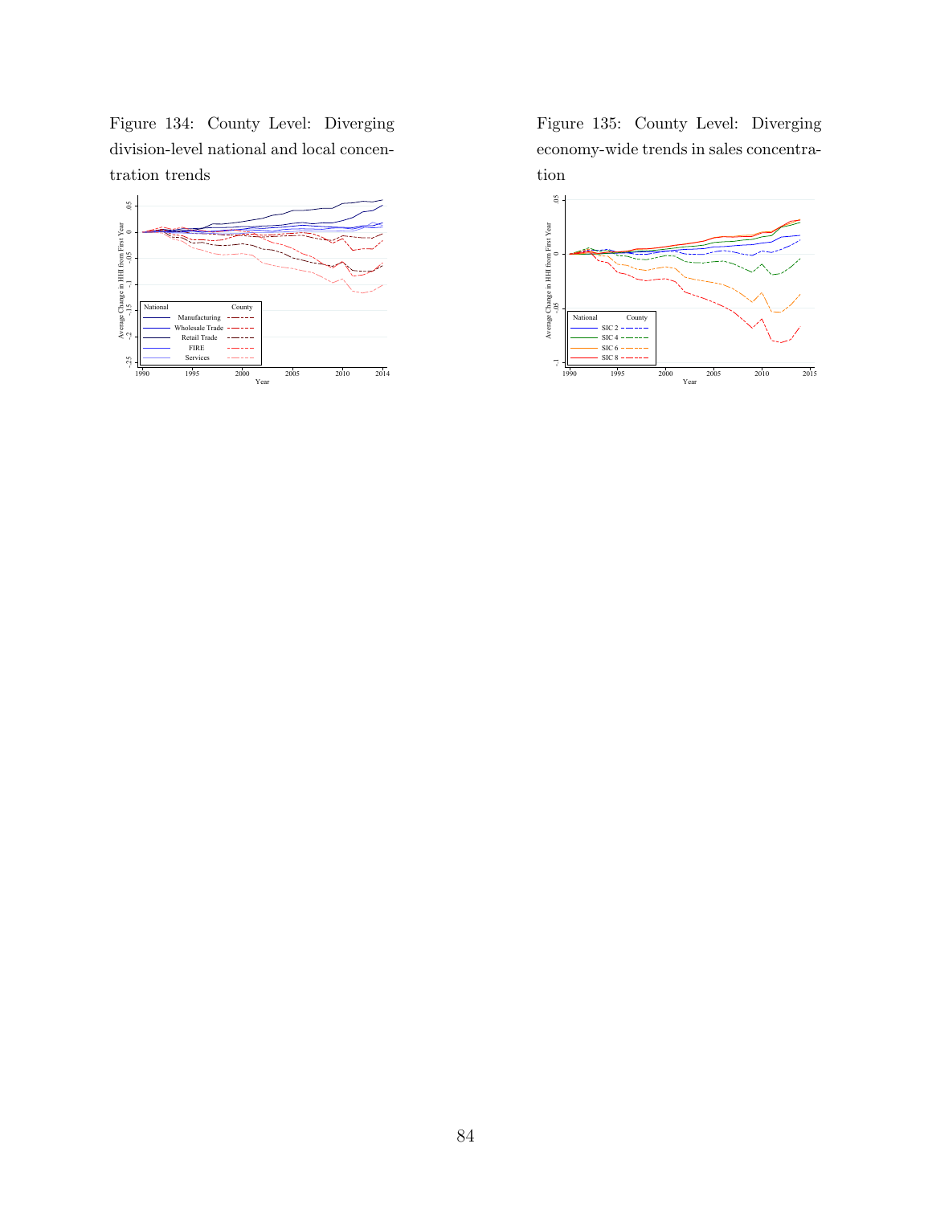Figure 134: County Level: Diverging division-level national and local concentration trends

Figure 135: County Level: Diverging economy-wide trends in sales concentration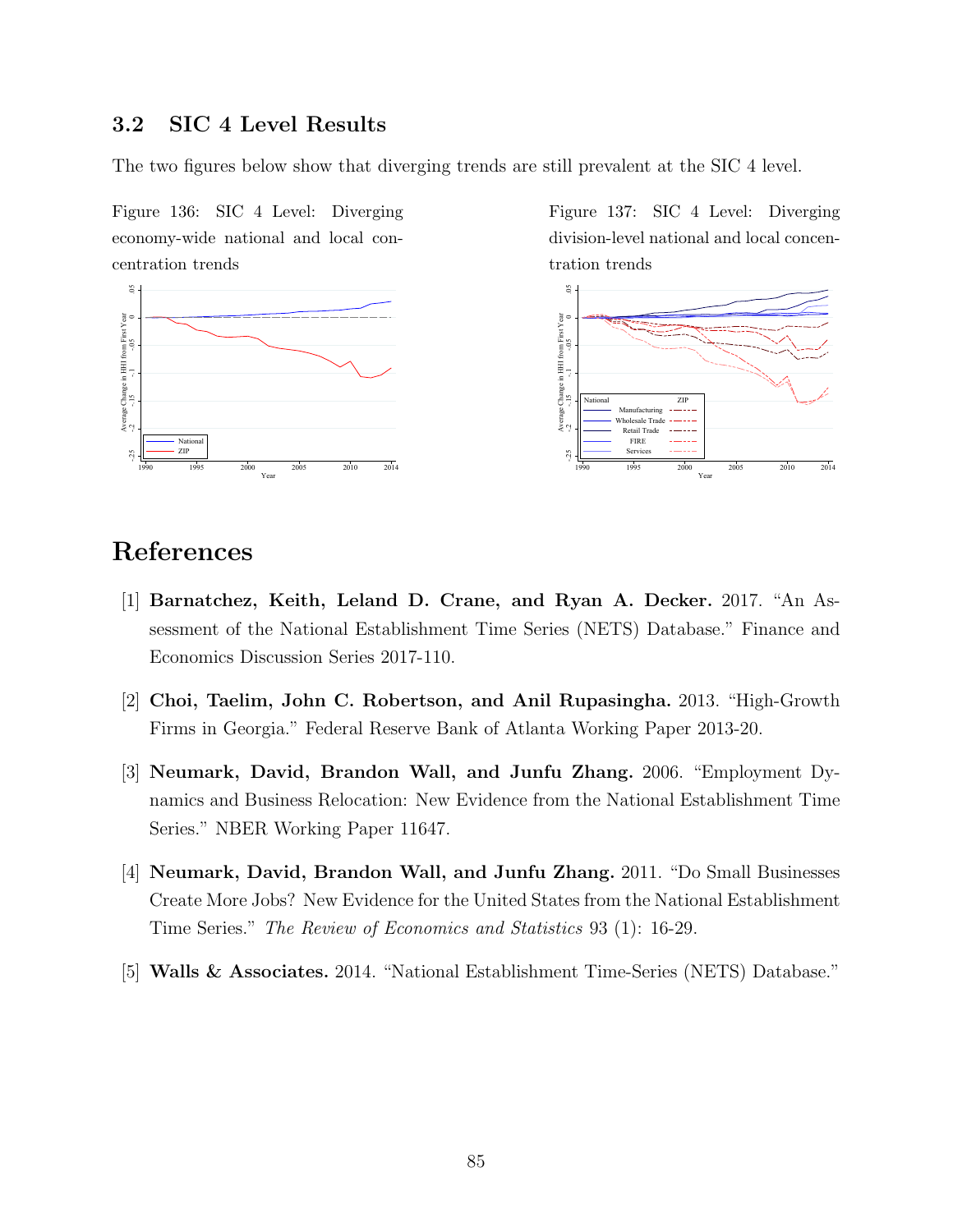### 3.2 SIC 4 Level Results

The two figures below show that diverging trends are still prevalent at the SIC 4 level.

Figure 136: SIC 4 Level: Diverging economy-wide national and local concentration trends

Average Change in HHI from First Year
.05
0
-.05
-.1
-.15
-.2
-.25
1990 1995 2000 2005 2010 2014
Year
National
ZIP

Figure 137: SIC 4 Level: Diverging division-level national and local concentration trends

Average Change in HHI from First Year
.05
0
-.05
-.1
-.15
-.2
-.25
1990 1995 2000 2005 2010 2014
Year
National ZIP
Manufacturing
Wholesale Trade
Retail Trade
FIRE
Services

## References

[1] **Barnatchez, Keith, Leland D. Crane, and Ryan A. Decker.** 2017. "An Assessment of the National Establishment Time Series (NETS) Database." Finance and Economics Discussion Series 2017-110.

[2] **Choi, Taelim, John C. Robertson, and Anil Rupasingha.** 2013. "High-Growth Firms in Georgia." Federal Reserve Bank of Atlanta Working Paper 2013-20.

[3] **Neumark, David, Brandon Wall, and Junfu Zhang.** 2006. "Employment Dynamics and Business Relocation: New Evidence from the National Establishment Time Series." NBER Working Paper 11647.

[4] **Neumark, David, Brandon Wall, and Junfu Zhang.** 2011. "Do Small Businesses Create More Jobs? New Evidence for the United States from the National Establishment Time Series." *The Review of Economics and Statistics* 93 (1): 16-29.

[5] **Walls & Associates.** 2014. "National Establishment Time-Series (NETS) Database."